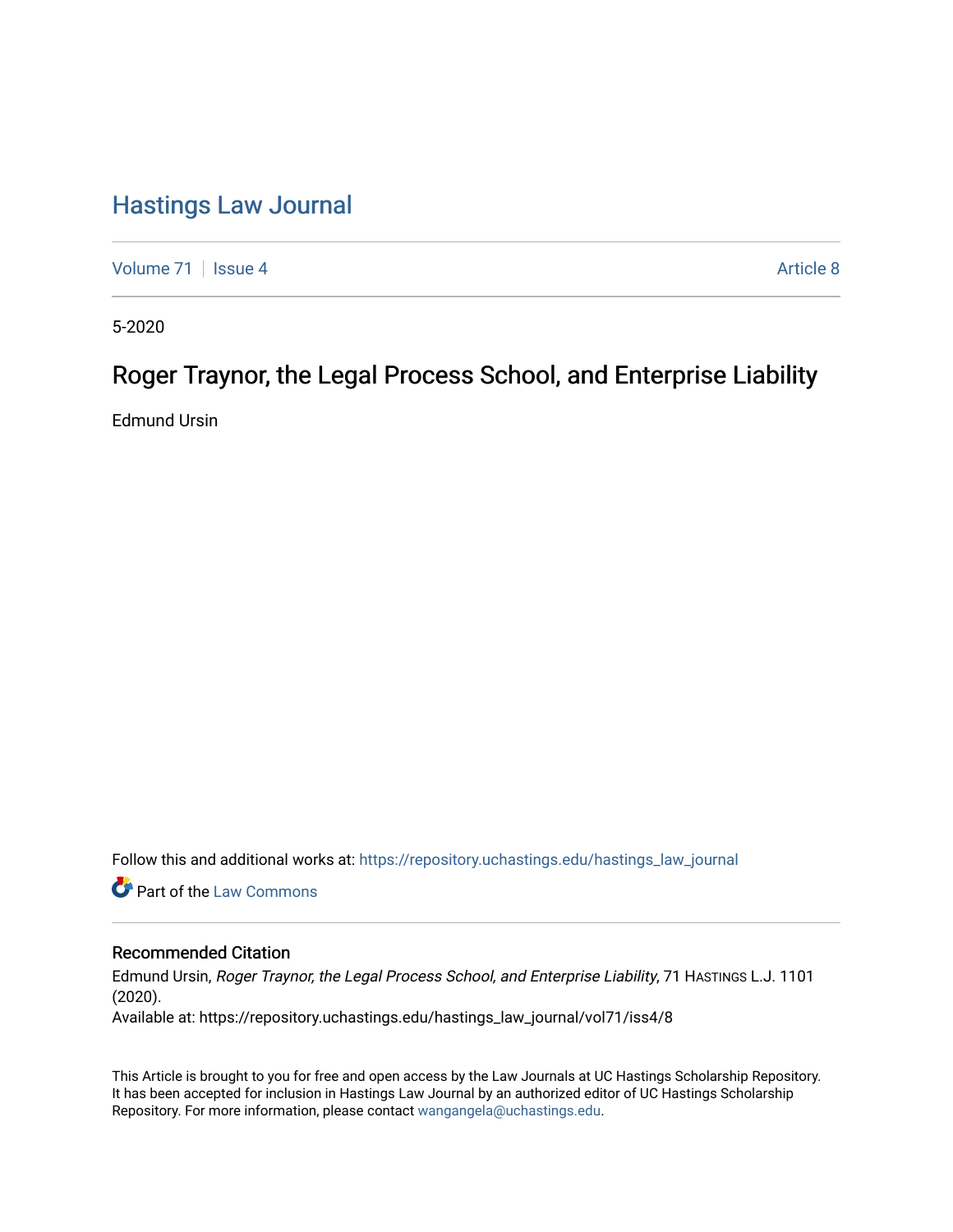# Hastings Law Journal

Volume 71 | Issue 4 | Article 8

5-2020

## Roger Traynor, the Legal Process School, and Enterprise Liability

Edmund Ursin

Follow this and additional works at: https://repository.uchastings.edu/hastings_law_journal

Part of the Law Commons

### Recommended Citation

Edmund Ursin, *Roger Traynor, the Legal Process School, and Enterprise Liability*, 71 HASTINGS L.J. 1101 (2020).

Available at: https://repository.uchastings.edu/hastings_law_journal/vol71/iss4/8

This Article is brought to you for free and open access by the Law Journals at UC Hastings Scholarship Repository. It has been accepted for inclusion in Hastings Law Journal by an authorized editor of UC Hastings Scholarship Repository. For more information, please contact wangangela@uchastings.edu.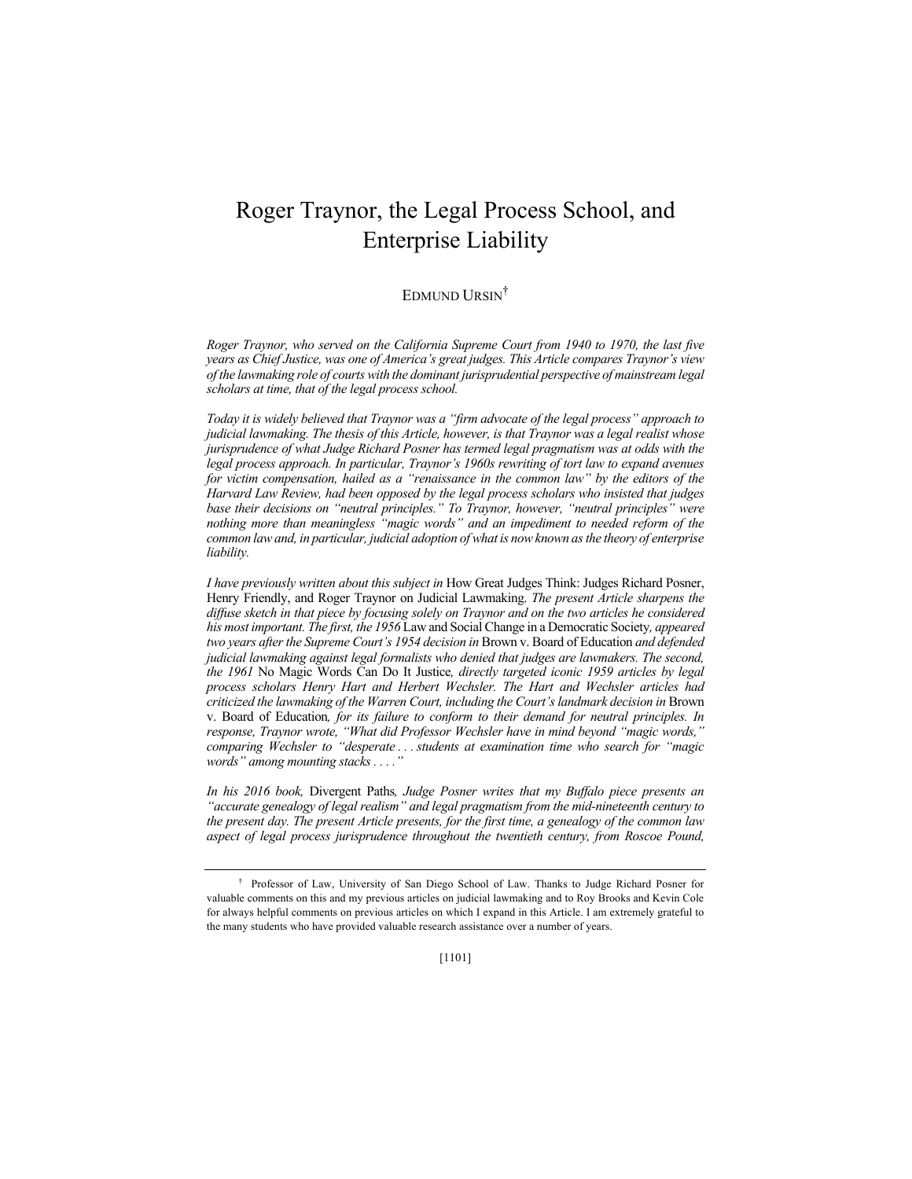# Roger Traynor, the Legal Process School, and Enterprise Liability

EDMUND URSIN[†]

*Roger Traynor, who served on the California Supreme Court from 1940 to 1970, the last five years as Chief Justice, was one of America's great judges. This Article compares Traynor's view of the lawmaking role of courts with the dominant jurisprudential perspective of mainstream legal scholars at time, that of the legal process school.*

*Today it is widely believed that Traynor was a "firm advocate of the legal process" approach to judicial lawmaking. The thesis of this Article, however, is that Traynor was a legal realist whose jurisprudence of what Judge Richard Posner has termed legal pragmatism was at odds with the legal process approach. In particular, Traynor's 1960s rewriting of tort law to expand avenues for victim compensation, hailed as a "renaissance in the common law" by the editors of the Harvard Law Review, had been opposed by the legal process scholars who insisted that judges base their decisions on "neutral principles." To Traynor, however, "neutral principles" were nothing more than meaningless "magic words" and an impediment to needed reform of the common law and, in particular, judicial adoption of what is now known as the theory of enterprise liability.*

*I have previously written about this subject in* How Great Judges Think: Judges Richard Posner, Henry Friendly, and Roger Traynor on Judicial Lawmaking*. The present Article sharpens the diffuse sketch in that piece by focusing solely on Traynor and on the two articles he considered his most important. The first, the 1956* Law and Social Change in a Democratic Society*, appeared two years after the Supreme Court's 1954 decision in* Brown v. Board of Education *and defended judicial lawmaking against legal formalists who denied that judges are lawmakers. The second, the 1961* No Magic Words Can Do It Justice*, directly targeted iconic 1959 articles by legal process scholars Henry Hart and Herbert Wechsler. The Hart and Wechsler articles had criticized the lawmaking of the Warren Court, including the Court's landmark decision in* Brown v. Board of Education*, for its failure to conform to their demand for neutral principles. In response, Traynor wrote, "What did Professor Wechsler have in mind beyond "magic words," comparing Wechsler to "desperate . . . students at examination time who search for "magic words" among mounting stacks . . . ."*

*In his 2016 book,* Divergent Paths*, Judge Posner writes that my Buffalo piece presents an "accurate genealogy of legal realism" and legal pragmatism from the mid-nineteenth century to the present day. The present Article presents, for the first time, a genealogy of the common law aspect of legal process jurisprudence throughout the twentieth century, from Roscoe Pound,*

---

[†] Professor of Law, University of San Diego School of Law. Thanks to Judge Richard Posner for valuable comments on this and my previous articles on judicial lawmaking and to Roy Brooks and Kevin Cole for always helpful comments on previous articles on which I expand in this Article. I am extremely grateful to the many students who have provided valuable research assistance over a number of years.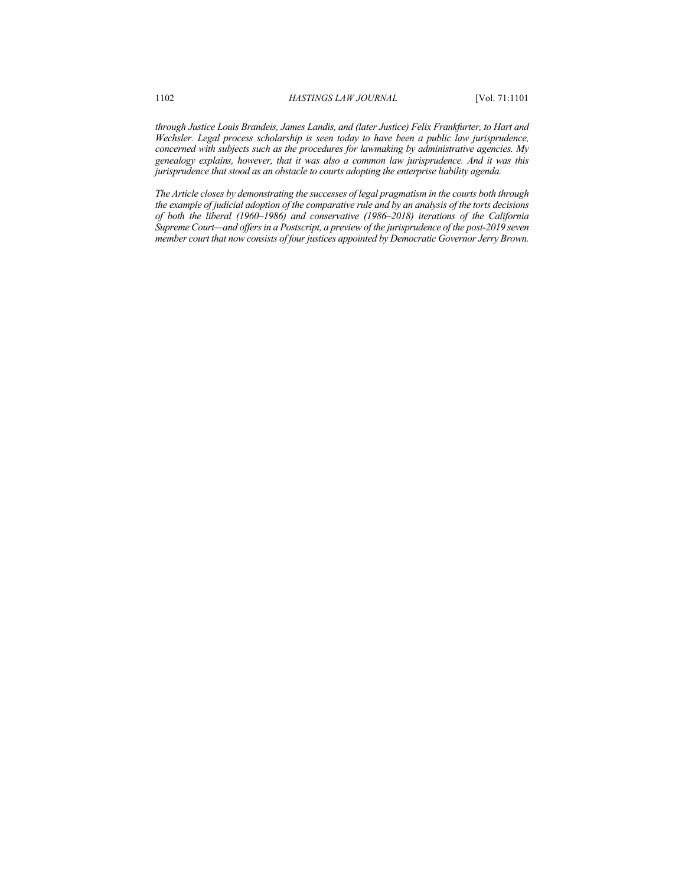*through Justice Louis Brandeis, James Landis, and (later Justice) Felix Frankfurter, to Hart and Wechsler. Legal process scholarship is seen today to have been a public law jurisprudence, concerned with subjects such as the procedures for lawmaking by administrative agencies. My genealogy explains, however, that it was also a common law jurisprudence. And it was this jurisprudence that stood as an obstacle to courts adopting the enterprise liability agenda.*

*The Article closes by demonstrating the successes of legal pragmatism in the courts both through the example of judicial adoption of the comparative rule and by an analysis of the torts decisions of both the liberal (1960–1986) and conservative (1986–2018) iterations of the California Supreme Court—and offers in a Postscript, a preview of the jurisprudence of the post-2019 seven member court that now consists of four justices appointed by Democratic Governor Jerry Brown.*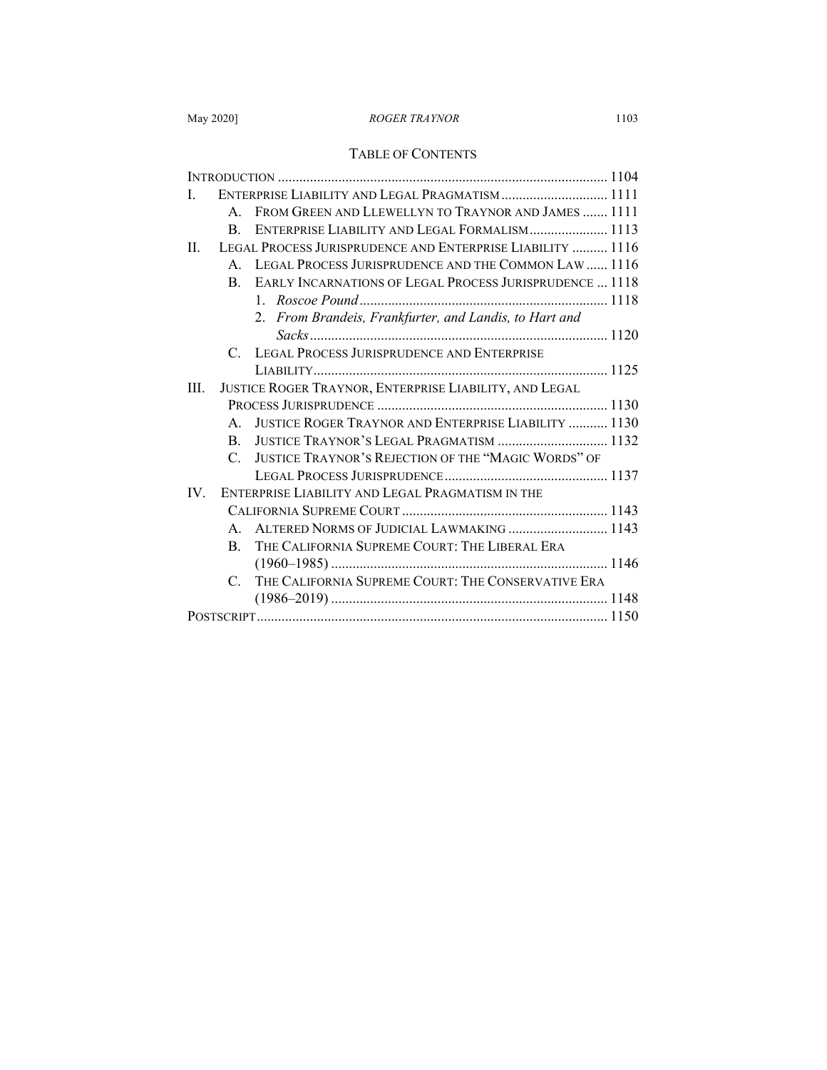## TABLE OF CONTENTS

INTRODUCTION ............................................................................................ 1104

I. ENTERPRISE LIABILITY AND LEGAL PRAGMATISM ............................. 1111
  A. FROM GREEN AND LLEWELLYN TO TRAYNOR AND JAMES ....... 1111
  B. ENTERPRISE LIABILITY AND LEGAL FORMALISM ...................... 1113

II. LEGAL PROCESS JURISPRUDENCE AND ENTERPRISE LIABILITY .......... 1116
  A. LEGAL PROCESS JURISPRUDENCE AND THE COMMON LAW ...... 1116
  B. EARLY INCARNATIONS OF LEGAL PROCESS JURISPRUDENCE ... 1118
    1. *Roscoe Pound* ..................................................................... 1118
    2. *From Brandeis, Frankfurter, and Landis, to Hart and Sacks* ................................................................................... 1120
  C. LEGAL PROCESS JURISPRUDENCE AND ENTERPRISE LIABILITY .................................................................................. 1125

III. JUSTICE ROGER TRAYNOR, ENTERPRISE LIABILITY, AND LEGAL PROCESS JURISPRUDENCE ................................................................ 1130
  A. JUSTICE ROGER TRAYNOR AND ENTERPRISE LIABILITY ........... 1130
  B. JUSTICE TRAYNOR'S LEGAL PRAGMATISM ............................... 1132
  C. JUSTICE TRAYNOR'S REJECTION OF THE "MAGIC WORDS" OF LEGAL PROCESS JURISPRUDENCE .............................................. 1137

IV. ENTERPRISE LIABILITY AND LEGAL PRAGMATISM IN THE CALIFORNIA SUPREME COURT .......................................................... 1143
  A. ALTERED NORMS OF JUDICIAL LAWMAKING ............................ 1143
  B. THE CALIFORNIA SUPREME COURT: THE LIBERAL ERA (1960–1985) ............................................................................. 1146
  C. THE CALIFORNIA SUPREME COURT: THE CONSERVATIVE ERA (1986–2019) ............................................................................. 1148

POSTSCRIPT .................................................................................................. 1150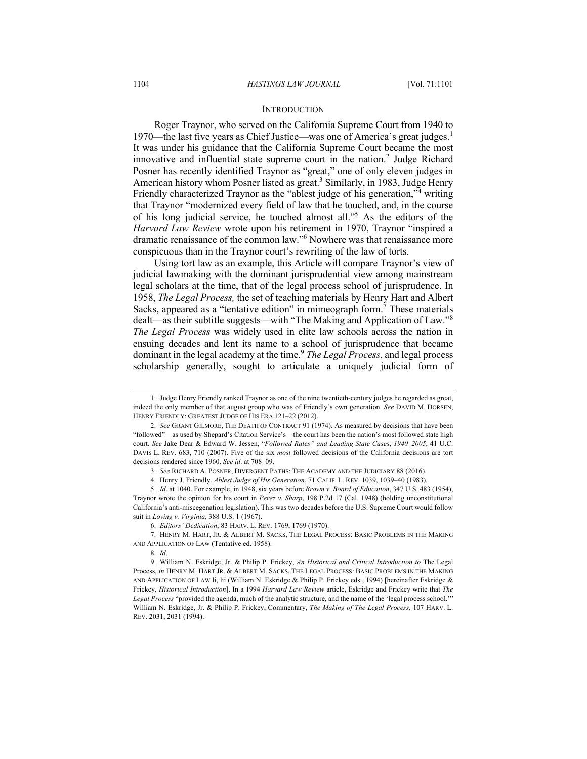## INTRODUCTION

Roger Traynor, who served on the California Supreme Court from 1940 to 1970—the last five years as Chief Justice—was one of America's great judges.[1] It was under his guidance that the California Supreme Court became the most innovative and influential state supreme court in the nation.[2] Judge Richard Posner has recently identified Traynor as "great," one of only eleven judges in American history whom Posner listed as great.[3] Similarly, in 1983, Judge Henry Friendly characterized Traynor as the "ablest judge of his generation,"[4] writing that Traynor "modernized every field of law that he touched, and, in the course of his long judicial service, he touched almost all."[5] As the editors of the *Harvard Law Review* wrote upon his retirement in 1970, Traynor "inspired a dramatic renaissance of the common law."[6] Nowhere was that renaissance more conspicuous than in the Traynor court's rewriting of the law of torts.

Using tort law as an example, this Article will compare Traynor's view of judicial lawmaking with the dominant jurisprudential view among mainstream legal scholars at the time, that of the legal process school of jurisprudence. In 1958, *The Legal Process,* the set of teaching materials by Henry Hart and Albert Sacks, appeared as a "tentative edition" in mimeograph form.[7] These materials dealt—as their subtitle suggests—with "The Making and Application of Law."[8] *The Legal Process* was widely used in elite law schools across the nation in ensuing decades and lent its name to a school of jurisprudence that became dominant in the legal academy at the time.[9] *The Legal Process*, and legal process scholarship generally, sought to articulate a uniquely judicial form of

---

1. Judge Henry Friendly ranked Traynor as one of the nine twentieth-century judges he regarded as great, indeed the only member of that august group who was of Friendly's own generation. *See* DAVID M. DORSEN, HENRY FRIENDLY: GREATEST JUDGE OF HIS ERA 121–22 (2012).

2. *See* GRANT GILMORE, THE DEATH OF CONTRACT 91 (1974). As measured by decisions that have been "followed"—as used by Shepard's Citation Service's—the court has been the nation's most followed state high court. *See* Jake Dear & Edward W. Jessen, "*Followed Rates" and Leading State Cases*, *1940–2005*, 41 U.C. DAVIS L. REV. 683, 710 (2007). Five of the six *most* followed decisions of the California decisions are tort decisions rendered since 1960. *See id*. at 708–09.

3. *See* RICHARD A. POSNER, DIVERGENT PATHS: THE ACADEMY AND THE JUDICIARY 88 (2016).

4. Henry J. Friendly, *Ablest Judge of His Generation*, 71 CALIF. L. REV. 1039, 1039–40 (1983).

5. *Id*. at 1040. For example, in 1948, six years before *Brown v. Board of Education*, 347 U.S. 483 (1954), Traynor wrote the opinion for his court in *Perez v. Sharp*, 198 P.2d 17 (Cal. 1948) (holding unconstitutional California's anti-miscegenation legislation). This was two decades before the U.S. Supreme Court would follow suit in *Loving v. Virginia*, 388 U.S. 1 (1967).

6. *Editors' Dedication*, 83 HARV. L. REV. 1769, 1769 (1970).

7. HENRY M. HART, JR. & ALBERT M. SACKS, THE LEGAL PROCESS: BASIC PROBLEMS IN THE MAKING AND APPLICATION OF LAW (Tentative ed. 1958).

8. *Id*.

9. William N. Eskridge, Jr. & Philip P. Frickey, *An Historical and Critical Introduction to* The Legal Process, *in* HENRY M. HART JR. & ALBERT M. SACKS, THE LEGAL PROCESS: BASIC PROBLEMS IN THE MAKING AND APPLICATION OF LAW li, lii (William N. Eskridge & Philip P. Frickey eds., 1994) [hereinafter Eskridge & Frickey, *Historical Introduction*]. In a 1994 *Harvard Law Review* article, Eskridge and Frickey write that *The Legal Process* "provided the agenda, much of the analytic structure, and the name of the 'legal process school.'" William N. Eskridge, Jr. & Philip P. Frickey, Commentary, *The Making of The Legal Process*, 107 HARV. L. REV. 2031, 2031 (1994).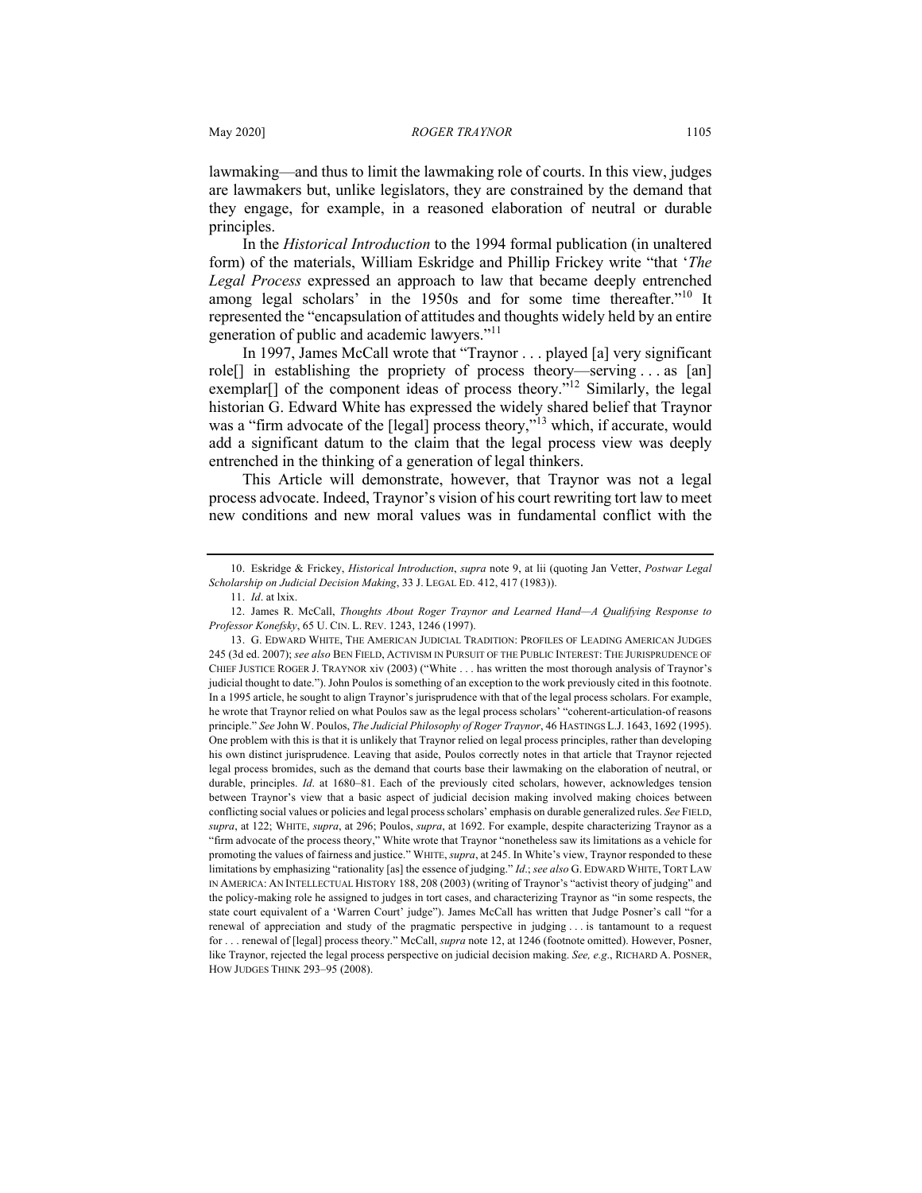lawmaking—and thus to limit the lawmaking role of courts. In this view, judges are lawmakers but, unlike legislators, they are constrained by the demand that they engage, for example, in a reasoned elaboration of neutral or durable principles.

In the *Historical Introduction* to the 1994 formal publication (in unaltered form) of the materials, William Eskridge and Phillip Frickey write "that '*The Legal Process* expressed an approach to law that became deeply entrenched among legal scholars' in the 1950s and for some time thereafter."[10] It represented the "encapsulation of attitudes and thoughts widely held by an entire generation of public and academic lawyers."[11]

In 1997, James McCall wrote that "Traynor . . . played [a] very significant role[] in establishing the propriety of process theory—serving . . . as [an] exemplar[] of the component ideas of process theory."[12] Similarly, the legal historian G. Edward White has expressed the widely shared belief that Traynor was a "firm advocate of the [legal] process theory,"[13] which, if accurate, would add a significant datum to the claim that the legal process view was deeply entrenched in the thinking of a generation of legal thinkers.

This Article will demonstrate, however, that Traynor was not a legal process advocate. Indeed, Traynor's vision of his court rewriting tort law to meet new conditions and new moral values was in fundamental conflict with the

---

10. Eskridge & Frickey, *Historical Introduction*, *supra* note 9, at lii (quoting Jan Vetter, *Postwar Legal Scholarship on Judicial Decision Making*, 33 J. LEGAL ED. 412, 417 (1983)).

11. *Id*. at lxix.

12. James R. McCall, *Thoughts About Roger Traynor and Learned Hand—A Qualifying Response to Professor Konefsky*, 65 U. CIN. L. REV. 1243, 1246 (1997).

13. G. EDWARD WHITE, THE AMERICAN JUDICIAL TRADITION: PROFILES OF LEADING AMERICAN JUDGES 245 (3d ed. 2007); *see also* BEN FIELD, ACTIVISM IN PURSUIT OF THE PUBLIC INTEREST: THE JURISPRUDENCE OF CHIEF JUSTICE ROGER J. TRAYNOR xiv (2003) ("White . . . has written the most thorough analysis of Traynor's judicial thought to date."). John Poulos is something of an exception to the work previously cited in this footnote. In a 1995 article, he sought to align Traynor's jurisprudence with that of the legal process scholars. For example, he wrote that Traynor relied on what Poulos saw as the legal process scholars' "coherent-articulation-of reasons principle." *See* John W. Poulos, *The Judicial Philosophy of Roger Traynor*, 46 HASTINGS L.J. 1643, 1692 (1995). One problem with this is that it is unlikely that Traynor relied on legal process principles, rather than developing his own distinct jurisprudence. Leaving that aside, Poulos correctly notes in that article that Traynor rejected legal process bromides, such as the demand that courts base their lawmaking on the elaboration of neutral, or durable, principles. *Id*. at 1680–81. Each of the previously cited scholars, however, acknowledges tension between Traynor's view that a basic aspect of judicial decision making involved making choices between conflicting social values or policies and legal process scholars' emphasis on durable generalized rules. *See* FIELD, *supra*, at 122; WHITE, *supra*, at 296; Poulos, *supra*, at 1692. For example, despite characterizing Traynor as a "firm advocate of the process theory," White wrote that Traynor "nonetheless saw its limitations as a vehicle for promoting the values of fairness and justice." WHITE, *supra*, at 245. In White's view, Traynor responded to these limitations by emphasizing "rationality [as] the essence of judging." *Id*.; *see also* G. EDWARD WHITE, TORT LAW IN AMERICA: AN INTELLECTUAL HISTORY 188, 208 (2003) (writing of Traynor's "activist theory of judging" and the policy-making role he assigned to judges in tort cases, and characterizing Traynor as "in some respects, the state court equivalent of a 'Warren Court' judge"). James McCall has written that Judge Posner's call "for a renewal of appreciation and study of the pragmatic perspective in judging . . . is tantamount to a request for . . . renewal of [legal] process theory." McCall, *supra* note 12, at 1246 (footnote omitted). However, Posner, like Traynor, rejected the legal process perspective on judicial decision making. *See, e.g*., RICHARD A. POSNER, HOW JUDGES THINK 293–95 (2008).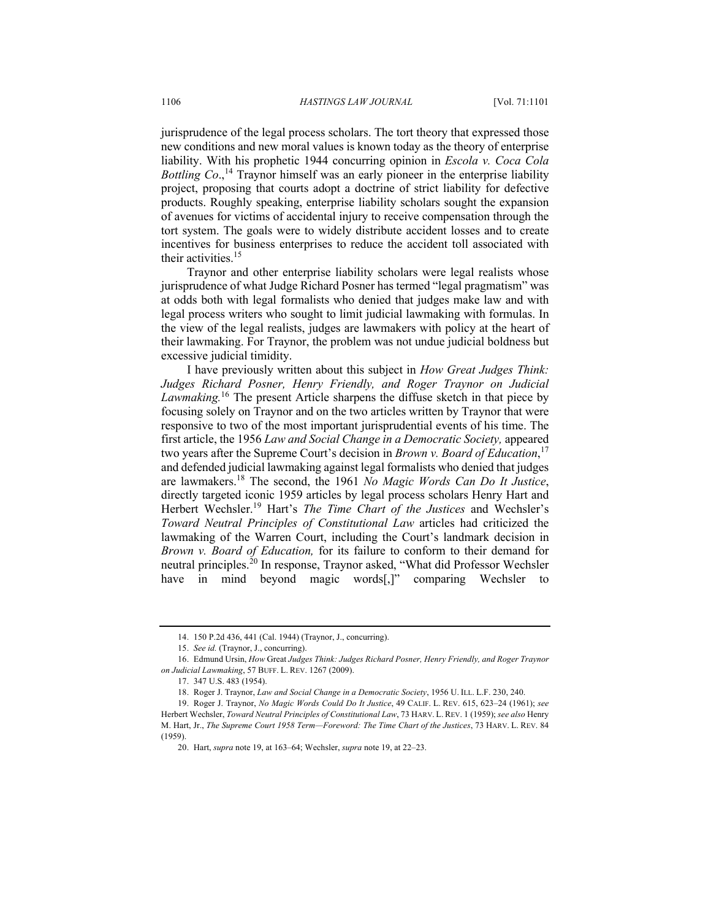jurisprudence of the legal process scholars. The tort theory that expressed those new conditions and new moral values is known today as the theory of enterprise liability. With his prophetic 1944 concurring opinion in *Escola v. Coca Cola Bottling Co*.,[14] Traynor himself was an early pioneer in the enterprise liability project, proposing that courts adopt a doctrine of strict liability for defective products. Roughly speaking, enterprise liability scholars sought the expansion of avenues for victims of accidental injury to receive compensation through the tort system. The goals were to widely distribute accident losses and to create incentives for business enterprises to reduce the accident toll associated with their activities.[15]

Traynor and other enterprise liability scholars were legal realists whose jurisprudence of what Judge Richard Posner has termed "legal pragmatism" was at odds both with legal formalists who denied that judges make law and with legal process writers who sought to limit judicial lawmaking with formulas. In the view of the legal realists, judges are lawmakers with policy at the heart of their lawmaking. For Traynor, the problem was not undue judicial boldness but excessive judicial timidity.

I have previously written about this subject in *How Great Judges Think: Judges Richard Posner, Henry Friendly, and Roger Traynor on Judicial Lawmaking.*[16] The present Article sharpens the diffuse sketch in that piece by focusing solely on Traynor and on the two articles written by Traynor that were responsive to two of the most important jurisprudential events of his time. The first article, the 1956 *Law and Social Change in a Democratic Society,* appeared two years after the Supreme Court's decision in *Brown v. Board of Education*,[17] and defended judicial lawmaking against legal formalists who denied that judges are lawmakers.[18] The second, the 1961 *No Magic Words Can Do It Justice*, directly targeted iconic 1959 articles by legal process scholars Henry Hart and Herbert Wechsler.[19] Hart's *The Time Chart of the Justices* and Wechsler's *Toward Neutral Principles of Constitutional Law* articles had criticized the lawmaking of the Warren Court, including the Court's landmark decision in *Brown v. Board of Education,* for its failure to conform to their demand for neutral principles.[20] In response, Traynor asked, "What did Professor Wechsler have in mind beyond magic words[,]" comparing Wechsler to

---

14. 150 P.2d 436, 441 (Cal. 1944) (Traynor, J., concurring).

15. *See id.* (Traynor, J., concurring).

16. Edmund Ursin, *How* Great *Judges Think: Judges Richard Posner, Henry Friendly, and Roger Traynor on Judicial Lawmaking*, 57 BUFF. L. REV. 1267 (2009).

17. 347 U.S. 483 (1954).

18. Roger J. Traynor, *Law and Social Change in a Democratic Society*, 1956 U. ILL. L.F. 230, 240.

19. Roger J. Traynor, *No Magic Words Could Do It Justice*, 49 CALIF. L. REV. 615, 623–24 (1961); *see* Herbert Wechsler, *Toward Neutral Principles of Constitutional Law*, 73 HARV. L. REV. 1 (1959); *see also* Henry M. Hart, Jr., *The Supreme Court 1958 Term—Foreword: The Time Chart of the Justices*, 73 HARV. L. REV. 84 (1959).

20. Hart, *supra* note 19, at 163–64; Wechsler, *supra* note 19, at 22–23.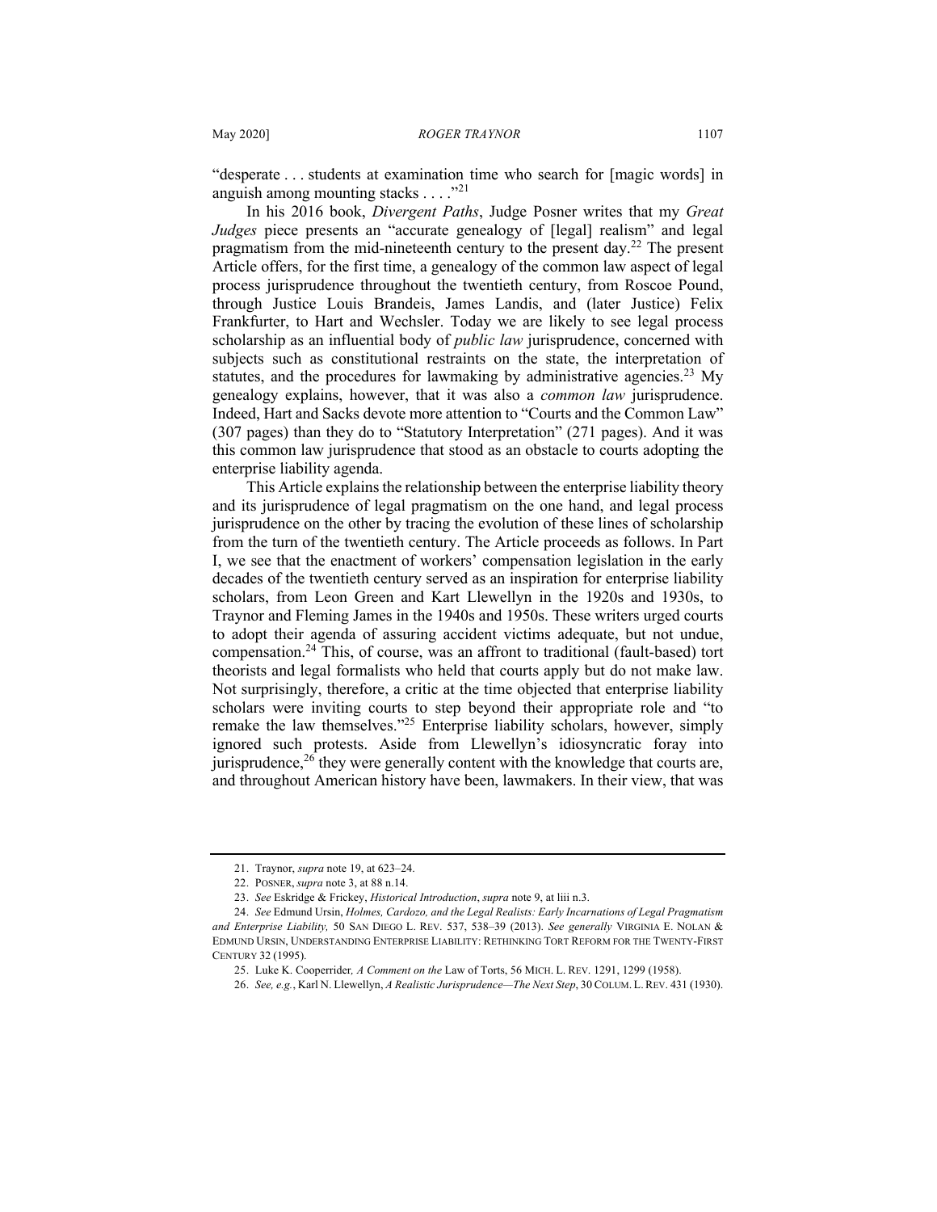"desperate . . . students at examination time who search for [magic words] in anguish among mounting stacks . . . ."[21]

In his 2016 book, *Divergent Paths*, Judge Posner writes that my *Great Judges* piece presents an "accurate genealogy of [legal] realism" and legal pragmatism from the mid-nineteenth century to the present day.[22] The present Article offers, for the first time, a genealogy of the common law aspect of legal process jurisprudence throughout the twentieth century, from Roscoe Pound, through Justice Louis Brandeis, James Landis, and (later Justice) Felix Frankfurter, to Hart and Wechsler. Today we are likely to see legal process scholarship as an influential body of *public law* jurisprudence, concerned with subjects such as constitutional restraints on the state, the interpretation of statutes, and the procedures for lawmaking by administrative agencies.[23] My genealogy explains, however, that it was also a *common law* jurisprudence. Indeed, Hart and Sacks devote more attention to "Courts and the Common Law" (307 pages) than they do to "Statutory Interpretation" (271 pages). And it was this common law jurisprudence that stood as an obstacle to courts adopting the enterprise liability agenda.

This Article explains the relationship between the enterprise liability theory and its jurisprudence of legal pragmatism on the one hand, and legal process jurisprudence on the other by tracing the evolution of these lines of scholarship from the turn of the twentieth century. The Article proceeds as follows. In Part I, we see that the enactment of workers' compensation legislation in the early decades of the twentieth century served as an inspiration for enterprise liability scholars, from Leon Green and Kart Llewellyn in the 1920s and 1930s, to Traynor and Fleming James in the 1940s and 1950s. These writers urged courts to adopt their agenda of assuring accident victims adequate, but not undue, compensation.[24] This, of course, was an affront to traditional (fault-based) tort theorists and legal formalists who held that courts apply but do not make law. Not surprisingly, therefore, a critic at the time objected that enterprise liability scholars were inviting courts to step beyond their appropriate role and "to remake the law themselves."[25] Enterprise liability scholars, however, simply ignored such protests. Aside from Llewellyn's idiosyncratic foray into jurisprudence,[26] they were generally content with the knowledge that courts are, and throughout American history have been, lawmakers. In their view, that was

---

21. Traynor, *supra* note 19, at 623–24.

22. POSNER, *supra* note 3, at 88 n.14.

23. *See* Eskridge & Frickey, *Historical Introduction*, *supra* note 9, at liii n.3.

24. *See* Edmund Ursin, *Holmes, Cardozo, and the Legal Realists: Early Incarnations of Legal Pragmatism and Enterprise Liability,* 50 SAN DIEGO L. REV. 537, 538–39 (2013). *See generally* VIRGINIA E. NOLAN & EDMUND URSIN, UNDERSTANDING ENTERPRISE LIABILITY: RETHINKING TORT REFORM FOR THE TWENTY-FIRST CENTURY 32 (1995).

25. Luke K. Cooperrider*, A Comment on the* Law of Torts, 56 MICH. L. REV. 1291, 1299 (1958).

26. *See, e.g.*, Karl N. Llewellyn, *A Realistic Jurisprudence—The Next Step*, 30 COLUM. L. REV. 431 (1930).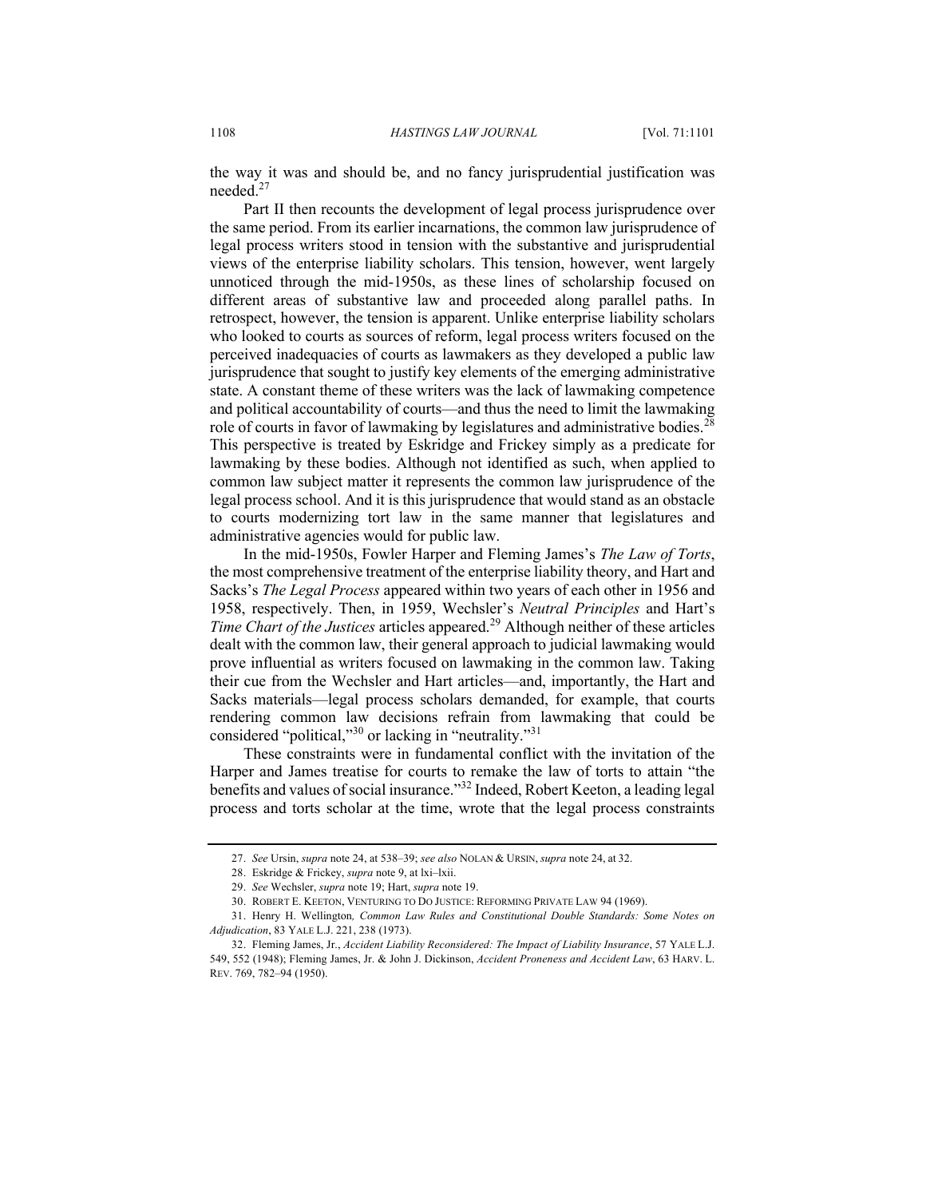the way it was and should be, and no fancy jurisprudential justification was needed.[27]

Part II then recounts the development of legal process jurisprudence over the same period. From its earlier incarnations, the common law jurisprudence of legal process writers stood in tension with the substantive and jurisprudential views of the enterprise liability scholars. This tension, however, went largely unnoticed through the mid-1950s, as these lines of scholarship focused on different areas of substantive law and proceeded along parallel paths. In retrospect, however, the tension is apparent. Unlike enterprise liability scholars who looked to courts as sources of reform, legal process writers focused on the perceived inadequacies of courts as lawmakers as they developed a public law jurisprudence that sought to justify key elements of the emerging administrative state. A constant theme of these writers was the lack of lawmaking competence and political accountability of courts—and thus the need to limit the lawmaking role of courts in favor of lawmaking by legislatures and administrative bodies.[28] This perspective is treated by Eskridge and Frickey simply as a predicate for lawmaking by these bodies. Although not identified as such, when applied to common law subject matter it represents the common law jurisprudence of the legal process school. And it is this jurisprudence that would stand as an obstacle to courts modernizing tort law in the same manner that legislatures and administrative agencies would for public law.

In the mid-1950s, Fowler Harper and Fleming James's *The Law of Torts*, the most comprehensive treatment of the enterprise liability theory, and Hart and Sacks's *The Legal Process* appeared within two years of each other in 1956 and 1958, respectively. Then, in 1959, Wechsler's *Neutral Principles* and Hart's *Time Chart of the Justices* articles appeared.[29] Although neither of these articles dealt with the common law, their general approach to judicial lawmaking would prove influential as writers focused on lawmaking in the common law. Taking their cue from the Wechsler and Hart articles—and, importantly, the Hart and Sacks materials—legal process scholars demanded, for example, that courts rendering common law decisions refrain from lawmaking that could be considered "political,"[30] or lacking in "neutrality."[31]

These constraints were in fundamental conflict with the invitation of the Harper and James treatise for courts to remake the law of torts to attain "the benefits and values of social insurance."[32] Indeed, Robert Keeton, a leading legal process and torts scholar at the time, wrote that the legal process constraints

---

27. *See* Ursin, *supra* note 24, at 538–39; *see also* NOLAN & URSIN, *supra* note 24, at 32.

28. Eskridge & Frickey, *supra* note 9, at lxi–lxii.

29. *See* Wechsler, *supra* note 19; Hart, *supra* note 19.

30. ROBERT E. KEETON, VENTURING TO DO JUSTICE: REFORMING PRIVATE LAW 94 (1969).

31. Henry H. Wellington*, Common Law Rules and Constitutional Double Standards: Some Notes on Adjudication*, 83 YALE L.J. 221, 238 (1973).

32. Fleming James, Jr., *Accident Liability Reconsidered: The Impact of Liability Insurance*, 57 YALE L.J. 549, 552 (1948); Fleming James, Jr. & John J. Dickinson, *Accident Proneness and Accident Law*, 63 HARV. L. REV. 769, 782–94 (1950).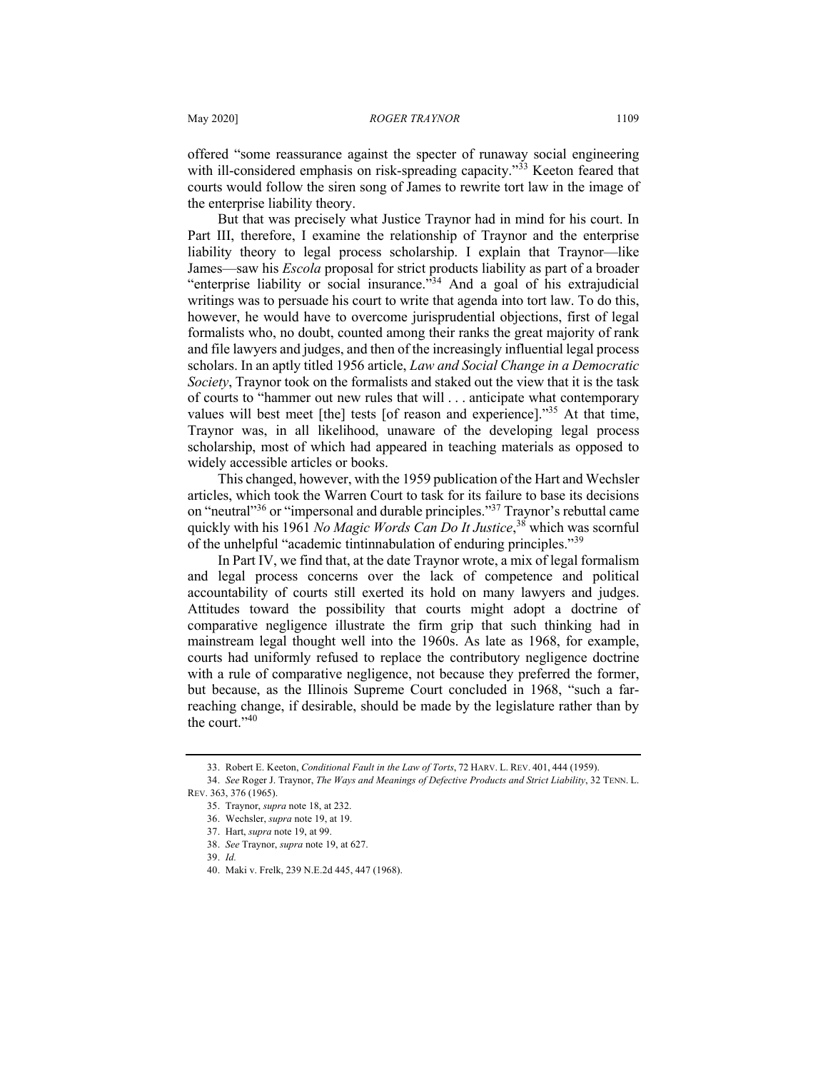offered "some reassurance against the specter of runaway social engineering with ill-considered emphasis on risk-spreading capacity."[33] Keeton feared that courts would follow the siren song of James to rewrite tort law in the image of the enterprise liability theory.

But that was precisely what Justice Traynor had in mind for his court. In Part III, therefore, I examine the relationship of Traynor and the enterprise liability theory to legal process scholarship. I explain that Traynor—like James—saw his *Escola* proposal for strict products liability as part of a broader "enterprise liability or social insurance."[34] And a goal of his extrajudicial writings was to persuade his court to write that agenda into tort law. To do this, however, he would have to overcome jurisprudential objections, first of legal formalists who, no doubt, counted among their ranks the great majority of rank and file lawyers and judges, and then of the increasingly influential legal process scholars. In an aptly titled 1956 article, *Law and Social Change in a Democratic Society*, Traynor took on the formalists and staked out the view that it is the task of courts to "hammer out new rules that will . . . anticipate what contemporary values will best meet [the] tests [of reason and experience]."[35] At that time, Traynor was, in all likelihood, unaware of the developing legal process scholarship, most of which had appeared in teaching materials as opposed to widely accessible articles or books.

This changed, however, with the 1959 publication of the Hart and Wechsler articles, which took the Warren Court to task for its failure to base its decisions on "neutral"[36] or "impersonal and durable principles."[37] Traynor's rebuttal came quickly with his 1961 *No Magic Words Can Do It Justice*,[38] which was scornful of the unhelpful "academic tintinnabulation of enduring principles."[39]

In Part IV, we find that, at the date Traynor wrote, a mix of legal formalism and legal process concerns over the lack of competence and political accountability of courts still exerted its hold on many lawyers and judges. Attitudes toward the possibility that courts might adopt a doctrine of comparative negligence illustrate the firm grip that such thinking had in mainstream legal thought well into the 1960s. As late as 1968, for example, courts had uniformly refused to replace the contributory negligence doctrine with a rule of comparative negligence, not because they preferred the former, but because, as the Illinois Supreme Court concluded in 1968, "such a far-reaching change, if desirable, should be made by the legislature rather than by the court."[40]

---

33. Robert E. Keeton, *Conditional Fault in the Law of Torts*, 72 HARV. L. REV. 401, 444 (1959).

34. *See* Roger J. Traynor, *The Ways and Meanings of Defective Products and Strict Liability*, 32 TENN. L. REV. 363, 376 (1965).

35. Traynor, *supra* note 18, at 232.

36. Wechsler, *supra* note 19, at 19.

37. Hart, *supra* note 19, at 99.

38. *See* Traynor, *supra* note 19, at 627.

39. *Id.*

40. Maki v. Frelk, 239 N.E.2d 445, 447 (1968).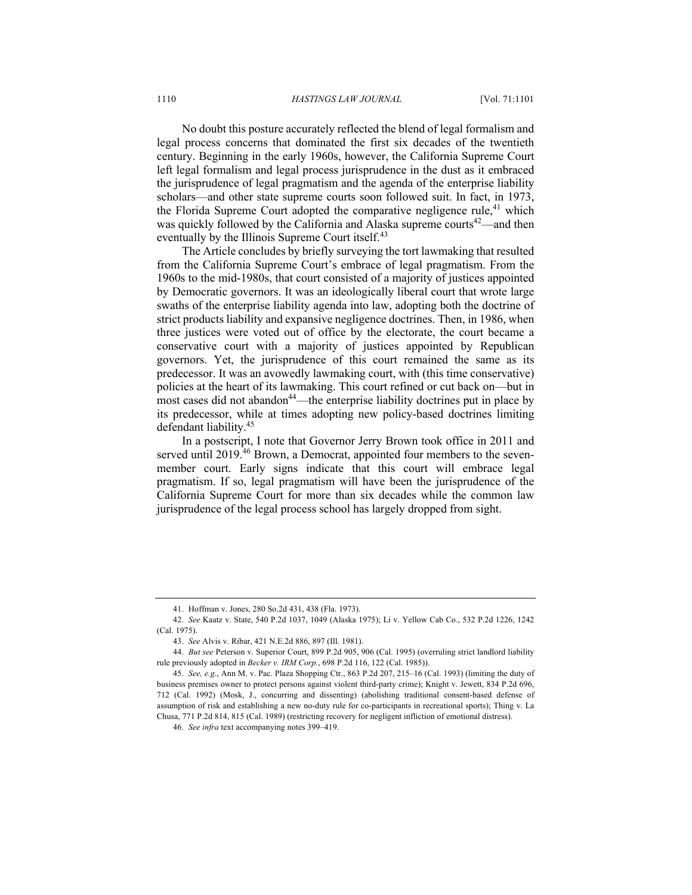No doubt this posture accurately reflected the blend of legal formalism and legal process concerns that dominated the first six decades of the twentieth century. Beginning in the early 1960s, however, the California Supreme Court left legal formalism and legal process jurisprudence in the dust as it embraced the jurisprudence of legal pragmatism and the agenda of the enterprise liability scholars—and other state supreme courts soon followed suit. In fact, in 1973, the Florida Supreme Court adopted the comparative negligence rule,[41] which was quickly followed by the California and Alaska supreme courts[42]—and then eventually by the Illinois Supreme Court itself.[43]

The Article concludes by briefly surveying the tort lawmaking that resulted from the California Supreme Court's embrace of legal pragmatism. From the 1960s to the mid-1980s, that court consisted of a majority of justices appointed by Democratic governors. It was an ideologically liberal court that wrote large swaths of the enterprise liability agenda into law, adopting both the doctrine of strict products liability and expansive negligence doctrines. Then, in 1986, when three justices were voted out of office by the electorate, the court became a conservative court with a majority of justices appointed by Republican governors. Yet, the jurisprudence of this court remained the same as its predecessor. It was an avowedly lawmaking court, with (this time conservative) policies at the heart of its lawmaking. This court refined or cut back on—but in most cases did not abandon[44]—the enterprise liability doctrines put in place by its predecessor, while at times adopting new policy-based doctrines limiting defendant liability.[45]

In a postscript, I note that Governor Jerry Brown took office in 2011 and served until 2019.[46] Brown, a Democrat, appointed four members to the seven-member court. Early signs indicate that this court will embrace legal pragmatism. If so, legal pragmatism will have been the jurisprudence of the California Supreme Court for more than six decades while the common law jurisprudence of the legal process school has largely dropped from sight.

---

41. Hoffman v. Jones, 280 So.2d 431, 438 (Fla. 1973).

42. *See* Kaatz v. State, 540 P.2d 1037, 1049 (Alaska 1975); Li v. Yellow Cab Co., 532 P.2d 1226, 1242 (Cal. 1975).

43. *See* Alvis v. Ribar, 421 N.E.2d 886, 897 (Ill. 1981).

44. *But see* Peterson v. Superior Court, 899 P.2d 905, 906 (Cal. 1995) (overruling strict landlord liability rule previously adopted in *Becker v. IRM Corp.*, 698 P.2d 116, 122 (Cal. 1985)).

45. *See, e.g.*, Ann M. v. Pac. Plaza Shopping Ctr., 863 P.2d 207, 215–16 (Cal. 1993) (limiting the duty of business premises owner to protect persons against violent third-party crime); Knight v. Jewett, 834 P.2d 696, 712 (Cal. 1992) (Mosk, J., concurring and dissenting) (abolishing traditional consent-based defense of assumption of risk and establishing a new no-duty rule for co-participants in recreational sports); Thing v. La Chusa, 771 P.2d 814, 815 (Cal. 1989) (restricting recovery for negligent infliction of emotional distress).

46. *See infra* text accompanying notes 399–419.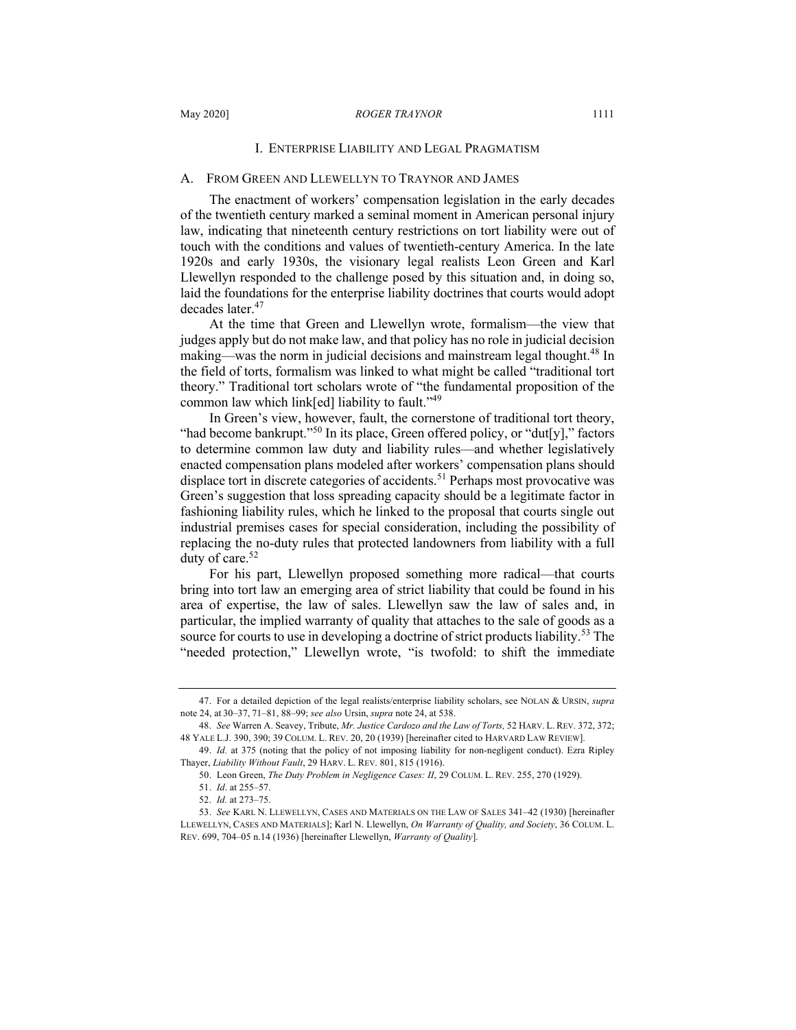## I. ENTERPRISE LIABILITY AND LEGAL PRAGMATISM

### A. FROM GREEN AND LLEWELLYN TO TRAYNOR AND JAMES

The enactment of workers' compensation legislation in the early decades of the twentieth century marked a seminal moment in American personal injury law, indicating that nineteenth century restrictions on tort liability were out of touch with the conditions and values of twentieth-century America. In the late 1920s and early 1930s, the visionary legal realists Leon Green and Karl Llewellyn responded to the challenge posed by this situation and, in doing so, laid the foundations for the enterprise liability doctrines that courts would adopt decades later.[47]

At the time that Green and Llewellyn wrote, formalism—the view that judges apply but do not make law, and that policy has no role in judicial decision making—was the norm in judicial decisions and mainstream legal thought.[48] In the field of torts, formalism was linked to what might be called "traditional tort theory." Traditional tort scholars wrote of "the fundamental proposition of the common law which link[ed] liability to fault."[49]

In Green's view, however, fault, the cornerstone of traditional tort theory, "had become bankrupt."[50] In its place, Green offered policy, or "dut[y]," factors to determine common law duty and liability rules—and whether legislatively enacted compensation plans modeled after workers' compensation plans should displace tort in discrete categories of accidents.[51] Perhaps most provocative was Green's suggestion that loss spreading capacity should be a legitimate factor in fashioning liability rules, which he linked to the proposal that courts single out industrial premises cases for special consideration, including the possibility of replacing the no-duty rules that protected landowners from liability with a full duty of care.[52]

For his part, Llewellyn proposed something more radical—that courts bring into tort law an emerging area of strict liability that could be found in his area of expertise, the law of sales. Llewellyn saw the law of sales and, in particular, the implied warranty of quality that attaches to the sale of goods as a source for courts to use in developing a doctrine of strict products liability.[53] The "needed protection," Llewellyn wrote, "is twofold: to shift the immediate

---

47. For a detailed depiction of the legal realists/enterprise liability scholars, see NOLAN & URSIN, *supra* note 24, at 30–37, 71–81, 88–99; *see also* Ursin, *supra* note 24, at 538.

48. *See* Warren A. Seavey, Tribute, *Mr. Justice Cardozo and the Law of Torts,* 52 HARV. L. REV. 372, 372; 48 YALE L.J. 390, 390; 39 COLUM. L. REV. 20, 20 (1939) [hereinafter cited to HARVARD LAW REVIEW].

49. *Id.* at 375 (noting that the policy of not imposing liability for non-negligent conduct). Ezra Ripley Thayer, *Liability Without Fault*, 29 HARV. L. REV. 801, 815 (1916).

50. Leon Green, *The Duty Problem in Negligence Cases: II*, 29 COLUM. L. REV. 255, 270 (1929).

51. *Id*. at 255–57.

52. *Id.* at 273–75.

53. *See* KARL N. LLEWELLYN, CASES AND MATERIALS ON THE LAW OF SALES 341–42 (1930) [hereinafter LLEWELLYN, CASES AND MATERIALS]; Karl N. Llewellyn, *On Warranty of Quality, and Society*, 36 COLUM. L. REV. 699, 704–05 n.14 (1936) [hereinafter Llewellyn, *Warranty of Quality*].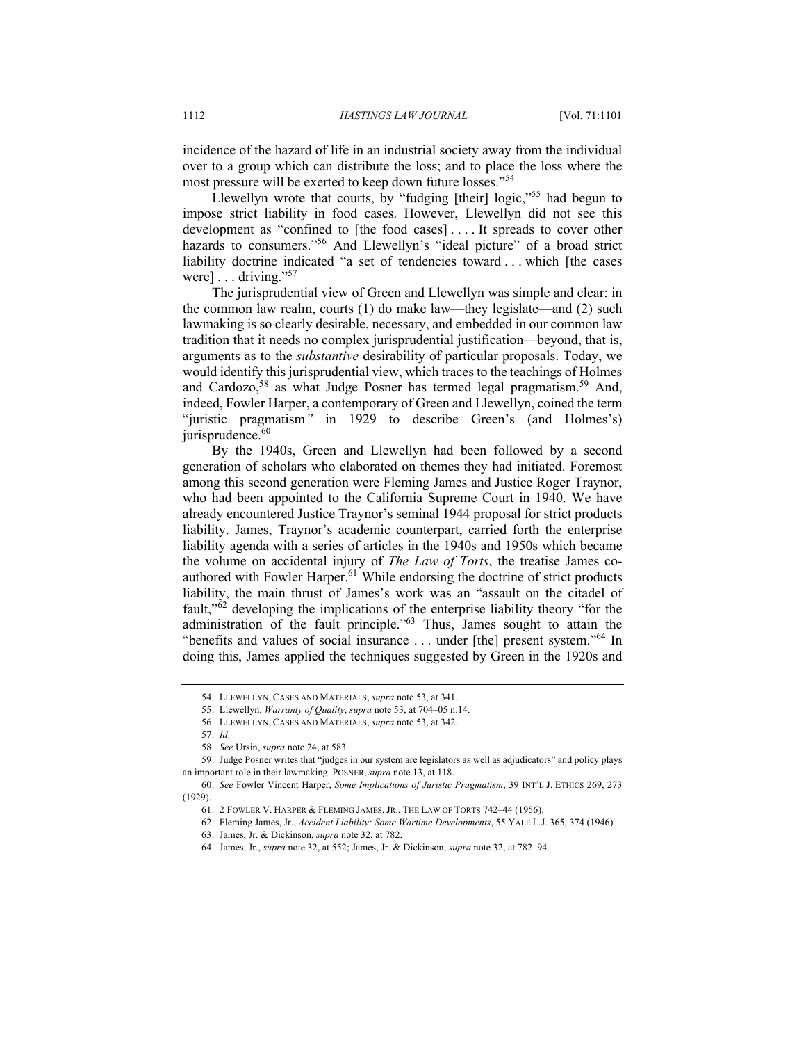incidence of the hazard of life in an industrial society away from the individual over to a group which can distribute the loss; and to place the loss where the most pressure will be exerted to keep down future losses."[54]

Llewellyn wrote that courts, by "fudging [their] logic,"[55] had begun to impose strict liability in food cases. However, Llewellyn did not see this development as "confined to [the food cases] . . . . It spreads to cover other hazards to consumers."[56] And Llewellyn's "ideal picture" of a broad strict liability doctrine indicated "a set of tendencies toward . . . which [the cases were] . . . driving."[57]

The jurisprudential view of Green and Llewellyn was simple and clear: in the common law realm, courts (1) do make law—they legislate—and (2) such lawmaking is so clearly desirable, necessary, and embedded in our common law tradition that it needs no complex jurisprudential justification—beyond, that is, arguments as to the *substantive* desirability of particular proposals. Today, we would identify this jurisprudential view, which traces to the teachings of Holmes and Cardozo,[58] as what Judge Posner has termed legal pragmatism.[59] And, indeed, Fowler Harper, a contemporary of Green and Llewellyn, coined the term "juristic pragmatism" in 1929 to describe Green's (and Holmes's) jurisprudence.[60]

By the 1940s, Green and Llewellyn had been followed by a second generation of scholars who elaborated on themes they had initiated. Foremost among this second generation were Fleming James and Justice Roger Traynor, who had been appointed to the California Supreme Court in 1940. We have already encountered Justice Traynor's seminal 1944 proposal for strict products liability. James, Traynor's academic counterpart, carried forth the enterprise liability agenda with a series of articles in the 1940s and 1950s which became the volume on accidental injury of *The Law of Torts*, the treatise James co-authored with Fowler Harper.[61] While endorsing the doctrine of strict products liability, the main thrust of James's work was an "assault on the citadel of fault,"[62] developing the implications of the enterprise liability theory "for the administration of the fault principle."[63] Thus, James sought to attain the "benefits and values of social insurance . . . under [the] present system."[64] In doing this, James applied the techniques suggested by Green in the 1920s and

---

54. LLEWELLYN, CASES AND MATERIALS, *supra* note 53, at 341.

55. Llewellyn, *Warranty of Quality*, *supra* note 53, at 704–05 n.14.

56. LLEWELLYN, CASES AND MATERIALS, *supra* note 53, at 342.

57. *Id*.

58. *See* Ursin, *supra* note 24, at 583.

59. Judge Posner writes that "judges in our system are legislators as well as adjudicators" and policy plays an important role in their lawmaking. POSNER, *supra* note 13, at 118.

60. *See* Fowler Vincent Harper, *Some Implications of Juristic Pragmatism*, 39 INT'L J. ETHICS 269, 273 (1929).

61. 2 FOWLER V. HARPER & FLEMING JAMES, JR., THE LAW OF TORTS 742–44 (1956).

62. Fleming James, Jr., *Accident Liability: Some Wartime Developments*, 55 YALE L.J. 365, 374 (1946).

63. James, Jr. & Dickinson, *supra* note 32, at 782.

64. James, Jr., *supra* note 32, at 552; James, Jr. & Dickinson, *supra* note 32, at 782–94.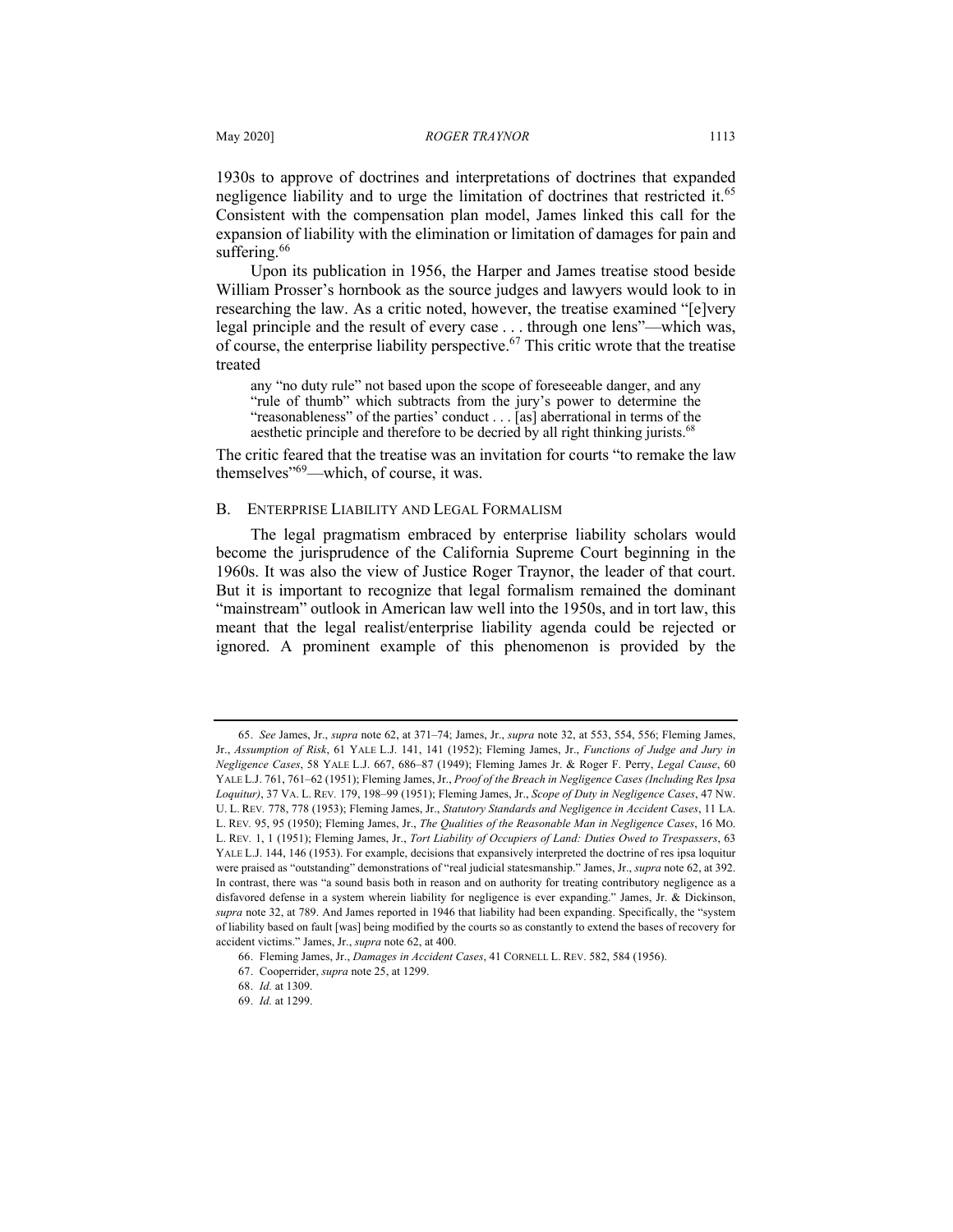1930s to approve of doctrines and interpretations of doctrines that expanded negligence liability and to urge the limitation of doctrines that restricted it.[65] Consistent with the compensation plan model, James linked this call for the expansion of liability with the elimination or limitation of damages for pain and suffering.[66]

Upon its publication in 1956, the Harper and James treatise stood beside William Prosser's hornbook as the source judges and lawyers would look to in researching the law. As a critic noted, however, the treatise examined "[e]very legal principle and the result of every case . . . through one lens"—which was, of course, the enterprise liability perspective.[67] This critic wrote that the treatise treated

> any "no duty rule" not based upon the scope of foreseeable danger, and any "rule of thumb" which subtracts from the jury's power to determine the "reasonableness" of the parties' conduct . . . [as] aberrational in terms of the aesthetic principle and therefore to be decried by all right thinking jurists.[68]

The critic feared that the treatise was an invitation for courts "to remake the law themselves"[69]—which, of course, it was.

### B. Enterprise Liability and Legal Formalism

The legal pragmatism embraced by enterprise liability scholars would become the jurisprudence of the California Supreme Court beginning in the 1960s. It was also the view of Justice Roger Traynor, the leader of that court. But it is important to recognize that legal formalism remained the dominant "mainstream" outlook in American law well into the 1950s, and in tort law, this meant that the legal realist/enterprise liability agenda could be rejected or ignored. A prominent example of this phenomenon is provided by the

---

65. *See* James, Jr., *supra* note 62, at 371–74; James, Jr., *supra* note 32, at 553, 554, 556; Fleming James, Jr., *Assumption of Risk*, 61 Yale L.J. 141, 141 (1952); Fleming James, Jr., *Functions of Judge and Jury in Negligence Cases*, 58 Yale L.J. 667, 686–87 (1949); Fleming James Jr. & Roger F. Perry, *Legal Cause*, 60 Yale L.J. 761, 761–62 (1951); Fleming James, Jr., *Proof of the Breach in Negligence Cases (Including Res Ipsa Loquitur)*, 37 Va. L. Rev. 179, 198–99 (1951); Fleming James, Jr., *Scope of Duty in Negligence Cases*, 47 Nw. U. L. Rev. 778, 778 (1953); Fleming James, Jr., *Statutory Standards and Negligence in Accident Cases*, 11 La. L. Rev. 95, 95 (1950); Fleming James, Jr., *The Qualities of the Reasonable Man in Negligence Cases*, 16 Mo. L. Rev. 1, 1 (1951); Fleming James, Jr., *Tort Liability of Occupiers of Land: Duties Owed to Trespassers*, 63 Yale L.J. 144, 146 (1953). For example, decisions that expansively interpreted the doctrine of res ipsa loquitur were praised as "outstanding" demonstrations of "real judicial statesmanship." James, Jr., *supra* note 62, at 392. In contrast, there was "a sound basis both in reason and on authority for treating contributory negligence as a disfavored defense in a system wherein liability for negligence is ever expanding." James, Jr. & Dickinson, *supra* note 32, at 789. And James reported in 1946 that liability had been expanding. Specifically, the "system of liability based on fault [was] being modified by the courts so as constantly to extend the bases of recovery for accident victims." James, Jr., *supra* note 62, at 400.

66. Fleming James, Jr., *Damages in Accident Cases*, 41 Cornell L. Rev. 582, 584 (1956).

67. Cooperrider, *supra* note 25, at 1299.

68. *Id.* at 1309.

69. *Id.* at 1299.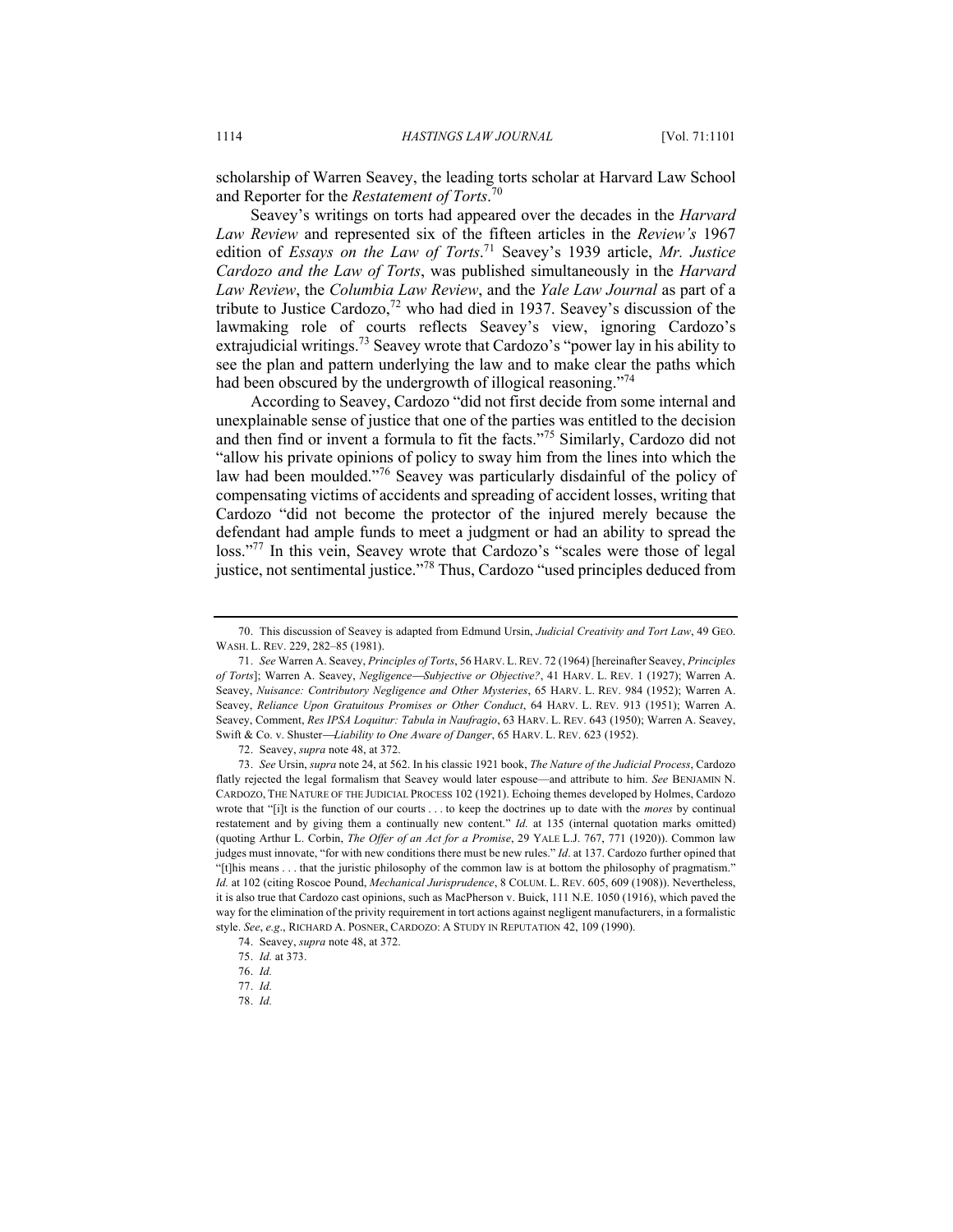scholarship of Warren Seavey, the leading torts scholar at Harvard Law School and Reporter for the *Restatement of Torts*.[70]

Seavey's writings on torts had appeared over the decades in the *Harvard Law Review* and represented six of the fifteen articles in the *Review's* 1967 edition of *Essays on the Law of Torts*.[71] Seavey's 1939 article, *Mr. Justice Cardozo and the Law of Torts*, was published simultaneously in the *Harvard Law Review*, the *Columbia Law Review*, and the *Yale Law Journal* as part of a tribute to Justice Cardozo,[72] who had died in 1937. Seavey's discussion of the lawmaking role of courts reflects Seavey's view, ignoring Cardozo's extrajudicial writings.[73] Seavey wrote that Cardozo's "power lay in his ability to see the plan and pattern underlying the law and to make clear the paths which had been obscured by the undergrowth of illogical reasoning."[74]

According to Seavey, Cardozo "did not first decide from some internal and unexplainable sense of justice that one of the parties was entitled to the decision and then find or invent a formula to fit the facts."[75] Similarly, Cardozo did not "allow his private opinions of policy to sway him from the lines into which the law had been moulded."[76] Seavey was particularly disdainful of the policy of compensating victims of accidents and spreading of accident losses, writing that Cardozo "did not become the protector of the injured merely because the defendant had ample funds to meet a judgment or had an ability to spread the loss."[77] In this vein, Seavey wrote that Cardozo's "scales were those of legal justice, not sentimental justice."[78] Thus, Cardozo "used principles deduced from

---

70. This discussion of Seavey is adapted from Edmund Ursin, *Judicial Creativity and Tort Law*, 49 GEO. WASH. L. REV. 229, 282–85 (1981).

71. *See* Warren A. Seavey, *Principles of Torts*, 56 HARV. L. REV. 72 (1964) [hereinafter Seavey, *Principles of Torts*]; Warren A. Seavey, *Negligence—Subjective or Objective?*, 41 HARV. L. REV. 1 (1927); Warren A. Seavey, *Nuisance: Contributory Negligence and Other Mysteries*, 65 HARV. L. REV. 984 (1952); Warren A. Seavey, *Reliance Upon Gratuitous Promises or Other Conduct*, 64 HARV. L. REV. 913 (1951); Warren A. Seavey, Comment, *Res IPSA Loquitur: Tabula in Naufragio*, 63 HARV. L. REV. 643 (1950); Warren A. Seavey, Swift & Co. v. Shuster—*Liability to One Aware of Danger*, 65 HARV. L. REV. 623 (1952).

72. Seavey, *supra* note 48, at 372.

73. *See* Ursin, *supra* note 24, at 562. In his classic 1921 book, *The Nature of the Judicial Process*, Cardozo flatly rejected the legal formalism that Seavey would later espouse—and attribute to him. *See* BENJAMIN N. CARDOZO, THE NATURE OF THE JUDICIAL PROCESS 102 (1921). Echoing themes developed by Holmes, Cardozo wrote that "[i]t is the function of our courts . . . to keep the doctrines up to date with the *mores* by continual restatement and by giving them a continually new content." *Id.* at 135 (internal quotation marks omitted) (quoting Arthur L. Corbin, *The Offer of an Act for a Promise*, 29 YALE L.J. 767, 771 (1920)). Common law judges must innovate, "for with new conditions there must be new rules." *Id*. at 137. Cardozo further opined that "[t]his means . . . that the juristic philosophy of the common law is at bottom the philosophy of pragmatism." *Id.* at 102 (citing Roscoe Pound, *Mechanical Jurisprudence*, 8 COLUM. L. REV. 605, 609 (1908)). Nevertheless, it is also true that Cardozo cast opinions, such as MacPherson v. Buick, 111 N.E. 1050 (1916), which paved the way for the elimination of the privity requirement in tort actions against negligent manufacturers, in a formalistic style. *See*, *e.g.*, RICHARD A. POSNER, CARDOZO: A STUDY IN REPUTATION 42, 109 (1990).

74. Seavey, *supra* note 48, at 372.

75. *Id.* at 373.

76. *Id.*

77. *Id.*

78. *Id.*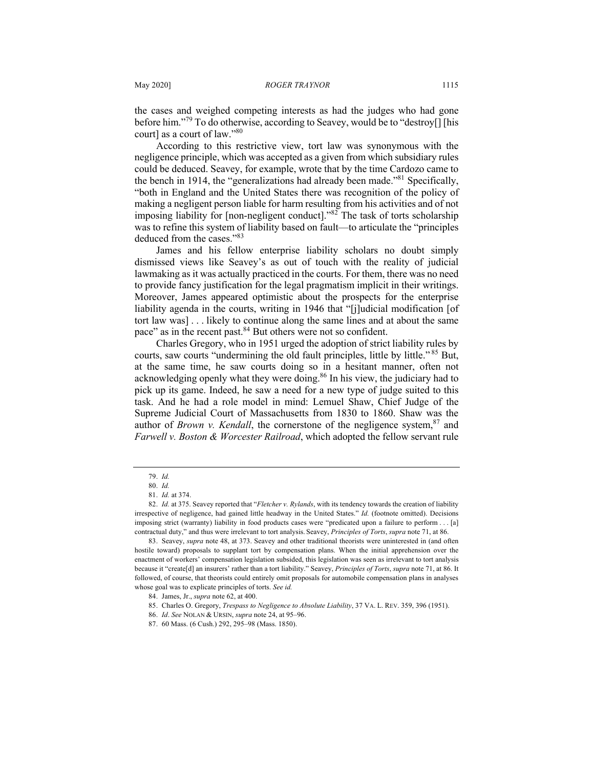the cases and weighed competing interests as had the judges who had gone before him."[79] To do otherwise, according to Seavey, would be to "destroy[] [his court] as a court of law."[80]

According to this restrictive view, tort law was synonymous with the negligence principle, which was accepted as a given from which subsidiary rules could be deduced. Seavey, for example, wrote that by the time Cardozo came to the bench in 1914, the "generalizations had already been made."[81] Specifically, "both in England and the United States there was recognition of the policy of making a negligent person liable for harm resulting from his activities and of not imposing liability for [non-negligent conduct]."[82] The task of torts scholarship was to refine this system of liability based on fault—to articulate the "principles deduced from the cases."[83]

James and his fellow enterprise liability scholars no doubt simply dismissed views like Seavey's as out of touch with the reality of judicial lawmaking as it was actually practiced in the courts. For them, there was no need to provide fancy justification for the legal pragmatism implicit in their writings. Moreover, James appeared optimistic about the prospects for the enterprise liability agenda in the courts, writing in 1946 that "[j]udicial modification [of tort law was] . . . likely to continue along the same lines and at about the same pace" as in the recent past.[84] But others were not so confident.

Charles Gregory, who in 1951 urged the adoption of strict liability rules by courts, saw courts "undermining the old fault principles, little by little."[85] But, at the same time, he saw courts doing so in a hesitant manner, often not acknowledging openly what they were doing.[86] In his view, the judiciary had to pick up its game. Indeed, he saw a need for a new type of judge suited to this task. And he had a role model in mind: Lemuel Shaw, Chief Judge of the Supreme Judicial Court of Massachusetts from 1830 to 1860. Shaw was the author of *Brown v. Kendall*, the cornerstone of the negligence system,[87] and *Farwell v. Boston & Worcester Railroad*, which adopted the fellow servant rule

---

79. *Id.*

80. *Id.*

81. *Id.* at 374.

82. *Id.* at 375. Seavey reported that "*Fletcher v. Rylands*, with its tendency towards the creation of liability irrespective of negligence, had gained little headway in the United States." *Id.* (footnote omitted). Decisions imposing strict (warranty) liability in food products cases were "predicated upon a failure to perform . . . [a] contractual duty," and thus were irrelevant to tort analysis. Seavey, *Principles of Torts*, *supra* note 71, at 86.

83. Seavey, *supra* note 48, at 373. Seavey and other traditional theorists were uninterested in (and often hostile toward) proposals to supplant tort by compensation plans. When the initial apprehension over the enactment of workers' compensation legislation subsided, this legislation was seen as irrelevant to tort analysis because it "create[d] an insurers' rather than a tort liability." Seavey, *Principles of Torts*, *supra* note 71, at 86. It followed, of course, that theorists could entirely omit proposals for automobile compensation plans in analyses whose goal was to explicate principles of torts. *See id.*

84. James, Jr., *supra* note 62, at 400.

85. Charles O. Gregory, *Trespass to Negligence to Absolute Liability*, 37 VA. L. REV. 359, 396 (1951).

86. *Id*. *See* NOLAN & URSIN, *supra* note 24, at 95–96.

87. 60 Mass. (6 Cush.) 292, 295–98 (Mass. 1850).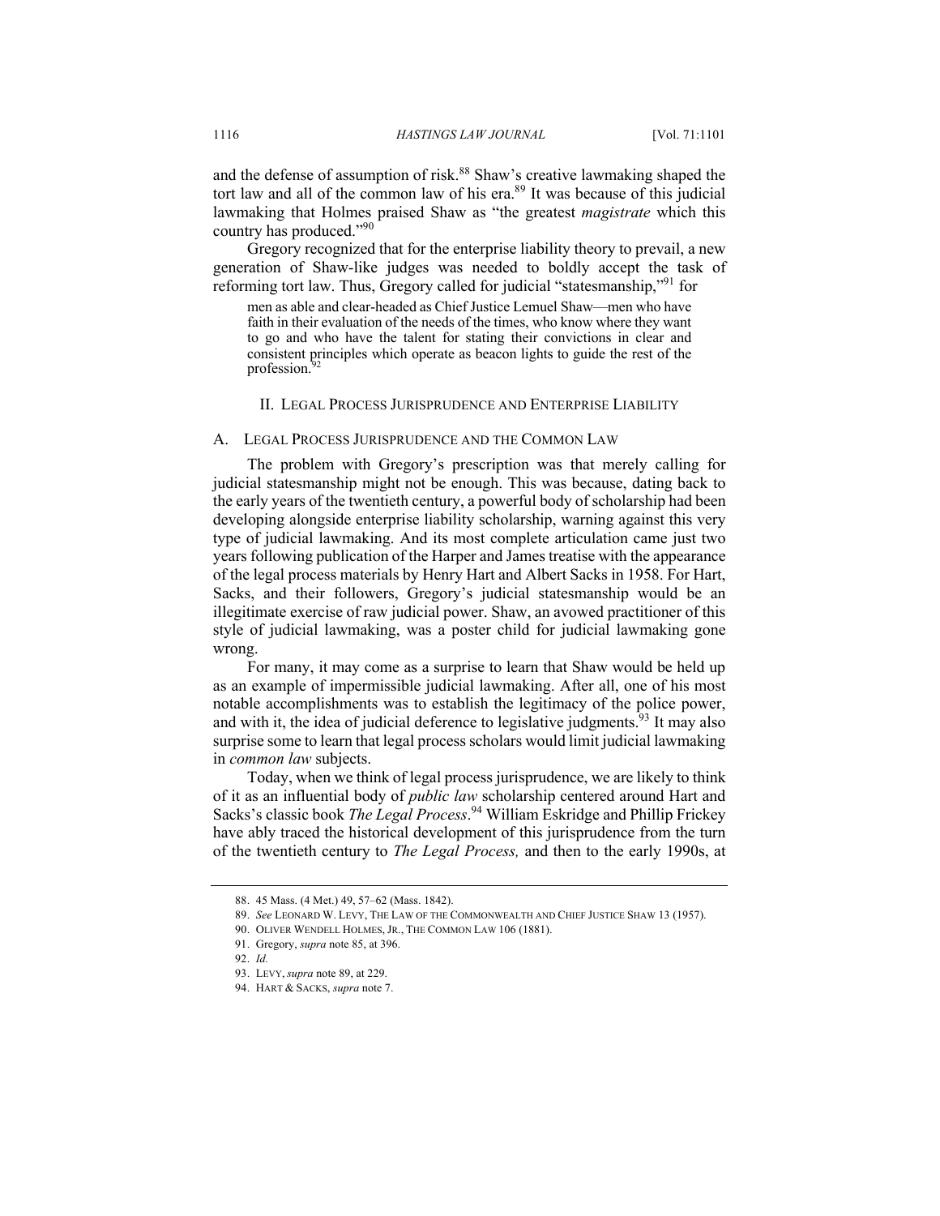and the defense of assumption of risk.[88] Shaw's creative lawmaking shaped the tort law and all of the common law of his era.[89] It was because of this judicial lawmaking that Holmes praised Shaw as "the greatest *magistrate* which this country has produced."[90]

Gregory recognized that for the enterprise liability theory to prevail, a new generation of Shaw-like judges was needed to boldly accept the task of reforming tort law. Thus, Gregory called for judicial "statesmanship,"[91] for

> men as able and clear-headed as Chief Justice Lemuel Shaw—men who have faith in their evaluation of the needs of the times, who know where they want to go and who have the talent for stating their convictions in clear and consistent principles which operate as beacon lights to guide the rest of the profession.[92]

## II. Legal Process Jurisprudence and Enterprise Liability

### A. Legal Process Jurisprudence and the Common Law

The problem with Gregory's prescription was that merely calling for judicial statesmanship might not be enough. This was because, dating back to the early years of the twentieth century, a powerful body of scholarship had been developing alongside enterprise liability scholarship, warning against this very type of judicial lawmaking. And its most complete articulation came just two years following publication of the Harper and James treatise with the appearance of the legal process materials by Henry Hart and Albert Sacks in 1958. For Hart, Sacks, and their followers, Gregory's judicial statesmanship would be an illegitimate exercise of raw judicial power. Shaw, an avowed practitioner of this style of judicial lawmaking, was a poster child for judicial lawmaking gone wrong.

For many, it may come as a surprise to learn that Shaw would be held up as an example of impermissible judicial lawmaking. After all, one of his most notable accomplishments was to establish the legitimacy of the police power, and with it, the idea of judicial deference to legislative judgments.[93] It may also surprise some to learn that legal process scholars would limit judicial lawmaking in *common law* subjects.

Today, when we think of legal process jurisprudence, we are likely to think of it as an influential body of *public law* scholarship centered around Hart and Sacks's classic book *The Legal Process*.[94] William Eskridge and Phillip Frickey have ably traced the historical development of this jurisprudence from the turn of the twentieth century to *The Legal Process,* and then to the early 1990s, at

---

88. 45 Mass. (4 Met.) 49, 57–62 (Mass. 1842).

89. *See* Leonard W. Levy, The Law of the Commonwealth and Chief Justice Shaw 13 (1957).

90. Oliver Wendell Holmes, Jr., The Common Law 106 (1881).

91. Gregory, *supra* note 85, at 396.

92. *Id.*

93. Levy, *supra* note 89, at 229.

94. Hart & Sacks, *supra* note 7.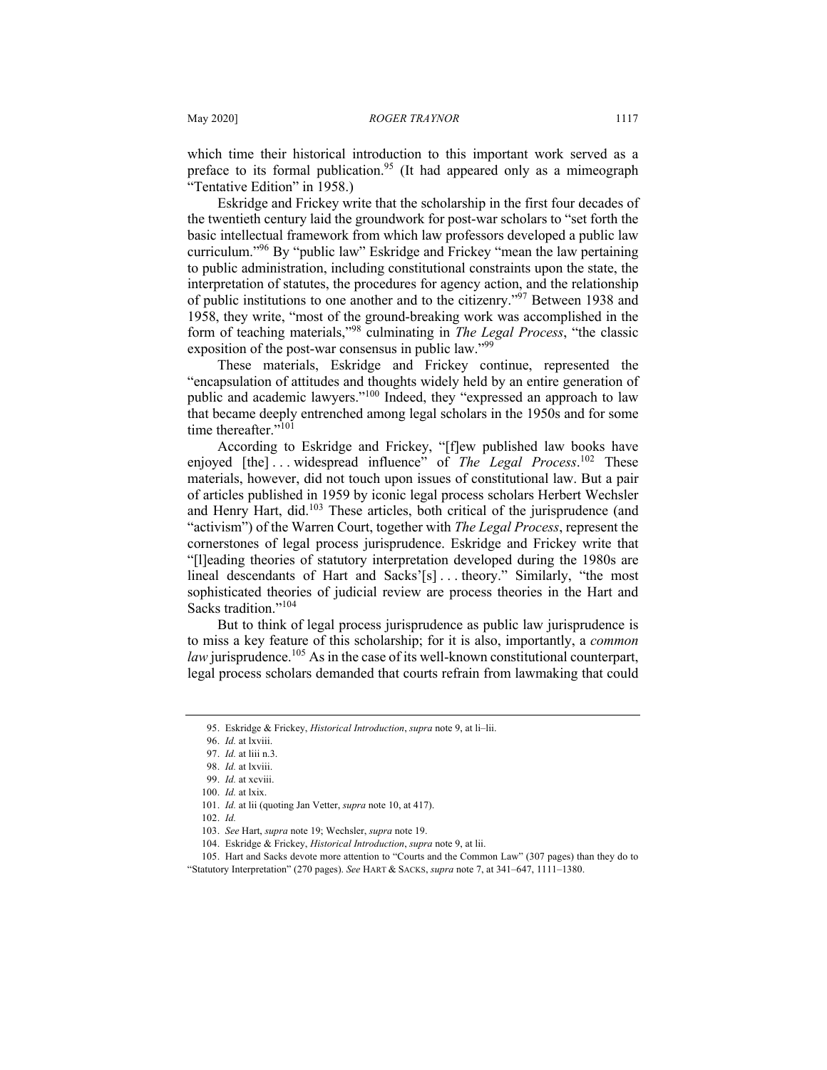which time their historical introduction to this important work served as a preface to its formal publication.[95] (It had appeared only as a mimeograph "Tentative Edition" in 1958.)

Eskridge and Frickey write that the scholarship in the first four decades of the twentieth century laid the groundwork for post-war scholars to "set forth the basic intellectual framework from which law professors developed a public law curriculum."[96] By "public law" Eskridge and Frickey "mean the law pertaining to public administration, including constitutional constraints upon the state, the interpretation of statutes, the procedures for agency action, and the relationship of public institutions to one another and to the citizenry."[97] Between 1938 and 1958, they write, "most of the ground-breaking work was accomplished in the form of teaching materials,"[98] culminating in *The Legal Process*, "the classic exposition of the post-war consensus in public law."[99]

These materials, Eskridge and Frickey continue, represented the "encapsulation of attitudes and thoughts widely held by an entire generation of public and academic lawyers."[100] Indeed, they "expressed an approach to law that became deeply entrenched among legal scholars in the 1950s and for some time thereafter."[101]

According to Eskridge and Frickey, "[f]ew published law books have enjoyed [the] . . . widespread influence" of *The Legal Process*.[102] These materials, however, did not touch upon issues of constitutional law. But a pair of articles published in 1959 by iconic legal process scholars Herbert Wechsler and Henry Hart, did.[103] These articles, both critical of the jurisprudence (and "activism") of the Warren Court, together with *The Legal Process*, represent the cornerstones of legal process jurisprudence. Eskridge and Frickey write that "[l]eading theories of statutory interpretation developed during the 1980s are lineal descendants of Hart and Sacks'[s] . . . theory." Similarly, "the most sophisticated theories of judicial review are process theories in the Hart and Sacks tradition."[104]

But to think of legal process jurisprudence as public law jurisprudence is to miss a key feature of this scholarship; for it is also, importantly, a *common law* jurisprudence.[105] As in the case of its well-known constitutional counterpart, legal process scholars demanded that courts refrain from lawmaking that could

---

95. Eskridge & Frickey, *Historical Introduction*, *supra* note 9, at li–lii.

96. *Id.* at lxviii.

97. *Id.* at liii n.3.

98. *Id.* at lxviii.

99. *Id.* at xcviii.

100. *Id.* at lxix.

101. *Id.* at lii (quoting Jan Vetter, *supra* note 10, at 417).

102. *Id.*

103. *See* Hart, *supra* note 19; Wechsler, *supra* note 19.

104. Eskridge & Frickey, *Historical Introduction*, *supra* note 9, at lii.

105. Hart and Sacks devote more attention to "Courts and the Common Law" (307 pages) than they do to "Statutory Interpretation" (270 pages). *See* HART & SACKS, *supra* note 7, at 341–647, 1111–1380.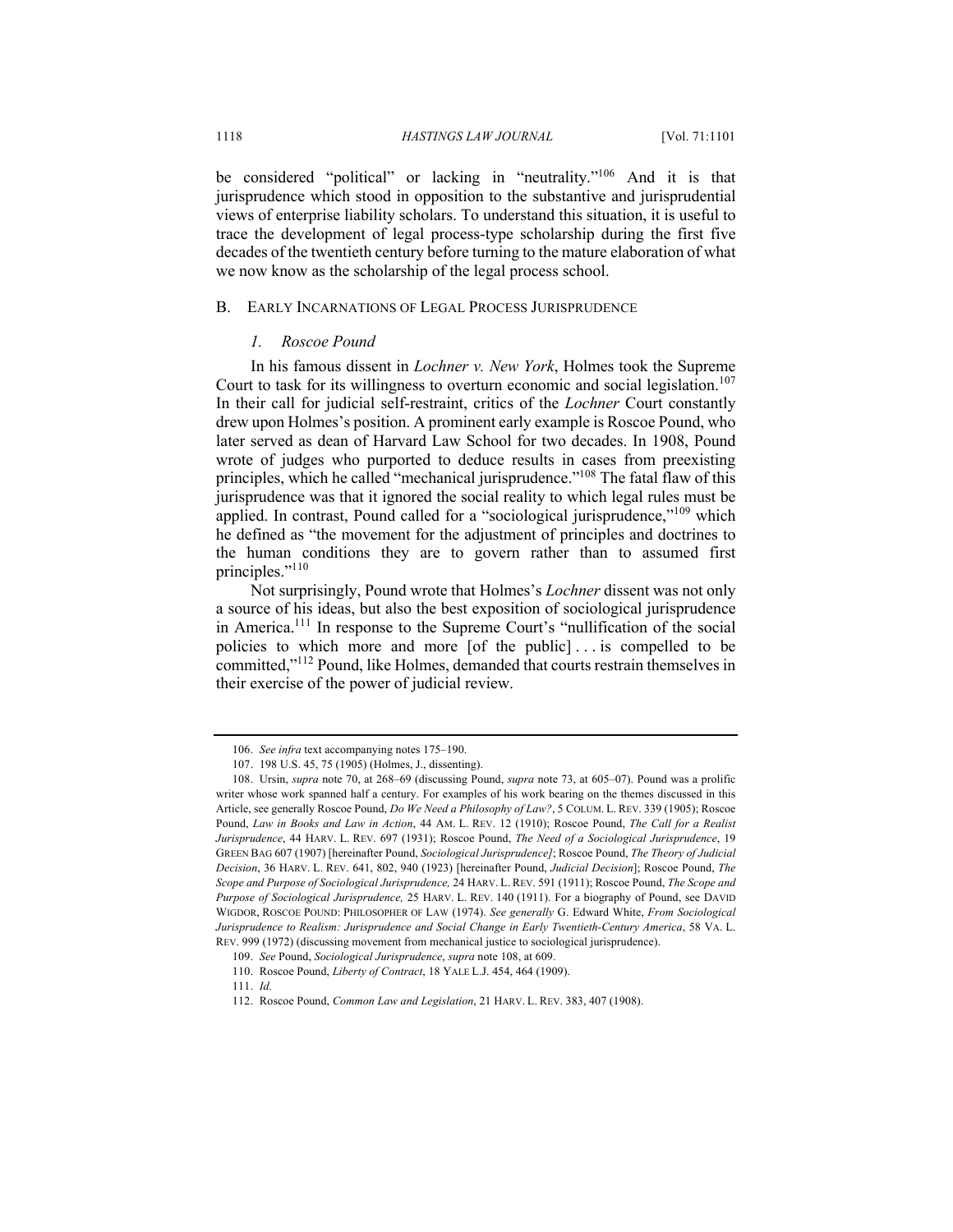be considered "political" or lacking in "neutrality."[106] And it is that jurisprudence which stood in opposition to the substantive and jurisprudential views of enterprise liability scholars. To understand this situation, it is useful to trace the development of legal process-type scholarship during the first five decades of the twentieth century before turning to the mature elaboration of what we now know as the scholarship of the legal process school.

## B. Early Incarnations of Legal Process Jurisprudence

### *1. Roscoe Pound*

In his famous dissent in *Lochner v. New York*, Holmes took the Supreme Court to task for its willingness to overturn economic and social legislation.[107] In their call for judicial self-restraint, critics of the *Lochner* Court constantly drew upon Holmes's position. A prominent early example is Roscoe Pound, who later served as dean of Harvard Law School for two decades. In 1908, Pound wrote of judges who purported to deduce results in cases from preexisting principles, which he called "mechanical jurisprudence."[108] The fatal flaw of this jurisprudence was that it ignored the social reality to which legal rules must be applied. In contrast, Pound called for a "sociological jurisprudence,"[109] which he defined as "the movement for the adjustment of principles and doctrines to the human conditions they are to govern rather than to assumed first principles."[110]

Not surprisingly, Pound wrote that Holmes's *Lochner* dissent was not only a source of his ideas, but also the best exposition of sociological jurisprudence in America.[111] In response to the Supreme Court's "nullification of the social policies to which more and more [of the public] . . . is compelled to be committed,"[112] Pound, like Holmes, demanded that courts restrain themselves in their exercise of the power of judicial review.

---

106. *See infra* text accompanying notes 175–190.

107. 198 U.S. 45, 75 (1905) (Holmes, J., dissenting).

108. Ursin, *supra* note 70, at 268–69 (discussing Pound, *supra* note 73, at 605–07). Pound was a prolific writer whose work spanned half a century. For examples of his work bearing on the themes discussed in this Article, see generally Roscoe Pound, *Do We Need a Philosophy of Law?*, 5 COLUM. L. REV. 339 (1905); Roscoe Pound, *Law in Books and Law in Action*, 44 AM. L. REV. 12 (1910); Roscoe Pound, *The Call for a Realist Jurisprudence*, 44 HARV. L. REV. 697 (1931); Roscoe Pound, *The Need of a Sociological Jurisprudence*, 19 GREEN BAG 607 (1907) [hereinafter Pound, *Sociological Jurisprudence]*; Roscoe Pound, *The Theory of Judicial Decision*, 36 HARV. L. REV. 641, 802, 940 (1923) [hereinafter Pound, *Judicial Decision*]; Roscoe Pound, *The Scope and Purpose of Sociological Jurisprudence,* 24 HARV. L. REV. 591 (1911); Roscoe Pound, *The Scope and Purpose of Sociological Jurisprudence,* 25 HARV. L. REV. 140 (1911). For a biography of Pound, see DAVID WIGDOR, ROSCOE POUND: PHILOSOPHER OF LAW (1974). *See generally* G. Edward White, *From Sociological Jurisprudence to Realism: Jurisprudence and Social Change in Early Twentieth-Century America*, 58 VA. L. REV. 999 (1972) (discussing movement from mechanical justice to sociological jurisprudence).

109. *See* Pound, *Sociological Jurisprudence*, *supra* note 108, at 609.

110. Roscoe Pound, *Liberty of Contract*, 18 YALE L.J. 454, 464 (1909).

111. *Id.*

112. Roscoe Pound, *Common Law and Legislation*, 21 HARV. L. REV. 383, 407 (1908).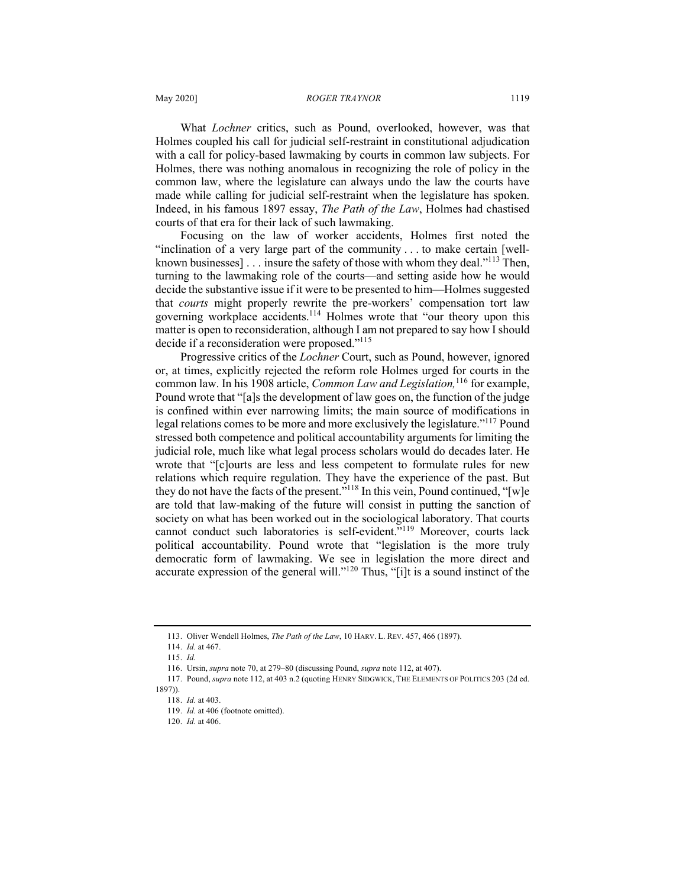What *Lochner* critics, such as Pound, overlooked, however, was that Holmes coupled his call for judicial self-restraint in constitutional adjudication with a call for policy-based lawmaking by courts in common law subjects. For Holmes, there was nothing anomalous in recognizing the role of policy in the common law, where the legislature can always undo the law the courts have made while calling for judicial self-restraint when the legislature has spoken. Indeed, in his famous 1897 essay, *The Path of the Law*, Holmes had chastised courts of that era for their lack of such lawmaking.

Focusing on the law of worker accidents, Holmes first noted the "inclination of a very large part of the community . . . to make certain [well-known businesses] . . . insure the safety of those with whom they deal."[113] Then, turning to the lawmaking role of the courts—and setting aside how he would decide the substantive issue if it were to be presented to him—Holmes suggested that *courts* might properly rewrite the pre-workers' compensation tort law governing workplace accidents.[114] Holmes wrote that "our theory upon this matter is open to reconsideration, although I am not prepared to say how I should decide if a reconsideration were proposed."[115]

Progressive critics of the *Lochner* Court, such as Pound, however, ignored or, at times, explicitly rejected the reform role Holmes urged for courts in the common law. In his 1908 article, *Common Law and Legislation,*[116] for example, Pound wrote that "[a]s the development of law goes on, the function of the judge is confined within ever narrowing limits; the main source of modifications in legal relations comes to be more and more exclusively the legislature."[117] Pound stressed both competence and political accountability arguments for limiting the judicial role, much like what legal process scholars would do decades later. He wrote that "[c]ourts are less and less competent to formulate rules for new relations which require regulation. They have the experience of the past. But they do not have the facts of the present."[118] In this vein, Pound continued, "[w]e are told that law-making of the future will consist in putting the sanction of society on what has been worked out in the sociological laboratory. That courts cannot conduct such laboratories is self-evident."[119] Moreover, courts lack political accountability. Pound wrote that "legislation is the more truly democratic form of lawmaking. We see in legislation the more direct and accurate expression of the general will."[120] Thus, "[i]t is a sound instinct of the

---

113. Oliver Wendell Holmes, *The Path of the Law*, 10 HARV. L. REV. 457, 466 (1897).

114. *Id.* at 467.

115. *Id.*

116. Ursin, *supra* note 70, at 279–80 (discussing Pound, *supra* note 112, at 407).

117. Pound, *supra* note 112, at 403 n.2 (quoting HENRY SIDGWICK, THE ELEMENTS OF POLITICS 203 (2d ed. 1897)).

118. *Id.* at 403.

119. *Id.* at 406 (footnote omitted).

120. *Id.* at 406.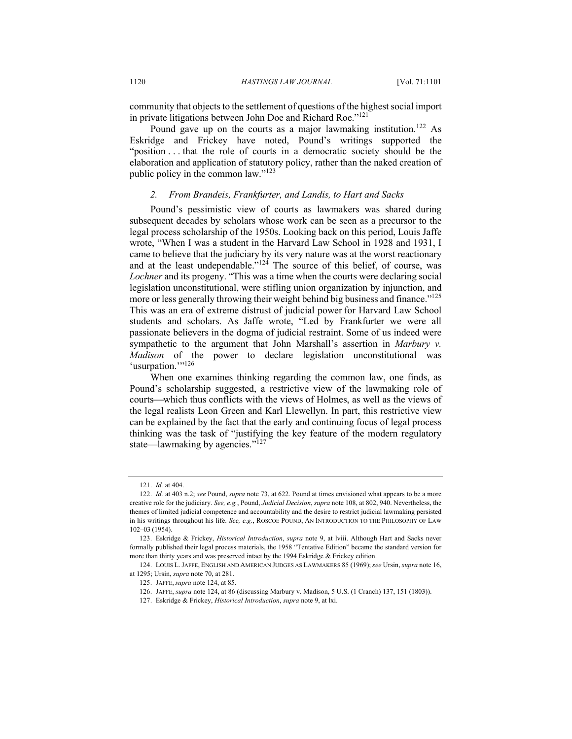community that objects to the settlement of questions of the highest social import in private litigations between John Doe and Richard Roe."[121]

Pound gave up on the courts as a major lawmaking institution.[122] As Eskridge and Frickey have noted, Pound's writings supported the "position . . . that the role of courts in a democratic society should be the elaboration and application of statutory policy, rather than the naked creation of public policy in the common law."[123]

### *2. From Brandeis, Frankfurter, and Landis, to Hart and Sacks*

Pound's pessimistic view of courts as lawmakers was shared during subsequent decades by scholars whose work can be seen as a precursor to the legal process scholarship of the 1950s. Looking back on this period, Louis Jaffe wrote, "When I was a student in the Harvard Law School in 1928 and 1931, I came to believe that the judiciary by its very nature was at the worst reactionary and at the least undependable."[124] The source of this belief, of course, was *Lochner* and its progeny. "This was a time when the courts were declaring social legislation unconstitutional, were stifling union organization by injunction, and more or less generally throwing their weight behind big business and finance."[125] This was an era of extreme distrust of judicial power for Harvard Law School students and scholars. As Jaffe wrote, "Led by Frankfurter we were all passionate believers in the dogma of judicial restraint. Some of us indeed were sympathetic to the argument that John Marshall's assertion in *Marbury v. Madison* of the power to declare legislation unconstitutional was 'usurpation.'"[126]

When one examines thinking regarding the common law, one finds, as Pound's scholarship suggested, a restrictive view of the lawmaking role of courts—which thus conflicts with the views of Holmes, as well as the views of the legal realists Leon Green and Karl Llewellyn. In part, this restrictive view can be explained by the fact that the early and continuing focus of legal process thinking was the task of "justifying the key feature of the modern regulatory state—lawmaking by agencies."[127]

---

121. *Id.* at 404.

122. *Id.* at 403 n.2; *see* Pound, *supra* note 73, at 622. Pound at times envisioned what appears to be a more creative role for the judiciary. *See, e.g.*, Pound, *Judicial Decision*, *supra* note 108, at 802, 940. Nevertheless, the themes of limited judicial competence and accountability and the desire to restrict judicial lawmaking persisted in his writings throughout his life. *See, e.g.*, ROSCOE POUND, AN INTRODUCTION TO THE PHILOSOPHY OF LAW 102–03 (1954).

123. Eskridge & Frickey, *Historical Introduction*, *supra* note 9, at lviii. Although Hart and Sacks never formally published their legal process materials, the 1958 "Tentative Edition" became the standard version for more than thirty years and was preserved intact by the 1994 Eskridge & Frickey edition.

124. LOUIS L. JAFFE, ENGLISH AND AMERICAN JUDGES AS LAWMAKERS 85 (1969); *see* Ursin, *supra* note 16, at 1295; Ursin, *supra* note 70, at 281.

125. JAFFE, *supra* note 124, at 85.

126. JAFFE, *supra* note 124, at 86 (discussing Marbury v. Madison, 5 U.S. (1 Cranch) 137, 151 (1803)).

127. Eskridge & Frickey, *Historical Introduction*, *supra* note 9, at lxi.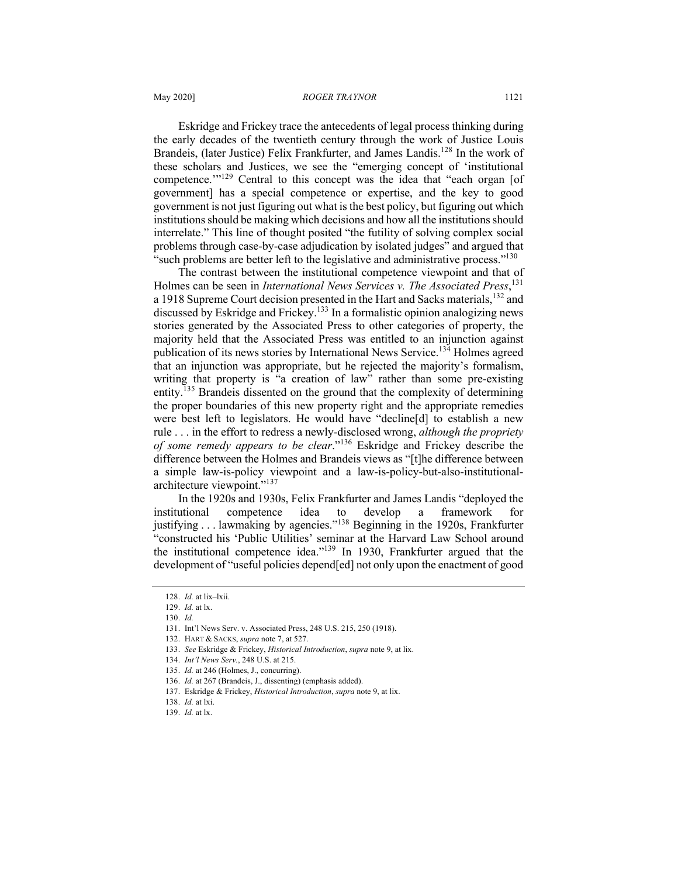Eskridge and Frickey trace the antecedents of legal process thinking during the early decades of the twentieth century through the work of Justice Louis Brandeis, (later Justice) Felix Frankfurter, and James Landis.[128] In the work of these scholars and Justices, we see the "emerging concept of 'institutional competence.'"[129] Central to this concept was the idea that "each organ [of government] has a special competence or expertise, and the key to good government is not just figuring out what is the best policy, but figuring out which institutions should be making which decisions and how all the institutions should interrelate." This line of thought posited "the futility of solving complex social problems through case-by-case adjudication by isolated judges" and argued that "such problems are better left to the legislative and administrative process."[130]

The contrast between the institutional competence viewpoint and that of Holmes can be seen in *International News Services v. The Associated Press*,[131] a 1918 Supreme Court decision presented in the Hart and Sacks materials,[132] and discussed by Eskridge and Frickey.[133] In a formalistic opinion analogizing news stories generated by the Associated Press to other categories of property, the majority held that the Associated Press was entitled to an injunction against publication of its news stories by International News Service.[134] Holmes agreed that an injunction was appropriate, but he rejected the majority's formalism, writing that property is "a creation of law" rather than some pre-existing entity.[135] Brandeis dissented on the ground that the complexity of determining the proper boundaries of this new property right and the appropriate remedies were best left to legislators. He would have "decline[d] to establish a new rule . . . in the effort to redress a newly-disclosed wrong, *although the propriety of some remedy appears to be clear*."[136] Eskridge and Frickey describe the difference between the Holmes and Brandeis views as "[t]he difference between a simple law-is-policy viewpoint and a law-is-policy-but-also-institutional-architecture viewpoint."[137]

In the 1920s and 1930s, Felix Frankfurter and James Landis "deployed the institutional competence idea to develop a framework for justifying . . . lawmaking by agencies."[138] Beginning in the 1920s, Frankfurter "constructed his 'Public Utilities' seminar at the Harvard Law School around the institutional competence idea."[139] In 1930, Frankfurter argued that the development of "useful policies depend[ed] not only upon the enactment of good

---

128. *Id.* at lix–lxii.

129. *Id.* at lx.

130. *Id.*

131. Int'l News Serv. v. Associated Press, 248 U.S. 215, 250 (1918).

132. HART & SACKS, *supra* note 7, at 527.

133. *See* Eskridge & Frickey, *Historical Introduction*, *supra* note 9, at lix.

134. *Int'l News Serv.*, 248 U.S. at 215.

135. *Id.* at 246 (Holmes, J., concurring).

136. *Id.* at 267 (Brandeis, J., dissenting) (emphasis added).

137. Eskridge & Frickey, *Historical Introduction*, *supra* note 9, at lix.

138. *Id.* at lxi.

139. *Id.* at lx.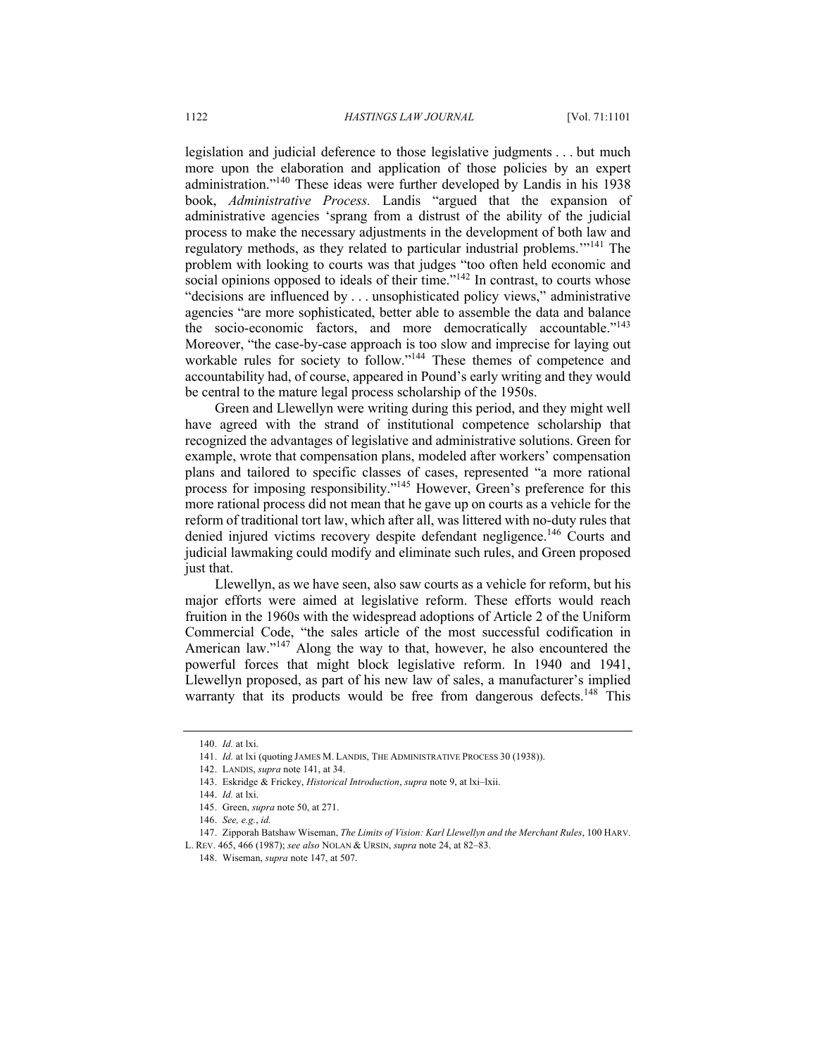legislation and judicial deference to those legislative judgments . . . but much more upon the elaboration and application of those policies by an expert administration."[140] These ideas were further developed by Landis in his 1938 book, *Administrative Process.* Landis "argued that the expansion of administrative agencies 'sprang from a distrust of the ability of the judicial process to make the necessary adjustments in the development of both law and regulatory methods, as they related to particular industrial problems.'"[141] The problem with looking to courts was that judges "too often held economic and social opinions opposed to ideals of their time."[142] In contrast, to courts whose "decisions are influenced by . . . unsophisticated policy views," administrative agencies "are more sophisticated, better able to assemble the data and balance the socio-economic factors, and more democratically accountable."[143] Moreover, "the case-by-case approach is too slow and imprecise for laying out workable rules for society to follow."[144] These themes of competence and accountability had, of course, appeared in Pound's early writing and they would be central to the mature legal process scholarship of the 1950s.

Green and Llewellyn were writing during this period, and they might well have agreed with the strand of institutional competence scholarship that recognized the advantages of legislative and administrative solutions. Green for example, wrote that compensation plans, modeled after workers' compensation plans and tailored to specific classes of cases, represented "a more rational process for imposing responsibility."[145] However, Green's preference for this more rational process did not mean that he gave up on courts as a vehicle for the reform of traditional tort law, which after all, was littered with no-duty rules that denied injured victims recovery despite defendant negligence.[146] Courts and judicial lawmaking could modify and eliminate such rules, and Green proposed just that.

Llewellyn, as we have seen, also saw courts as a vehicle for reform, but his major efforts were aimed at legislative reform. These efforts would reach fruition in the 1960s with the widespread adoptions of Article 2 of the Uniform Commercial Code, "the sales article of the most successful codification in American law."[147] Along the way to that, however, he also encountered the powerful forces that might block legislative reform. In 1940 and 1941, Llewellyn proposed, as part of his new law of sales, a manufacturer's implied warranty that its products would be free from dangerous defects.[148] This

---

140. *Id.* at lxi.

141. *Id.* at lxi (quoting JAMES M. LANDIS, THE ADMINISTRATIVE PROCESS 30 (1938)).

142. LANDIS, *supra* note 141, at 34.

143. Eskridge & Frickey, *Historical Introduction*, *supra* note 9, at lxi–lxii.

144. *Id.* at lxi.

145. Green, *supra* note 50, at 271.

146. *See, e.g.*, *id.*

147. Zipporah Batshaw Wiseman, *The Limits of Vision: Karl Llewellyn and the Merchant Rules*, 100 HARV. L. REV. 465, 466 (1987); *see also* NOLAN & URSIN, *supra* note 24, at 82–83.

148. Wiseman, *supra* note 147, at 507.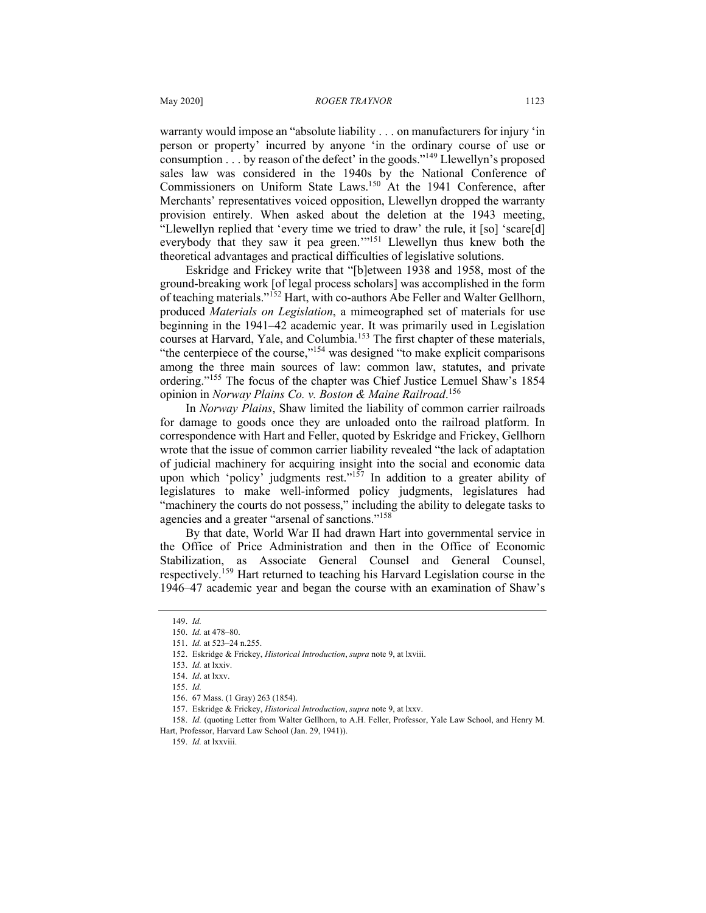warranty would impose an "absolute liability . . . on manufacturers for injury 'in person or property' incurred by anyone 'in the ordinary course of use or consumption . . . by reason of the defect' in the goods."[149] Llewellyn's proposed sales law was considered in the 1940s by the National Conference of Commissioners on Uniform State Laws.[150] At the 1941 Conference, after Merchants' representatives voiced opposition, Llewellyn dropped the warranty provision entirely. When asked about the deletion at the 1943 meeting, "Llewellyn replied that 'every time we tried to draw' the rule, it [so] 'scare[d] everybody that they saw it pea green.'"[151] Llewellyn thus knew both the theoretical advantages and practical difficulties of legislative solutions.

Eskridge and Frickey write that "[b]etween 1938 and 1958, most of the ground-breaking work [of legal process scholars] was accomplished in the form of teaching materials."[152] Hart, with co-authors Abe Feller and Walter Gellhorn, produced *Materials on Legislation*, a mimeographed set of materials for use beginning in the 1941–42 academic year. It was primarily used in Legislation courses at Harvard, Yale, and Columbia.[153] The first chapter of these materials, "the centerpiece of the course,"[154] was designed "to make explicit comparisons among the three main sources of law: common law, statutes, and private ordering."[155] The focus of the chapter was Chief Justice Lemuel Shaw's 1854 opinion in *Norway Plains Co. v. Boston & Maine Railroad*.[156]

In *Norway Plains*, Shaw limited the liability of common carrier railroads for damage to goods once they are unloaded onto the railroad platform. In correspondence with Hart and Feller, quoted by Eskridge and Frickey, Gellhorn wrote that the issue of common carrier liability revealed "the lack of adaptation of judicial machinery for acquiring insight into the social and economic data upon which 'policy' judgments rest."[157] In addition to a greater ability of legislatures to make well-informed policy judgments, legislatures had "machinery the courts do not possess," including the ability to delegate tasks to agencies and a greater "arsenal of sanctions."[158]

By that date, World War II had drawn Hart into governmental service in the Office of Price Administration and then in the Office of Economic Stabilization, as Associate General Counsel and General Counsel, respectively.[159] Hart returned to teaching his Harvard Legislation course in the 1946–47 academic year and began the course with an examination of Shaw's

---

149. *Id.*

150. *Id.* at 478–80.

151. *Id.* at 523–24 n.255.

152. Eskridge & Frickey, *Historical Introduction*, *supra* note 9, at lxviii.

153. *Id.* at lxxiv.

154. *Id*. at lxxv.

155. *Id.*

156. 67 Mass. (1 Gray) 263 (1854).

157. Eskridge & Frickey, *Historical Introduction*, *supra* note 9, at lxxv.

158. *Id.* (quoting Letter from Walter Gellhorn, to A.H. Feller, Professor, Yale Law School, and Henry M. Hart, Professor, Harvard Law School (Jan. 29, 1941)).

159. *Id.* at lxxviii.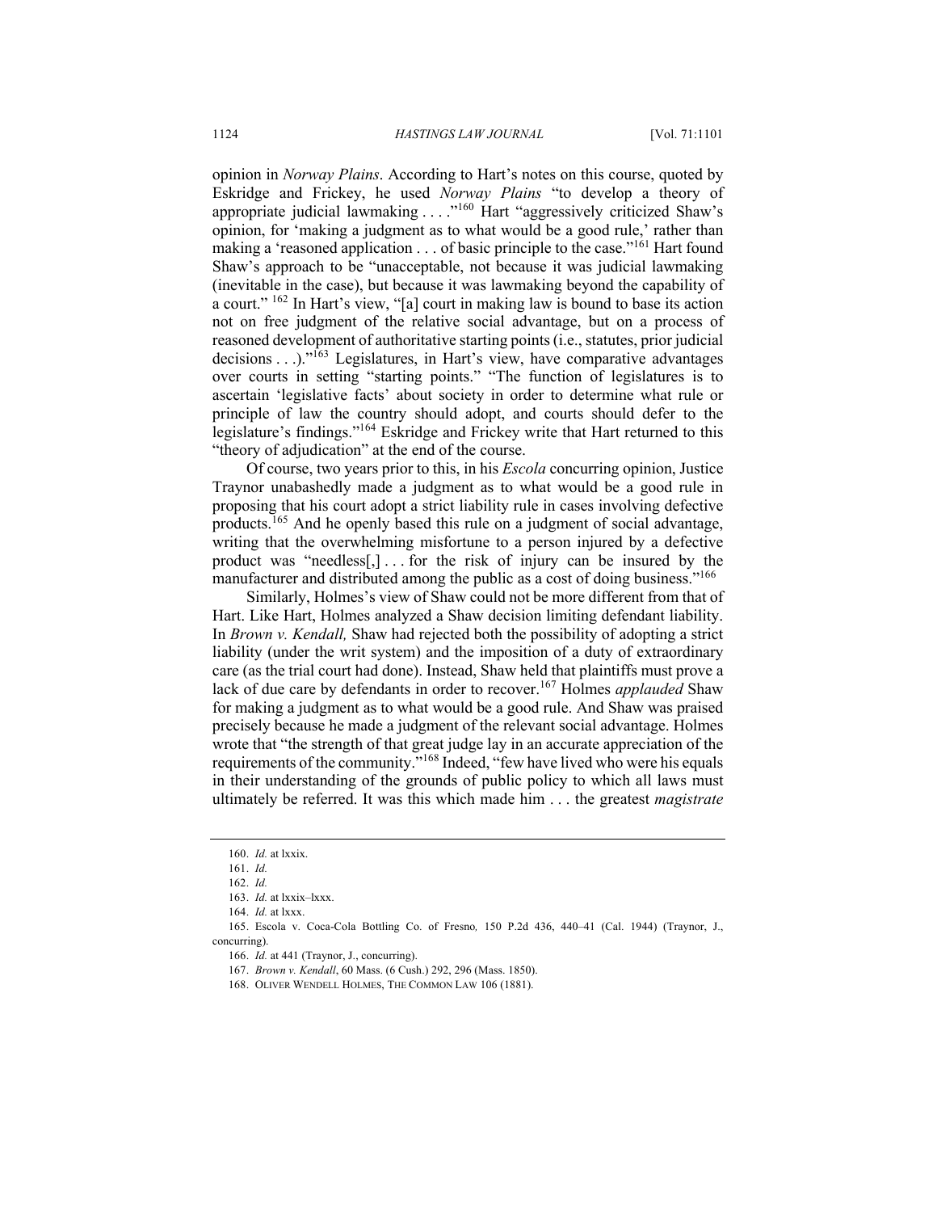opinion in *Norway Plains*. According to Hart's notes on this course, quoted by Eskridge and Frickey, he used *Norway Plains* "to develop a theory of appropriate judicial lawmaking . . . ."[160] Hart "aggressively criticized Shaw's opinion, for 'making a judgment as to what would be a good rule,' rather than making a 'reasoned application . . . of basic principle to the case."[161] Hart found Shaw's approach to be "unacceptable, not because it was judicial lawmaking (inevitable in the case), but because it was lawmaking beyond the capability of a court." [162] In Hart's view, "[a] court in making law is bound to base its action not on free judgment of the relative social advantage, but on a process of reasoned development of authoritative starting points (i.e., statutes, prior judicial decisions . . .)."[163] Legislatures, in Hart's view, have comparative advantages over courts in setting "starting points." "The function of legislatures is to ascertain 'legislative facts' about society in order to determine what rule or principle of law the country should adopt, and courts should defer to the legislature's findings."[164] Eskridge and Frickey write that Hart returned to this "theory of adjudication" at the end of the course.

Of course, two years prior to this, in his *Escola* concurring opinion, Justice Traynor unabashedly made a judgment as to what would be a good rule in proposing that his court adopt a strict liability rule in cases involving defective products.[165] And he openly based this rule on a judgment of social advantage, writing that the overwhelming misfortune to a person injured by a defective product was "needless[,] . . . for the risk of injury can be insured by the manufacturer and distributed among the public as a cost of doing business."[166]

Similarly, Holmes's view of Shaw could not be more different from that of Hart. Like Hart, Holmes analyzed a Shaw decision limiting defendant liability. In *Brown v. Kendall,* Shaw had rejected both the possibility of adopting a strict liability (under the writ system) and the imposition of a duty of extraordinary care (as the trial court had done). Instead, Shaw held that plaintiffs must prove a lack of due care by defendants in order to recover.[167] Holmes *applauded* Shaw for making a judgment as to what would be a good rule. And Shaw was praised precisely because he made a judgment of the relevant social advantage. Holmes wrote that "the strength of that great judge lay in an accurate appreciation of the requirements of the community."[168] Indeed, "few have lived who were his equals in their understanding of the grounds of public policy to which all laws must ultimately be referred. It was this which made him . . . the greatest *magistrate*

---

160. *Id.* at lxxix.

161. *Id.*

162. *Id.*

163. *Id.* at lxxix–lxxx.

164. *Id.* at lxxx.

165. Escola v. Coca-Cola Bottling Co. of Fresno*,* 150 P.2d 436, 440–41 (Cal. 1944) (Traynor, J., concurring).

166. *Id.* at 441 (Traynor, J., concurring).

167. *Brown v. Kendall*, 60 Mass. (6 Cush.) 292, 296 (Mass. 1850).

168. OLIVER WENDELL HOLMES, THE COMMON LAW 106 (1881).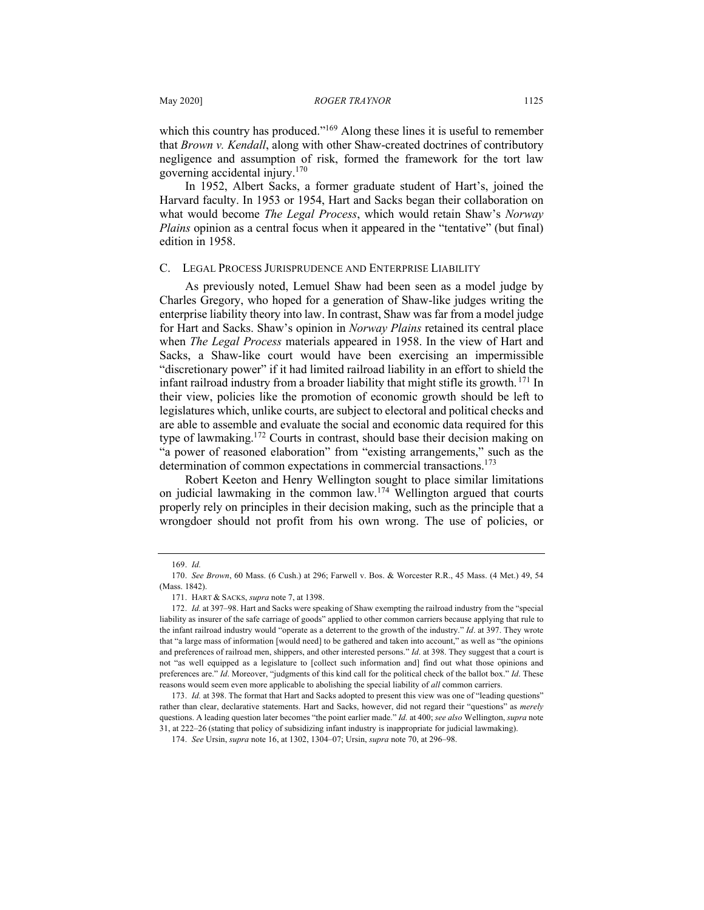which this country has produced."[169] Along these lines it is useful to remember that *Brown v. Kendall*, along with other Shaw-created doctrines of contributory negligence and assumption of risk, formed the framework for the tort law governing accidental injury.[170]

In 1952, Albert Sacks, a former graduate student of Hart's, joined the Harvard faculty. In 1953 or 1954, Hart and Sacks began their collaboration on what would become *The Legal Process*, which would retain Shaw's *Norway Plains* opinion as a central focus when it appeared in the "tentative" (but final) edition in 1958.

## C. Legal Process Jurisprudence and Enterprise Liability

As previously noted, Lemuel Shaw had been seen as a model judge by Charles Gregory, who hoped for a generation of Shaw-like judges writing the enterprise liability theory into law. In contrast, Shaw was far from a model judge for Hart and Sacks. Shaw's opinion in *Norway Plains* retained its central place when *The Legal Process* materials appeared in 1958. In the view of Hart and Sacks, a Shaw-like court would have been exercising an impermissible "discretionary power" if it had limited railroad liability in an effort to shield the infant railroad industry from a broader liability that might stifle its growth.[171] In their view, policies like the promotion of economic growth should be left to legislatures which, unlike courts, are subject to electoral and political checks and are able to assemble and evaluate the social and economic data required for this type of lawmaking.[172] Courts in contrast, should base their decision making on "a power of reasoned elaboration" from "existing arrangements," such as the determination of common expectations in commercial transactions.[173]

Robert Keeton and Henry Wellington sought to place similar limitations on judicial lawmaking in the common law.[174] Wellington argued that courts properly rely on principles in their decision making, such as the principle that a wrongdoer should not profit from his own wrong. The use of policies, or

---

169. *Id.*

170. *See Brown*, 60 Mass. (6 Cush.) at 296; Farwell v. Bos. & Worcester R.R., 45 Mass. (4 Met.) 49, 54 (Mass. 1842).

171. Hart & Sacks, *supra* note 7, at 1398.

172. *Id.* at 397–98. Hart and Sacks were speaking of Shaw exempting the railroad industry from the "special liability as insurer of the safe carriage of goods" applied to other common carriers because applying that rule to the infant railroad industry would "operate as a deterrent to the growth of the industry." *Id*. at 397. They wrote that "a large mass of information [would need] to be gathered and taken into account," as well as "the opinions and preferences of railroad men, shippers, and other interested persons." *Id*. at 398. They suggest that a court is not "as well equipped as a legislature to [collect such information and] find out what those opinions and preferences are." *Id*. Moreover, "judgments of this kind call for the political check of the ballot box." *Id*. These reasons would seem even more applicable to abolishing the special liability of *all* common carriers.

173. *Id.* at 398. The format that Hart and Sacks adopted to present this view was one of "leading questions" rather than clear, declarative statements. Hart and Sacks, however, did not regard their "questions" as *merely* questions. A leading question later becomes "the point earlier made." *Id.* at 400; *see also* Wellington, *supra* note 31, at 222–26 (stating that policy of subsidizing infant industry is inappropriate for judicial lawmaking).

174. *See* Ursin, *supra* note 16, at 1302, 1304–07; Ursin, *supra* note 70, at 296–98.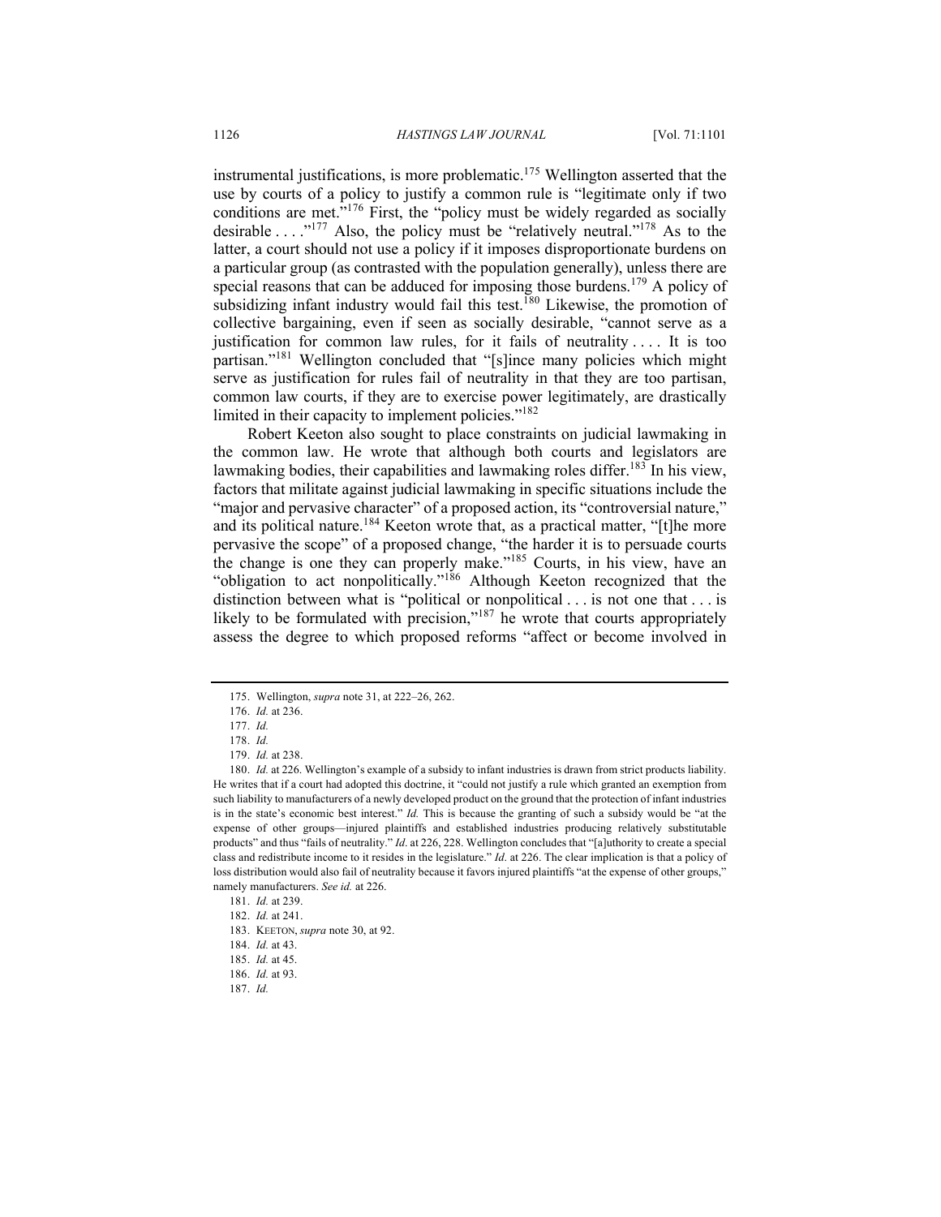instrumental justifications, is more problematic.[175] Wellington asserted that the use by courts of a policy to justify a common rule is "legitimate only if two conditions are met."[176] First, the "policy must be widely regarded as socially desirable . . . ."[177] Also, the policy must be "relatively neutral."[178] As to the latter, a court should not use a policy if it imposes disproportionate burdens on a particular group (as contrasted with the population generally), unless there are special reasons that can be adduced for imposing those burdens.[179] A policy of subsidizing infant industry would fail this test.[180] Likewise, the promotion of collective bargaining, even if seen as socially desirable, "cannot serve as a justification for common law rules, for it fails of neutrality . . . . It is too partisan."[181] Wellington concluded that "[s]ince many policies which might serve as justification for rules fail of neutrality in that they are too partisan, common law courts, if they are to exercise power legitimately, are drastically limited in their capacity to implement policies."[182]

Robert Keeton also sought to place constraints on judicial lawmaking in the common law. He wrote that although both courts and legislators are lawmaking bodies, their capabilities and lawmaking roles differ.[183] In his view, factors that militate against judicial lawmaking in specific situations include the "major and pervasive character" of a proposed action, its "controversial nature," and its political nature.[184] Keeton wrote that, as a practical matter, "[t]he more pervasive the scope" of a proposed change, "the harder it is to persuade courts the change is one they can properly make."[185] Courts, in his view, have an "obligation to act nonpolitically."[186] Although Keeton recognized that the distinction between what is "political or nonpolitical . . . is not one that . . . is likely to be formulated with precision,"[187] he wrote that courts appropriately assess the degree to which proposed reforms "affect or become involved in

---

175. Wellington, *supra* note 31, at 222–26, 262.

176. *Id.* at 236.

177. *Id.*

178. *Id.*

179. *Id.* at 238.

180. *Id.* at 226. Wellington's example of a subsidy to infant industries is drawn from strict products liability. He writes that if a court had adopted this doctrine, it "could not justify a rule which granted an exemption from such liability to manufacturers of a newly developed product on the ground that the protection of infant industries is in the state's economic best interest." *Id.* This is because the granting of such a subsidy would be "at the expense of other groups—injured plaintiffs and established industries producing relatively substitutable products" and thus "fails of neutrality." *Id*. at 226, 228. Wellington concludes that "[a]uthority to create a special class and redistribute income to it resides in the legislature." *Id*. at 226. The clear implication is that a policy of loss distribution would also fail of neutrality because it favors injured plaintiffs "at the expense of other groups," namely manufacturers. *See id.* at 226.

181. *Id.* at 239.

182. *Id.* at 241.

183. KEETON, *supra* note 30, at 92.

184. *Id.* at 43.

185. *Id.* at 45.

186. *Id.* at 93.

187. *Id.*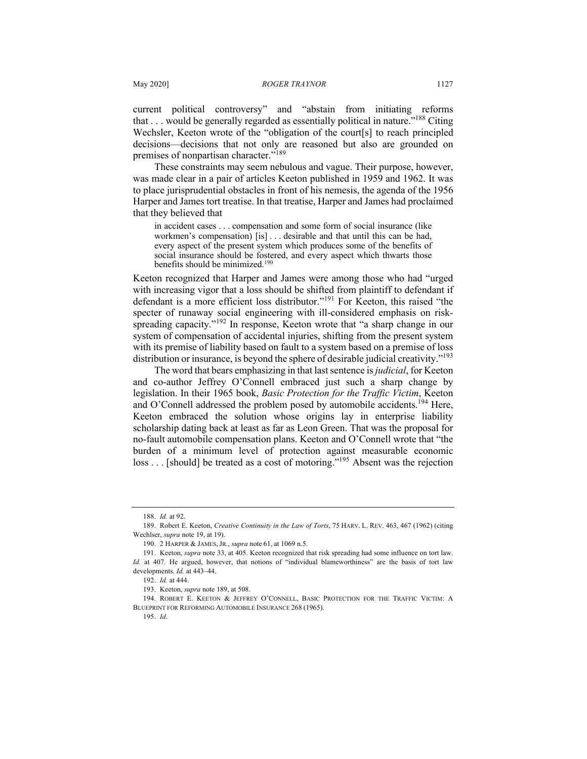current political controversy" and "abstain from initiating reforms that . . . would be generally regarded as essentially political in nature."[188] Citing Wechsler, Keeton wrote of the "obligation of the court[s] to reach principled decisions—decisions that not only are reasoned but also are grounded on premises of nonpartisan character."[189]

These constraints may seem nebulous and vague. Their purpose, however, was made clear in a pair of articles Keeton published in 1959 and 1962. It was to place jurisprudential obstacles in front of his nemesis, the agenda of the 1956 Harper and James tort treatise. In that treatise, Harper and James had proclaimed that they believed that

> in accident cases . . . compensation and some form of social insurance (like workmen's compensation) [is] . . . desirable and that until this can be had, every aspect of the present system which produces some of the benefits of social insurance should be fostered, and every aspect which thwarts those benefits should be minimized.[190]

Keeton recognized that Harper and James were among those who had "urged with increasing vigor that a loss should be shifted from plaintiff to defendant if defendant is a more efficient loss distributor."[191] For Keeton, this raised "the specter of runaway social engineering with ill-considered emphasis on risk-spreading capacity."[192] In response, Keeton wrote that "a sharp change in our system of compensation of accidental injuries, shifting from the present system with its premise of liability based on fault to a system based on a premise of loss distribution or insurance, is beyond the sphere of desirable judicial creativity."[193]

The word that bears emphasizing in that last sentence is *judicial*, for Keeton and co-author Jeffrey O'Connell embraced just such a sharp change by legislation. In their 1965 book, *Basic Protection for the Traffic Victim*, Keeton and O'Connell addressed the problem posed by automobile accidents.[194] Here, Keeton embraced the solution whose origins lay in enterprise liability scholarship dating back at least as far as Leon Green. That was the proposal for no-fault automobile compensation plans. Keeton and O'Connell wrote that "the burden of a minimum level of protection against measurable economic loss . . . [should] be treated as a cost of motoring."[195] Absent was the rejection

---

188. *Id.* at 92.

189. Robert E. Keeton, *Creative Continuity in the Law of Torts*, 75 HARV. L. REV. 463, 467 (1962) (citing Wechlser, *supra* note 19, at 19).

190. 2 HARPER & JAMES, JR., *supra* note 61, at 1069 n.5.

191. Keeton, *supra* note 33, at 405. Keeton recognized that risk spreading had some influence on tort law. *Id.* at 407. He argued, however, that notions of "individual blameworthiness" are the basis of tort law developments. *Id.* at 443–44.

192. *Id.* at 444.

193. Keeton, *supra* note 189, at 508.

194. ROBERT E. KEETON & JEFFREY O'CONNELL, BASIC PROTECTION FOR THE TRAFFIC VICTIM: A BLUEPRINT FOR REFORMING AUTOMOBILE INSURANCE 268 (1965).

195. *Id*.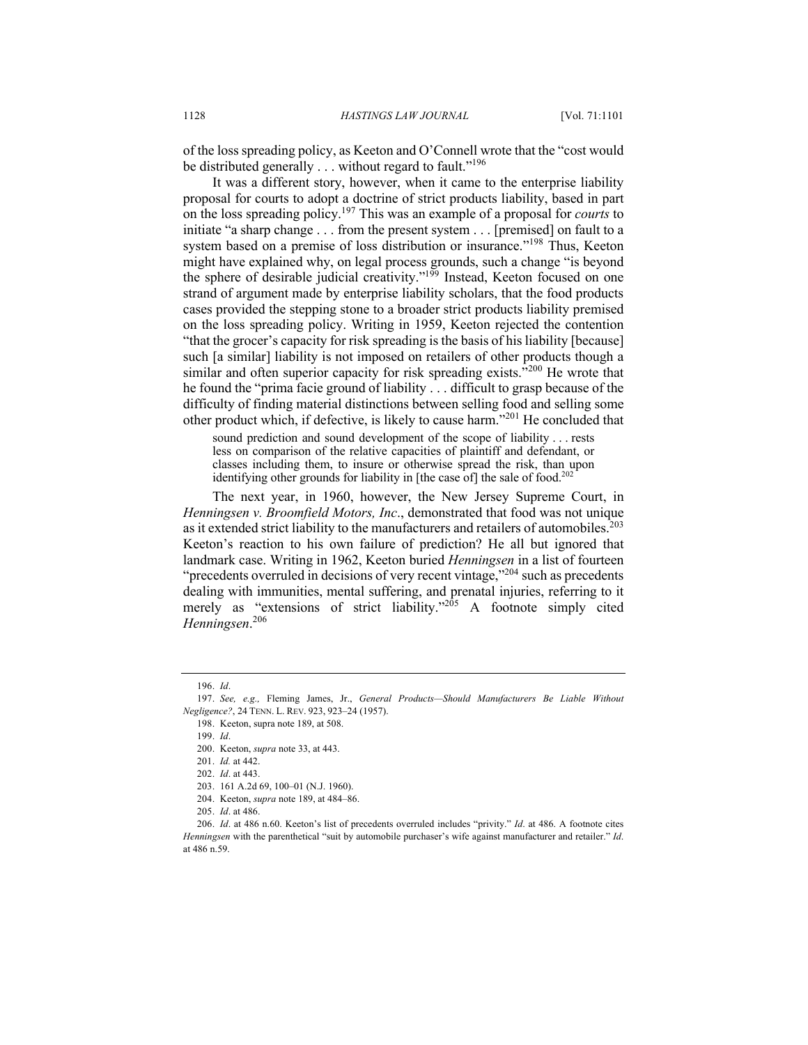of the loss spreading policy, as Keeton and O'Connell wrote that the "cost would be distributed generally . . . without regard to fault."[196]

It was a different story, however, when it came to the enterprise liability proposal for courts to adopt a doctrine of strict products liability, based in part on the loss spreading policy.[197] This was an example of a proposal for *courts* to initiate "a sharp change . . . from the present system . . . [premised] on fault to a system based on a premise of loss distribution or insurance."[198] Thus, Keeton might have explained why, on legal process grounds, such a change "is beyond the sphere of desirable judicial creativity."[199] Instead, Keeton focused on one strand of argument made by enterprise liability scholars, that the food products cases provided the stepping stone to a broader strict products liability premised on the loss spreading policy. Writing in 1959, Keeton rejected the contention "that the grocer's capacity for risk spreading is the basis of his liability [because] such [a similar] liability is not imposed on retailers of other products though a similar and often superior capacity for risk spreading exists."[200] He wrote that he found the "prima facie ground of liability . . . difficult to grasp because of the difficulty of finding material distinctions between selling food and selling some other product which, if defective, is likely to cause harm."[201] He concluded that

> sound prediction and sound development of the scope of liability . . . rests less on comparison of the relative capacities of plaintiff and defendant, or classes including them, to insure or otherwise spread the risk, than upon identifying other grounds for liability in [the case of] the sale of food.[202]

The next year, in 1960, however, the New Jersey Supreme Court, in *Henningsen v. Broomfield Motors, Inc*., demonstrated that food was not unique as it extended strict liability to the manufacturers and retailers of automobiles.[203] Keeton's reaction to his own failure of prediction? He all but ignored that landmark case. Writing in 1962, Keeton buried *Henningsen* in a list of fourteen "precedents overruled in decisions of very recent vintage,"[204] such as precedents dealing with immunities, mental suffering, and prenatal injuries, referring to it merely as "extensions of strict liability."[205] A footnote simply cited *Henningsen*.[206]

---

196. *Id*.

197. *See, e.g.,* Fleming James, Jr., *General Products—Should Manufacturers Be Liable Without Negligence?*, 24 TENN. L. REV. 923, 923–24 (1957).

198. Keeton, supra note 189, at 508.

199. *Id*.

200. Keeton, *supra* note 33, at 443.

201. *Id.* at 442.

202. *Id*. at 443.

203. 161 A.2d 69, 100–01 (N.J. 1960).

204. Keeton, *supra* note 189, at 484–86.

205. *Id*. at 486.

206. *Id*. at 486 n.60. Keeton's list of precedents overruled includes "privity." *Id*. at 486. A footnote cites *Henningsen* with the parenthetical "suit by automobile purchaser's wife against manufacturer and retailer." *Id*. at 486 n.59.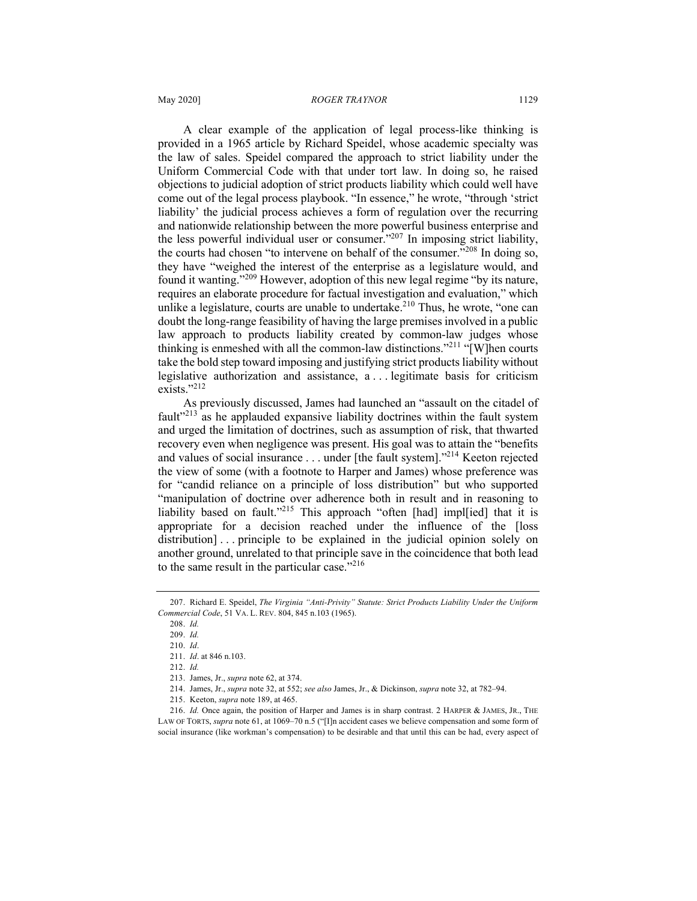A clear example of the application of legal process-like thinking is provided in a 1965 article by Richard Speidel, whose academic specialty was the law of sales. Speidel compared the approach to strict liability under the Uniform Commercial Code with that under tort law. In doing so, he raised objections to judicial adoption of strict products liability which could well have come out of the legal process playbook. "In essence," he wrote, "through 'strict liability' the judicial process achieves a form of regulation over the recurring and nationwide relationship between the more powerful business enterprise and the less powerful individual user or consumer."[207] In imposing strict liability, the courts had chosen "to intervene on behalf of the consumer."[208] In doing so, they have "weighed the interest of the enterprise as a legislature would, and found it wanting."[209] However, adoption of this new legal regime "by its nature, requires an elaborate procedure for factual investigation and evaluation," which unlike a legislature, courts are unable to undertake.[210] Thus, he wrote, "one can doubt the long-range feasibility of having the large premises involved in a public law approach to products liability created by common-law judges whose thinking is enmeshed with all the common-law distinctions."[211] "[W]hen courts take the bold step toward imposing and justifying strict products liability without legislative authorization and assistance, a . . . legitimate basis for criticism exists."[212]

As previously discussed, James had launched an "assault on the citadel of fault"[213] as he applauded expansive liability doctrines within the fault system and urged the limitation of doctrines, such as assumption of risk, that thwarted recovery even when negligence was present. His goal was to attain the "benefits and values of social insurance . . . under [the fault system]."[214] Keeton rejected the view of some (with a footnote to Harper and James) whose preference was for "candid reliance on a principle of loss distribution" but who supported "manipulation of doctrine over adherence both in result and in reasoning to liability based on fault."[215] This approach "often [had] impl[ied] that it is appropriate for a decision reached under the influence of the [loss distribution] . . . principle to be explained in the judicial opinion solely on another ground, unrelated to that principle save in the coincidence that both lead to the same result in the particular case."[216]

---

207. Richard E. Speidel, *The Virginia "Anti-Privity" Statute: Strict Products Liability Under the Uniform Commercial Code*, 51 VA. L. REV. 804, 845 n.103 (1965).

208. *Id.*

209. *Id.*

210. *Id*.

211. *Id*. at 846 n.103.

212. *Id.*

213. James, Jr., *supra* note 62, at 374.

214. James, Jr., *supra* note 32, at 552; *see also* James, Jr., & Dickinson, *supra* note 32, at 782–94.

215. Keeton, *supra* note 189, at 465.

216. *Id.* Once again, the position of Harper and James is in sharp contrast. 2 HARPER & JAMES, JR., THE LAW OF TORTS, *supra* note 61, at 1069–70 n.5 ("[I]n accident cases we believe compensation and some form of social insurance (like workman's compensation) to be desirable and that until this can be had, every aspect of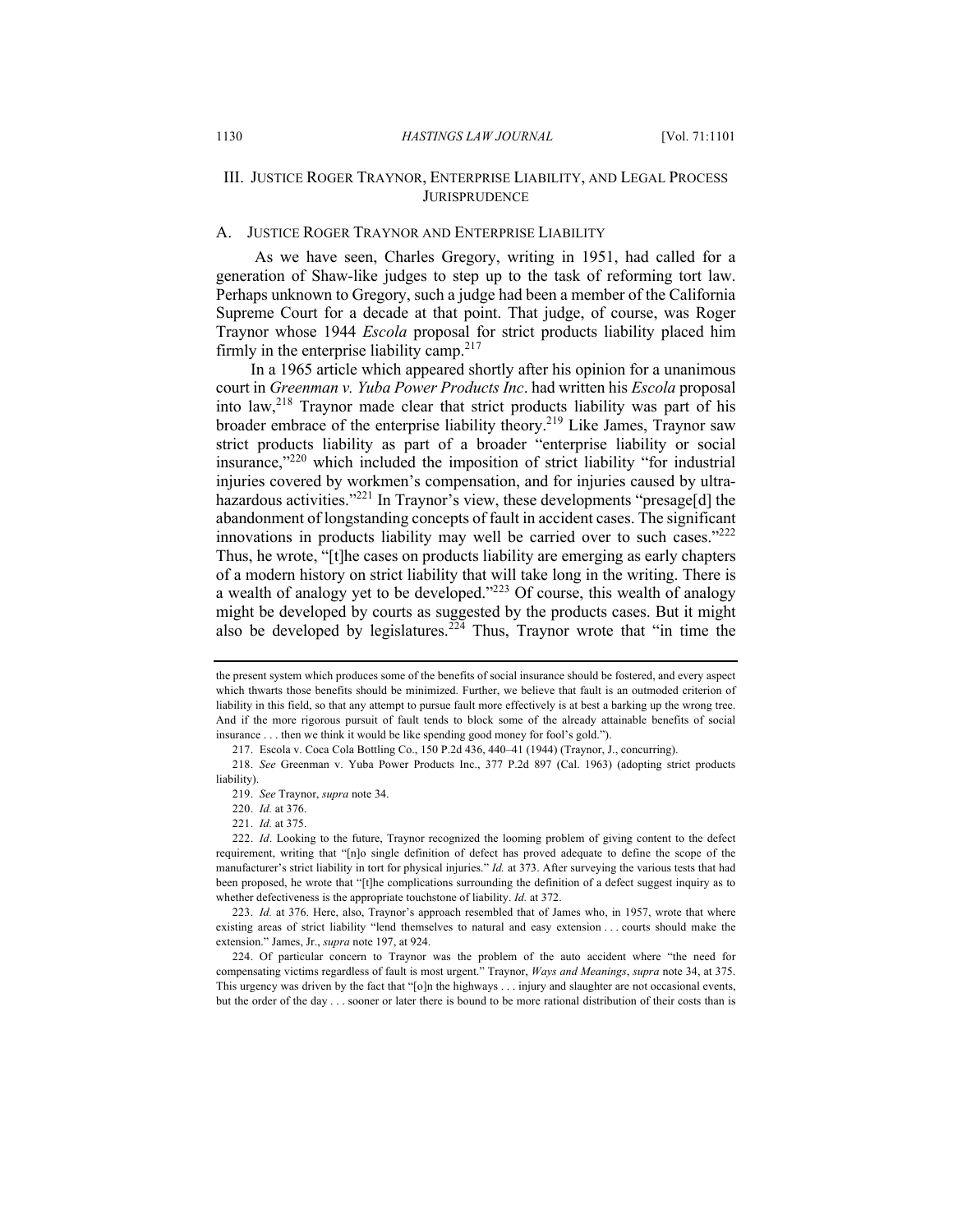## III. Justice Roger Traynor, Enterprise Liability, and Legal Process Jurisprudence

### A. Justice Roger Traynor and Enterprise Liability

As we have seen, Charles Gregory, writing in 1951, had called for a generation of Shaw-like judges to step up to the task of reforming tort law. Perhaps unknown to Gregory, such a judge had been a member of the California Supreme Court for a decade at that point. That judge, of course, was Roger Traynor whose 1944 *Escola* proposal for strict products liability placed him firmly in the enterprise liability camp.[217]

In a 1965 article which appeared shortly after his opinion for a unanimous court in *Greenman v. Yuba Power Products Inc*. had written his *Escola* proposal into law,[218] Traynor made clear that strict products liability was part of his broader embrace of the enterprise liability theory.[219] Like James, Traynor saw strict products liability as part of a broader "enterprise liability or social insurance,"[220] which included the imposition of strict liability "for industrial injuries covered by workmen's compensation, and for injuries caused by ultra-hazardous activities."[221] In Traynor's view, these developments "presage[d] the abandonment of longstanding concepts of fault in accident cases. The significant innovations in products liability may well be carried over to such cases."[222] Thus, he wrote, "[t]he cases on products liability are emerging as early chapters of a modern history on strict liability that will take long in the writing. There is a wealth of analogy yet to be developed."[223] Of course, this wealth of analogy might be developed by courts as suggested by the products cases. But it might also be developed by legislatures.[224] Thus, Traynor wrote that "in time the

---

the present system which produces some of the benefits of social insurance should be fostered, and every aspect which thwarts those benefits should be minimized. Further, we believe that fault is an outmoded criterion of liability in this field, so that any attempt to pursue fault more effectively is at best a barking up the wrong tree. And if the more rigorous pursuit of fault tends to block some of the already attainable benefits of social insurance . . . then we think it would be like spending good money for fool's gold.").

217. Escola v. Coca Cola Bottling Co., 150 P.2d 436, 440–41 (1944) (Traynor, J., concurring).

218. *See* Greenman v. Yuba Power Products Inc., 377 P.2d 897 (Cal. 1963) (adopting strict products liability).

219. *See* Traynor, *supra* note 34.

220. *Id.* at 376.

221. *Id.* at 375.

222. *Id*. Looking to the future, Traynor recognized the looming problem of giving content to the defect requirement, writing that "[n]o single definition of defect has proved adequate to define the scope of the manufacturer's strict liability in tort for physical injuries." *Id.* at 373. After surveying the various tests that had been proposed, he wrote that "[t]he complications surrounding the definition of a defect suggest inquiry as to whether defectiveness is the appropriate touchstone of liability. *Id.* at 372.

223. *Id.* at 376. Here, also, Traynor's approach resembled that of James who, in 1957, wrote that where existing areas of strict liability "lend themselves to natural and easy extension . . . courts should make the extension." James, Jr., *supra* note 197, at 924.

224. Of particular concern to Traynor was the problem of the auto accident where "the need for compensating victims regardless of fault is most urgent." Traynor, *Ways and Meanings*, *supra* note 34, at 375. This urgency was driven by the fact that "[o]n the highways . . . injury and slaughter are not occasional events, but the order of the day . . . sooner or later there is bound to be more rational distribution of their costs than is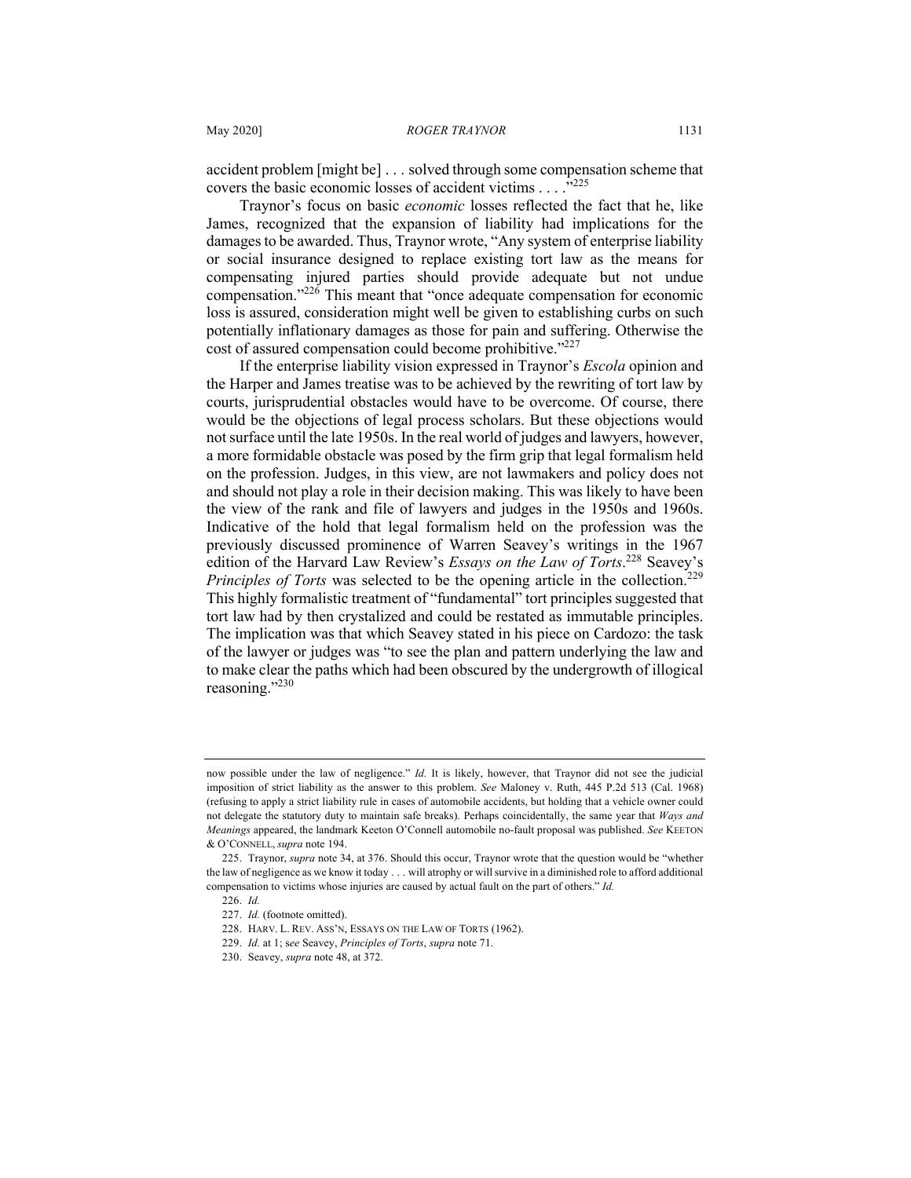accident problem [might be] . . . solved through some compensation scheme that covers the basic economic losses of accident victims . . . ."[225]

Traynor's focus on basic *economic* losses reflected the fact that he, like James, recognized that the expansion of liability had implications for the damages to be awarded. Thus, Traynor wrote, "Any system of enterprise liability or social insurance designed to replace existing tort law as the means for compensating injured parties should provide adequate but not undue compensation."[226] This meant that "once adequate compensation for economic loss is assured, consideration might well be given to establishing curbs on such potentially inflationary damages as those for pain and suffering. Otherwise the cost of assured compensation could become prohibitive."[227]

If the enterprise liability vision expressed in Traynor's *Escola* opinion and the Harper and James treatise was to be achieved by the rewriting of tort law by courts, jurisprudential obstacles would have to be overcome. Of course, there would be the objections of legal process scholars. But these objections would not surface until the late 1950s. In the real world of judges and lawyers, however, a more formidable obstacle was posed by the firm grip that legal formalism held on the profession. Judges, in this view, are not lawmakers and policy does not and should not play a role in their decision making. This was likely to have been the view of the rank and file of lawyers and judges in the 1950s and 1960s. Indicative of the hold that legal formalism held on the profession was the previously discussed prominence of Warren Seavey's writings in the 1967 edition of the Harvard Law Review's *Essays on the Law of Torts*.[228] Seavey's *Principles of Torts* was selected to be the opening article in the collection.[229] This highly formalistic treatment of "fundamental" tort principles suggested that tort law had by then crystalized and could be restated as immutable principles. The implication was that which Seavey stated in his piece on Cardozo: the task of the lawyer or judges was "to see the plan and pattern underlying the law and to make clear the paths which had been obscured by the undergrowth of illogical reasoning."[230]

---

now possible under the law of negligence." *Id.* It is likely, however, that Traynor did not see the judicial imposition of strict liability as the answer to this problem. *See* Maloney v. Ruth, 445 P.2d 513 (Cal. 1968) (refusing to apply a strict liability rule in cases of automobile accidents, but holding that a vehicle owner could not delegate the statutory duty to maintain safe breaks). Perhaps coincidentally, the same year that *Ways and Meanings* appeared, the landmark Keeton O'Connell automobile no-fault proposal was published. *See* KEETON & O'CONNELL, *supra* note 194.

225. Traynor, *supra* note 34, at 376. Should this occur, Traynor wrote that the question would be "whether the law of negligence as we know it today . . . will atrophy or will survive in a diminished role to afford additional compensation to victims whose injuries are caused by actual fault on the part of others." *Id.*

226. *Id.*

227. *Id.* (footnote omitted).

228. HARV. L. REV. ASS'N, ESSAYS ON THE LAW OF TORTS (1962).

229. *Id.* at 1; s*ee* Seavey, *Principles of Torts*, *supra* note 71.

230. Seavey, *supra* note 48, at 372.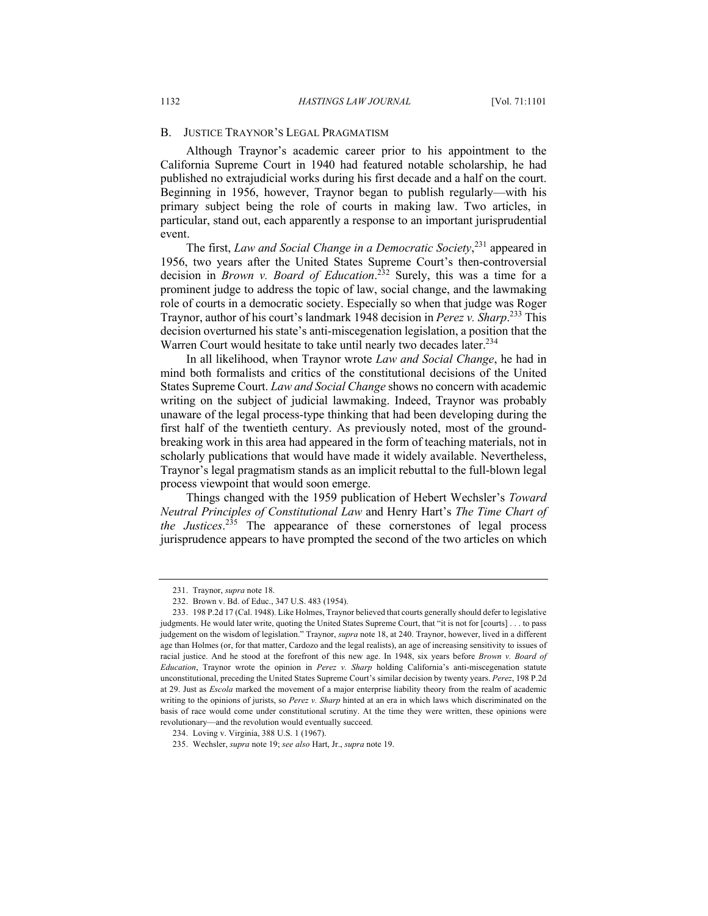### B. Justice Traynor's Legal Pragmatism

Although Traynor's academic career prior to his appointment to the California Supreme Court in 1940 had featured notable scholarship, he had published no extrajudicial works during his first decade and a half on the court. Beginning in 1956, however, Traynor began to publish regularly—with his primary subject being the role of courts in making law. Two articles, in particular, stand out, each apparently a response to an important jurisprudential event.

The first, *Law and Social Change in a Democratic Society*,[231] appeared in 1956, two years after the United States Supreme Court's then-controversial decision in *Brown v. Board of Education*.[232] Surely, this was a time for a prominent judge to address the topic of law, social change, and the lawmaking role of courts in a democratic society. Especially so when that judge was Roger Traynor, author of his court's landmark 1948 decision in *Perez v. Sharp*.[233] This decision overturned his state's anti-miscegenation legislation, a position that the Warren Court would hesitate to take until nearly two decades later.[234]

In all likelihood, when Traynor wrote *Law and Social Change*, he had in mind both formalists and critics of the constitutional decisions of the United States Supreme Court. *Law and Social Change* shows no concern with academic writing on the subject of judicial lawmaking. Indeed, Traynor was probably unaware of the legal process-type thinking that had been developing during the first half of the twentieth century. As previously noted, most of the ground-breaking work in this area had appeared in the form of teaching materials, not in scholarly publications that would have made it widely available. Nevertheless, Traynor's legal pragmatism stands as an implicit rebuttal to the full-blown legal process viewpoint that would soon emerge.

Things changed with the 1959 publication of Hebert Wechsler's *Toward Neutral Principles of Constitutional Law* and Henry Hart's *The Time Chart of the Justices*.[235] The appearance of these cornerstones of legal process jurisprudence appears to have prompted the second of the two articles on which

---

231. Traynor, *supra* note 18.

232. Brown v. Bd. of Educ., 347 U.S. 483 (1954).

233. 198 P.2d 17 (Cal. 1948). Like Holmes, Traynor believed that courts generally should defer to legislative judgments. He would later write, quoting the United States Supreme Court, that "it is not for [courts] . . . to pass judgement on the wisdom of legislation." Traynor, *supra* note 18, at 240. Traynor, however, lived in a different age than Holmes (or, for that matter, Cardozo and the legal realists), an age of increasing sensitivity to issues of racial justice. And he stood at the forefront of this new age. In 1948, six years before *Brown v. Board of Education*, Traynor wrote the opinion in *Perez v. Sharp* holding California's anti-miscegenation statute unconstitutional, preceding the United States Supreme Court's similar decision by twenty years. *Perez*, 198 P.2d at 29. Just as *Escola* marked the movement of a major enterprise liability theory from the realm of academic writing to the opinions of jurists, so *Perez v. Sharp* hinted at an era in which laws which discriminated on the basis of race would come under constitutional scrutiny. At the time they were written, these opinions were revolutionary—and the revolution would eventually succeed.

234. Loving v. Virginia, 388 U.S. 1 (1967).

235. Wechsler, *supra* note 19; *see also* Hart, Jr., *supra* note 19.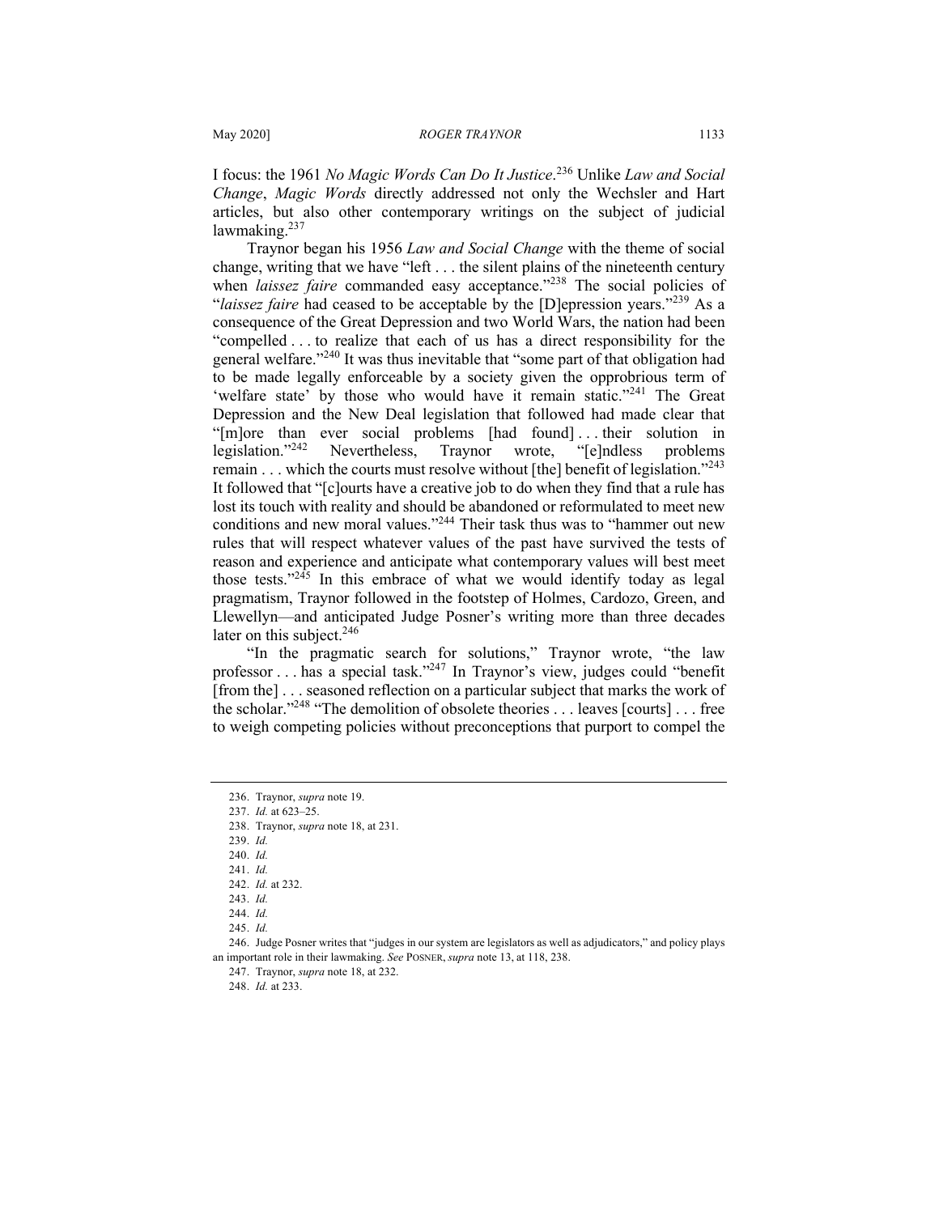I focus: the 1961 *No Magic Words Can Do It Justice*.[236] Unlike *Law and Social Change*, *Magic Words* directly addressed not only the Wechsler and Hart articles, but also other contemporary writings on the subject of judicial lawmaking.[237]

Traynor began his 1956 *Law and Social Change* with the theme of social change, writing that we have "left . . . the silent plains of the nineteenth century when *laissez faire* commanded easy acceptance."[238] The social policies of "*laissez faire* had ceased to be acceptable by the [D]epression years."[239] As a consequence of the Great Depression and two World Wars, the nation had been "compelled . . . to realize that each of us has a direct responsibility for the general welfare."[240] It was thus inevitable that "some part of that obligation had to be made legally enforceable by a society given the opprobrious term of 'welfare state' by those who would have it remain static."[241] The Great Depression and the New Deal legislation that followed had made clear that "[m]ore than ever social problems [had found] . . . their solution in legislation."[242] Nevertheless, Traynor wrote, "[e]ndless problems remain . . . which the courts must resolve without [the] benefit of legislation."[243] It followed that "[c]ourts have a creative job to do when they find that a rule has lost its touch with reality and should be abandoned or reformulated to meet new conditions and new moral values."[244] Their task thus was to "hammer out new rules that will respect whatever values of the past have survived the tests of reason and experience and anticipate what contemporary values will best meet those tests."[245] In this embrace of what we would identify today as legal pragmatism, Traynor followed in the footstep of Holmes, Cardozo, Green, and Llewellyn—and anticipated Judge Posner's writing more than three decades later on this subject.[246]

"In the pragmatic search for solutions," Traynor wrote, "the law professor . . . has a special task."[247] In Traynor's view, judges could "benefit [from the] . . . seasoned reflection on a particular subject that marks the work of the scholar."[248] "The demolition of obsolete theories . . . leaves [courts] . . . free to weigh competing policies without preconceptions that purport to compel the

---

236. Traynor, *supra* note 19.

237. *Id.* at 623–25.

238. Traynor, *supra* note 18, at 231.

239. *Id.*

240. *Id.*

241. *Id.*

242. *Id.* at 232.

243. *Id.*

244. *Id.*

245. *Id.*

246. Judge Posner writes that "judges in our system are legislators as well as adjudicators," and policy plays an important role in their lawmaking. *See* POSNER, *supra* note 13, at 118, 238.

247. Traynor, *supra* note 18, at 232.

248. *Id.* at 233.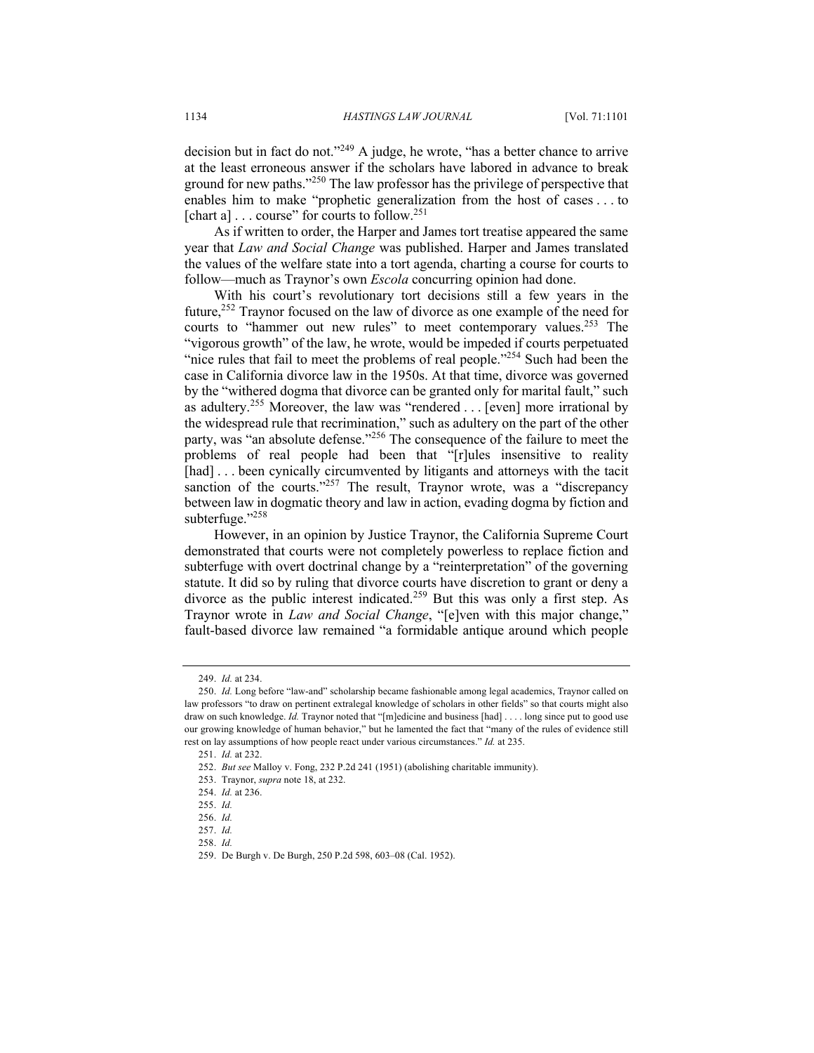decision but in fact do not."[249] A judge, he wrote, "has a better chance to arrive at the least erroneous answer if the scholars have labored in advance to break ground for new paths."[250] The law professor has the privilege of perspective that enables him to make "prophetic generalization from the host of cases . . . to [chart a] . . . course" for courts to follow.[251]

As if written to order, the Harper and James tort treatise appeared the same year that *Law and Social Change* was published. Harper and James translated the values of the welfare state into a tort agenda, charting a course for courts to follow—much as Traynor's own *Escola* concurring opinion had done.

With his court's revolutionary tort decisions still a few years in the future,[252] Traynor focused on the law of divorce as one example of the need for courts to "hammer out new rules" to meet contemporary values.[253] The "vigorous growth" of the law, he wrote, would be impeded if courts perpetuated "nice rules that fail to meet the problems of real people."[254] Such had been the case in California divorce law in the 1950s. At that time, divorce was governed by the "withered dogma that divorce can be granted only for marital fault," such as adultery.[255] Moreover, the law was "rendered . . . [even] more irrational by the widespread rule that recrimination," such as adultery on the part of the other party, was "an absolute defense."[256] The consequence of the failure to meet the problems of real people had been that "[r]ules insensitive to reality [had] . . . been cynically circumvented by litigants and attorneys with the tacit sanction of the courts."[257] The result, Traynor wrote, was a "discrepancy between law in dogmatic theory and law in action, evading dogma by fiction and subterfuge."[258]

However, in an opinion by Justice Traynor, the California Supreme Court demonstrated that courts were not completely powerless to replace fiction and subterfuge with overt doctrinal change by a "reinterpretation" of the governing statute. It did so by ruling that divorce courts have discretion to grant or deny a divorce as the public interest indicated.[259] But this was only a first step. As Traynor wrote in *Law and Social Change*, "[e]ven with this major change," fault-based divorce law remained "a formidable antique around which people

---

249. *Id.* at 234.

250. *Id.* Long before "law-and" scholarship became fashionable among legal academics, Traynor called on law professors "to draw on pertinent extralegal knowledge of scholars in other fields" so that courts might also draw on such knowledge. *Id.* Traynor noted that "[m]edicine and business [had] . . . . long since put to good use our growing knowledge of human behavior," but he lamented the fact that "many of the rules of evidence still rest on lay assumptions of how people react under various circumstances." *Id.* at 235.

251. *Id.* at 232.

252. *But see* Malloy v. Fong, 232 P.2d 241 (1951) (abolishing charitable immunity).

253. Traynor, *supra* note 18, at 232.

254. *Id.* at 236.

255. *Id.*

256. *Id.*

257. *Id.*

258. *Id.*

259. De Burgh v. De Burgh, 250 P.2d 598, 603–08 (Cal. 1952).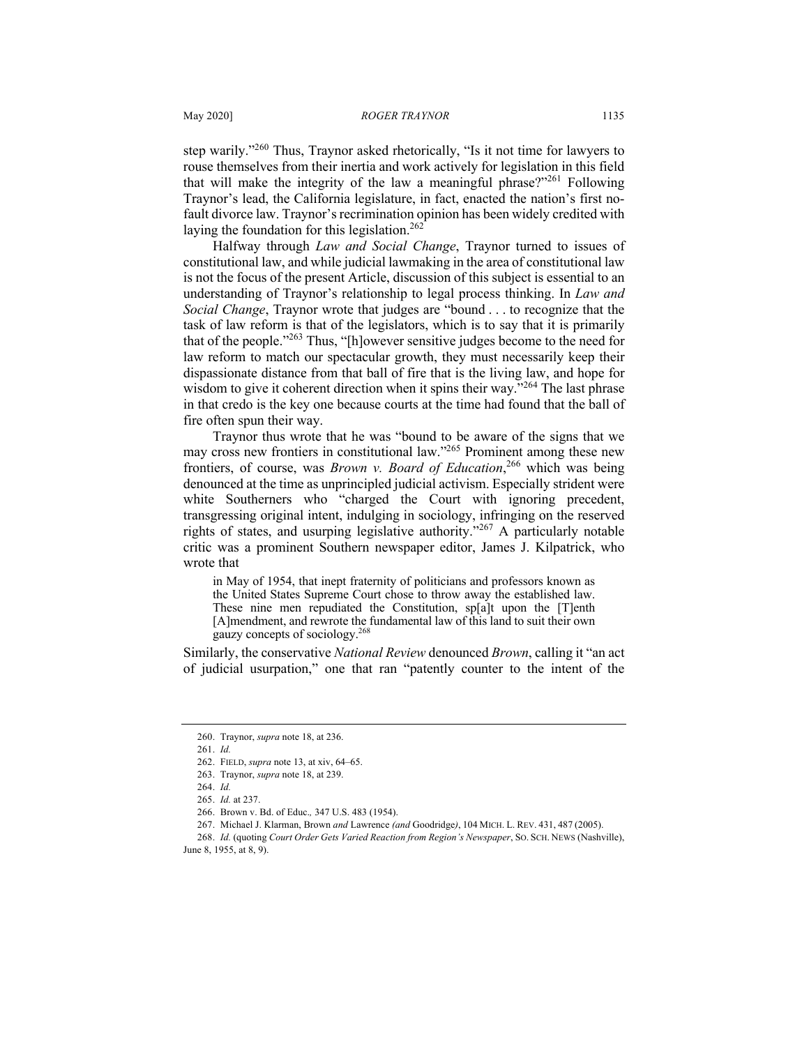step warily."[260] Thus, Traynor asked rhetorically, "Is it not time for lawyers to rouse themselves from their inertia and work actively for legislation in this field that will make the integrity of the law a meaningful phrase?"[261] Following Traynor's lead, the California legislature, in fact, enacted the nation's first no-fault divorce law. Traynor's recrimination opinion has been widely credited with laying the foundation for this legislation.[262]

Halfway through *Law and Social Change*, Traynor turned to issues of constitutional law, and while judicial lawmaking in the area of constitutional law is not the focus of the present Article, discussion of this subject is essential to an understanding of Traynor's relationship to legal process thinking. In *Law and Social Change*, Traynor wrote that judges are "bound . . . to recognize that the task of law reform is that of the legislators, which is to say that it is primarily that of the people."[263] Thus, "[h]owever sensitive judges become to the need for law reform to match our spectacular growth, they must necessarily keep their dispassionate distance from that ball of fire that is the living law, and hope for wisdom to give it coherent direction when it spins their way."[264] The last phrase in that credo is the key one because courts at the time had found that the ball of fire often spun their way.

Traynor thus wrote that he was "bound to be aware of the signs that we may cross new frontiers in constitutional law."[265] Prominent among these new frontiers, of course, was *Brown v. Board of Education*,[266] which was being denounced at the time as unprincipled judicial activism. Especially strident were white Southerners who "charged the Court with ignoring precedent, transgressing original intent, indulging in sociology, infringing on the reserved rights of states, and usurping legislative authority."[267] A particularly notable critic was a prominent Southern newspaper editor, James J. Kilpatrick, who wrote that

> in May of 1954, that inept fraternity of politicians and professors known as the United States Supreme Court chose to throw away the established law. These nine men repudiated the Constitution, sp[a]t upon the [T]enth [A]mendment, and rewrote the fundamental law of this land to suit their own gauzy concepts of sociology.[268]

Similarly, the conservative *National Review* denounced *Brown*, calling it "an act of judicial usurpation," one that ran "patently counter to the intent of the

---

260. Traynor, *supra* note 18, at 236.

261. *Id.*

262. FIELD, *supra* note 13, at xiv, 64–65.

263. Traynor, *supra* note 18, at 239.

264. *Id.*

265. *Id.* at 237.

266. Brown v. Bd. of Educ., 347 U.S. 483 (1954).

267. Michael J. Klarman, Brown *and* Lawrence *(and* Goodridge*)*, 104 MICH. L. REV. 431, 487 (2005).

268. *Id.* (quoting *Court Order Gets Varied Reaction from Region's Newspaper*, SO. SCH. NEWS (Nashville), June 8, 1955, at 8, 9).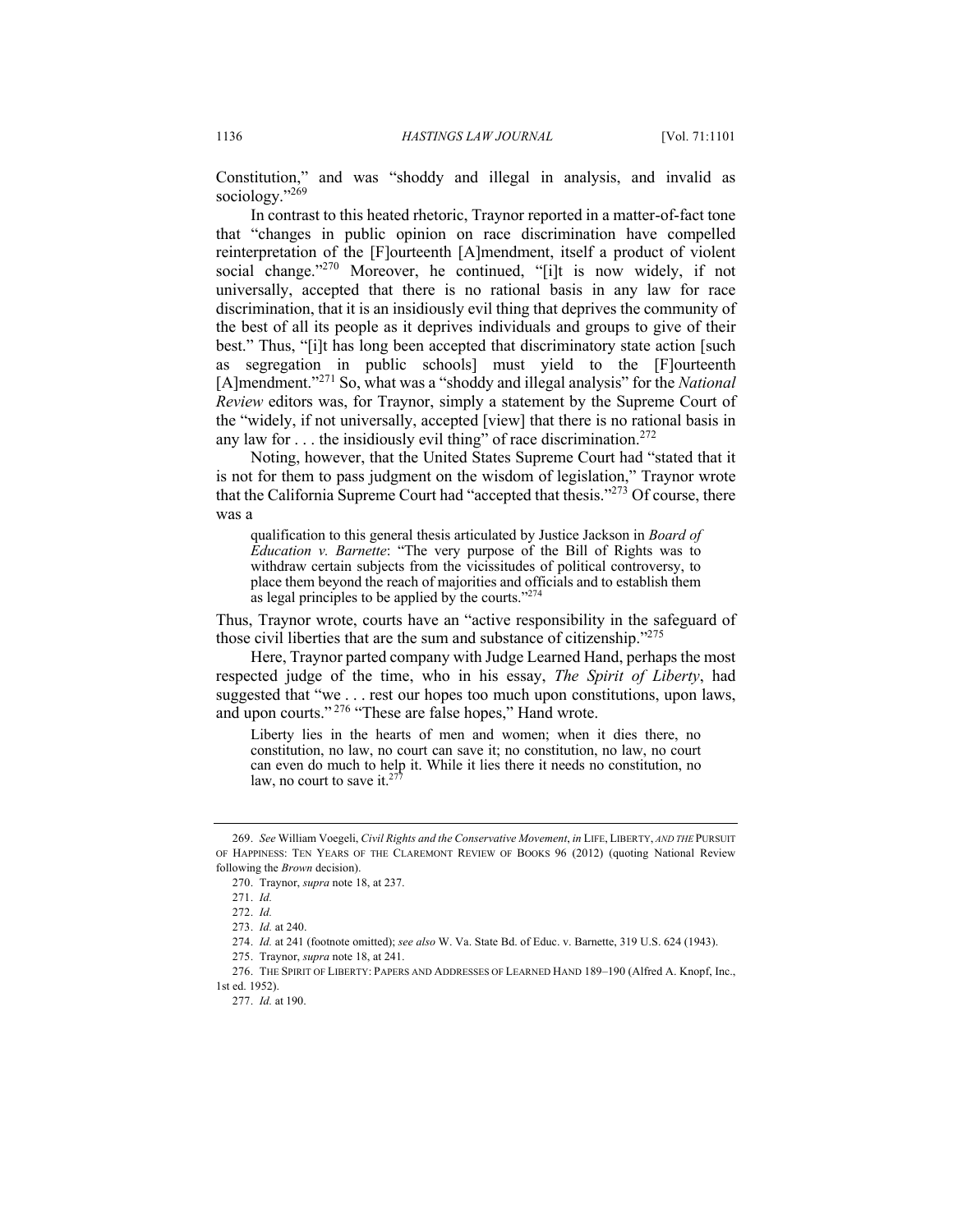Constitution," and was "shoddy and illegal in analysis, and invalid as sociology."[269]

In contrast to this heated rhetoric, Traynor reported in a matter-of-fact tone that "changes in public opinion on race discrimination have compelled reinterpretation of the [F]ourteenth [A]mendment, itself a product of violent social change."[270] Moreover, he continued, "[i]t is now widely, if not universally, accepted that there is no rational basis in any law for race discrimination, that it is an insidiously evil thing that deprives the community of the best of all its people as it deprives individuals and groups to give of their best." Thus, "[i]t has long been accepted that discriminatory state action [such as segregation in public schools] must yield to the [F]ourteenth [A]mendment."[271] So, what was a "shoddy and illegal analysis" for the *National Review* editors was, for Traynor, simply a statement by the Supreme Court of the "widely, if not universally, accepted [view] that there is no rational basis in any law for . . . the insidiously evil thing" of race discrimination.[272]

Noting, however, that the United States Supreme Court had "stated that it is not for them to pass judgment on the wisdom of legislation," Traynor wrote that the California Supreme Court had "accepted that thesis."[273] Of course, there was a

> qualification to this general thesis articulated by Justice Jackson in *Board of Education v. Barnette*: "The very purpose of the Bill of Rights was to withdraw certain subjects from the vicissitudes of political controversy, to place them beyond the reach of majorities and officials and to establish them as legal principles to be applied by the courts."[274]

Thus, Traynor wrote, courts have an "active responsibility in the safeguard of those civil liberties that are the sum and substance of citizenship."[275]

Here, Traynor parted company with Judge Learned Hand, perhaps the most respected judge of the time, who in his essay, *The Spirit of Liberty*, had suggested that "we . . . rest our hopes too much upon constitutions, upon laws, and upon courts."[276] "These are false hopes," Hand wrote.

> Liberty lies in the hearts of men and women; when it dies there, no constitution, no law, no court can save it; no constitution, no law, no court can even do much to help it. While it lies there it needs no constitution, no law, no court to save it.[277]

---

269. *See* William Voegeli, *Civil Rights and the Conservative Movement*, *in* LIFE, LIBERTY, *AND THE* PURSUIT OF HAPPINESS: TEN YEARS OF THE CLAREMONT REVIEW OF BOOKS 96 (2012) (quoting National Review following the *Brown* decision).

270. Traynor, *supra* note 18, at 237.

271. *Id.*

272. *Id.*

273. *Id.* at 240.

274. *Id.* at 241 (footnote omitted); *see also* W. Va. State Bd. of Educ. v. Barnette, 319 U.S. 624 (1943).

275. Traynor, *supra* note 18, at 241.

276. THE SPIRIT OF LIBERTY: PAPERS AND ADDRESSES OF LEARNED HAND 189–190 (Alfred A. Knopf, Inc., 1st ed. 1952).

277. *Id.* at 190.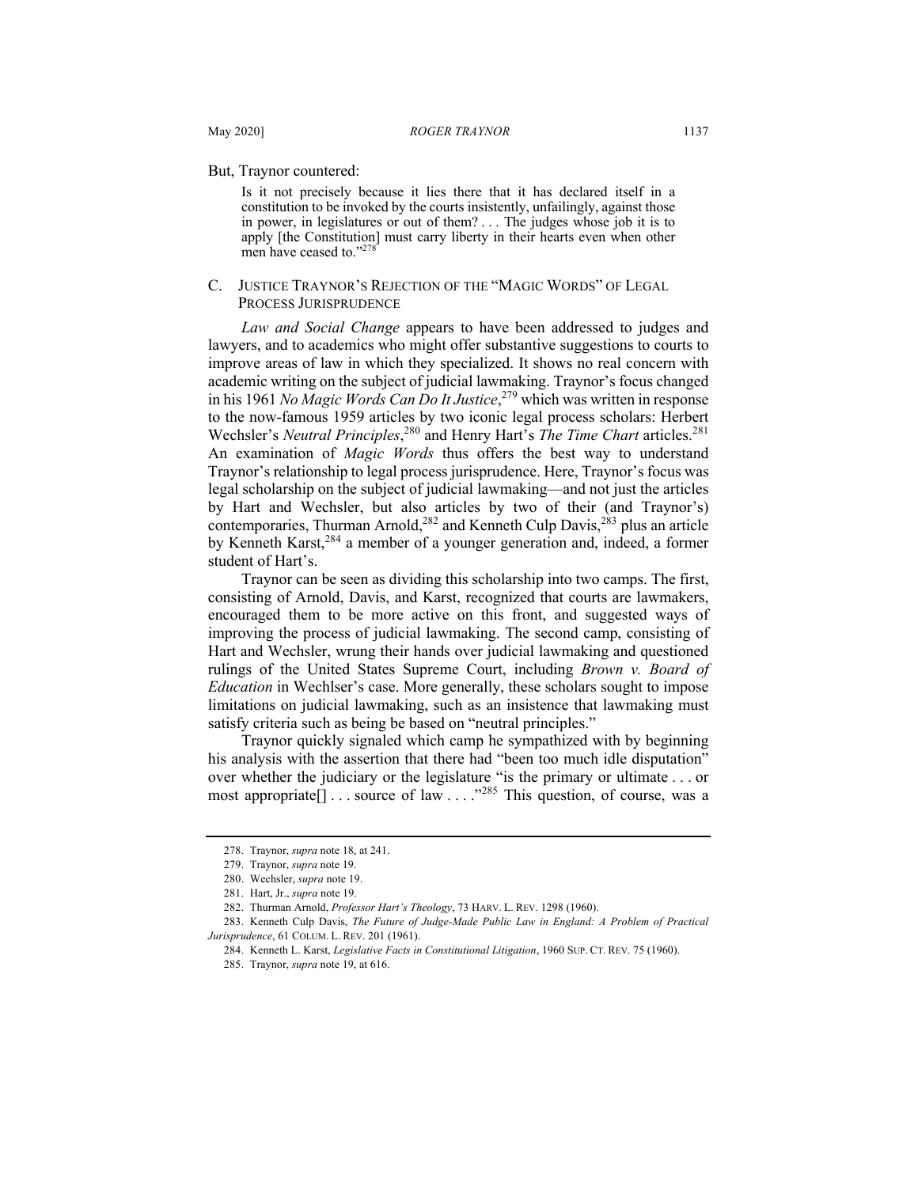But, Traynor countered:

> Is it not precisely because it lies there that it has declared itself in a constitution to be invoked by the courts insistently, unfailingly, against those in power, in legislatures or out of them? . . . The judges whose job it is to apply [the Constitution] must carry liberty in their hearts even when other men have ceased to."[278]

### C. Justice Traynor's Rejection of the "Magic Words" of Legal Process Jurisprudence

*Law and Social Change* appears to have been addressed to judges and lawyers, and to academics who might offer substantive suggestions to courts to improve areas of law in which they specialized. It shows no real concern with academic writing on the subject of judicial lawmaking. Traynor's focus changed in his 1961 *No Magic Words Can Do It Justice*,[279] which was written in response to the now-famous 1959 articles by two iconic legal process scholars: Herbert Wechsler's *Neutral Principles*,[280] and Henry Hart's *The Time Chart* articles.[281] An examination of *Magic Words* thus offers the best way to understand Traynor's relationship to legal process jurisprudence. Here, Traynor's focus was legal scholarship on the subject of judicial lawmaking—and not just the articles by Hart and Wechsler, but also articles by two of their (and Traynor's) contemporaries, Thurman Arnold,[282] and Kenneth Culp Davis,[283] plus an article by Kenneth Karst,[284] a member of a younger generation and, indeed, a former student of Hart's.

Traynor can be seen as dividing this scholarship into two camps. The first, consisting of Arnold, Davis, and Karst, recognized that courts are lawmakers, encouraged them to be more active on this front, and suggested ways of improving the process of judicial lawmaking. The second camp, consisting of Hart and Wechsler, wrung their hands over judicial lawmaking and questioned rulings of the United States Supreme Court, including *Brown v. Board of Education* in Wechlser's case. More generally, these scholars sought to impose limitations on judicial lawmaking, such as an insistence that lawmaking must satisfy criteria such as being be based on "neutral principles."

Traynor quickly signaled which camp he sympathized with by beginning his analysis with the assertion that there had "been too much idle disputation" over whether the judiciary or the legislature "is the primary or ultimate . . . or most appropriate[] . . . source of law . . . ."[285] This question, of course, was a

---

278. Traynor, *supra* note 18, at 241.

279. Traynor, *supra* note 19.

280. Wechsler, *supra* note 19.

281. Hart, Jr., *supra* note 19.

282. Thurman Arnold, *Professor Hart's Theology*, 73 HARV. L. REV. 1298 (1960).

283. Kenneth Culp Davis, *The Future of Judge-Made Public Law in England: A Problem of Practical Jurisprudence*, 61 COLUM. L. REV. 201 (1961).

284. Kenneth L. Karst, *Legislative Facts in Constitutional Litigation*, 1960 SUP. CT. REV. 75 (1960).

285. Traynor, *supra* note 19, at 616.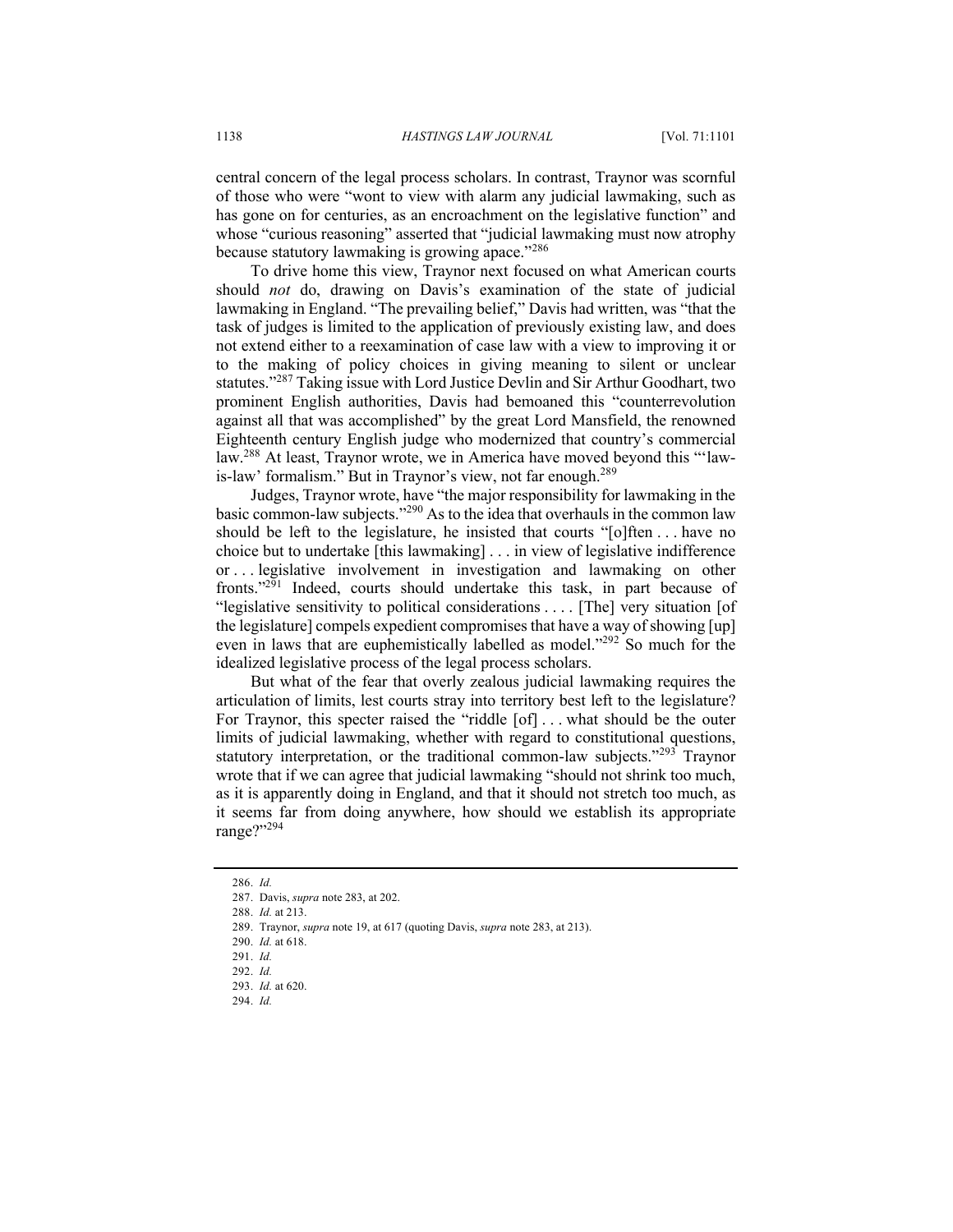central concern of the legal process scholars. In contrast, Traynor was scornful of those who were "wont to view with alarm any judicial lawmaking, such as has gone on for centuries, as an encroachment on the legislative function" and whose "curious reasoning" asserted that "judicial lawmaking must now atrophy because statutory lawmaking is growing apace."[286]

To drive home this view, Traynor next focused on what American courts should *not* do, drawing on Davis's examination of the state of judicial lawmaking in England. "The prevailing belief," Davis had written, was "that the task of judges is limited to the application of previously existing law, and does not extend either to a reexamination of case law with a view to improving it or to the making of policy choices in giving meaning to silent or unclear statutes."[287] Taking issue with Lord Justice Devlin and Sir Arthur Goodhart, two prominent English authorities, Davis had bemoaned this "counterrevolution against all that was accomplished" by the great Lord Mansfield, the renowned Eighteenth century English judge who modernized that country's commercial law.[288] At least, Traynor wrote, we in America have moved beyond this "'law-is-law' formalism." But in Traynor's view, not far enough.[289]

Judges, Traynor wrote, have "the major responsibility for lawmaking in the basic common-law subjects."[290] As to the idea that overhauls in the common law should be left to the legislature, he insisted that courts "[o]ften . . . have no choice but to undertake [this lawmaking] . . . in view of legislative indifference or . . . legislative involvement in investigation and lawmaking on other fronts."[291] Indeed, courts should undertake this task, in part because of "legislative sensitivity to political considerations . . . . [The] very situation [of the legislature] compels expedient compromises that have a way of showing [up] even in laws that are euphemistically labelled as model."[292] So much for the idealized legislative process of the legal process scholars.

But what of the fear that overly zealous judicial lawmaking requires the articulation of limits, lest courts stray into territory best left to the legislature? For Traynor, this specter raised the "riddle [of] . . . what should be the outer limits of judicial lawmaking, whether with regard to constitutional questions, statutory interpretation, or the traditional common-law subjects."[293] Traynor wrote that if we can agree that judicial lawmaking "should not shrink too much, as it is apparently doing in England, and that it should not stretch too much, as it seems far from doing anywhere, how should we establish its appropriate range?"[294]

---

286. *Id.*
287. Davis, *supra* note 283, at 202.
288. *Id.* at 213.
289. Traynor, *supra* note 19, at 617 (quoting Davis, *supra* note 283, at 213).
290. *Id.* at 618.
291. *Id.*
292. *Id.*
293. *Id.* at 620.
294. *Id.*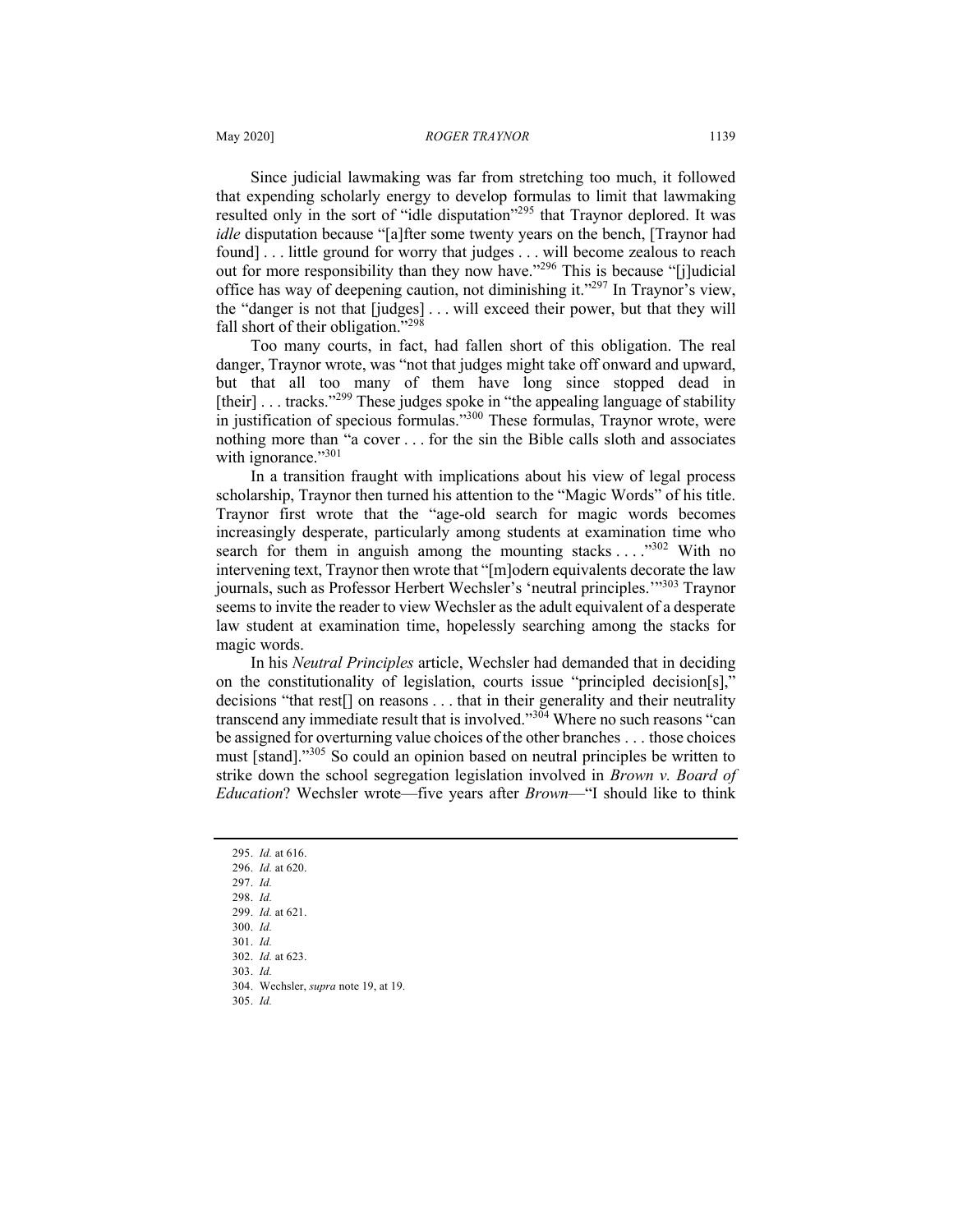Since judicial lawmaking was far from stretching too much, it followed that expending scholarly energy to develop formulas to limit that lawmaking resulted only in the sort of "idle disputation"[295] that Traynor deplored. It was *idle* disputation because "[a]fter some twenty years on the bench, [Traynor had found] . . . little ground for worry that judges . . . will become zealous to reach out for more responsibility than they now have."[296] This is because "[j]udicial office has way of deepening caution, not diminishing it."[297] In Traynor's view, the "danger is not that [judges] . . . will exceed their power, but that they will fall short of their obligation."[298]

Too many courts, in fact, had fallen short of this obligation. The real danger, Traynor wrote, was "not that judges might take off onward and upward, but that all too many of them have long since stopped dead in [their] . . . tracks."[299] These judges spoke in "the appealing language of stability in justification of specious formulas."[300] These formulas, Traynor wrote, were nothing more than "a cover . . . for the sin the Bible calls sloth and associates with ignorance."[301]

In a transition fraught with implications about his view of legal process scholarship, Traynor then turned his attention to the "Magic Words" of his title. Traynor first wrote that the "age-old search for magic words becomes increasingly desperate, particularly among students at examination time who search for them in anguish among the mounting stacks . . . ."[302] With no intervening text, Traynor then wrote that "[m]odern equivalents decorate the law journals, such as Professor Herbert Wechsler's 'neutral principles.'"[303] Traynor seems to invite the reader to view Wechsler as the adult equivalent of a desperate law student at examination time, hopelessly searching among the stacks for magic words.

In his *Neutral Principles* article, Wechsler had demanded that in deciding on the constitutionality of legislation, courts issue "principled decision[s]," decisions "that rest[] on reasons . . . that in their generality and their neutrality transcend any immediate result that is involved."[304] Where no such reasons "can be assigned for overturning value choices of the other branches . . . those choices must [stand]."[305] So could an opinion based on neutral principles be written to strike down the school segregation legislation involved in *Brown v. Board of Education*? Wechsler wrote—five years after *Brown*—"I should like to think

---

295. *Id.* at 616.
296. *Id.* at 620.
297. *Id.*
298. *Id.*
299. *Id.* at 621.
300. *Id.*
301. *Id.*
302. *Id.* at 623.
303. *Id.*
304. Wechsler, *supra* note 19, at 19.
305. *Id.*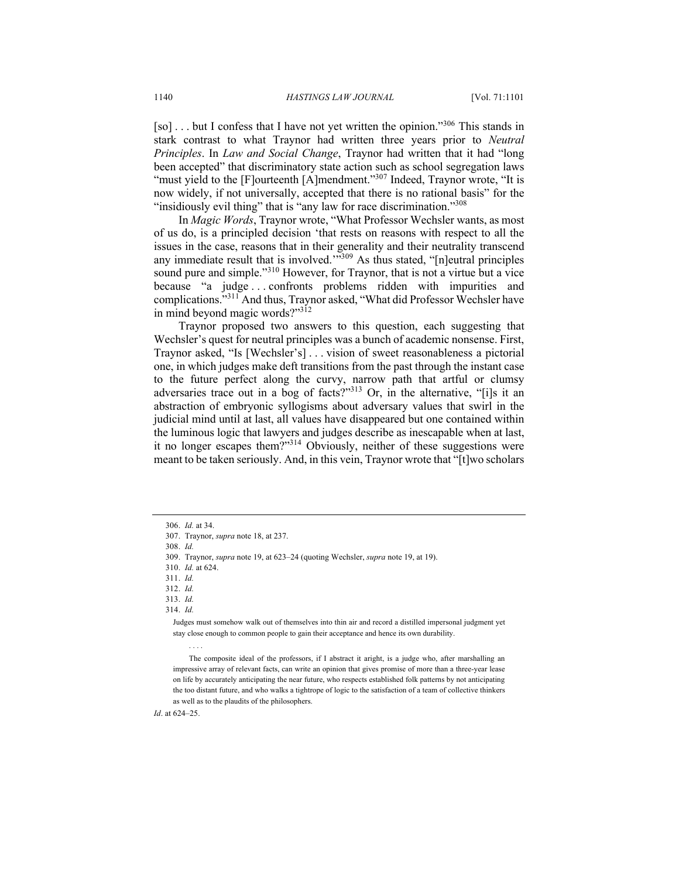[so] . . . but I confess that I have not yet written the opinion."[306] This stands in stark contrast to what Traynor had written three years prior to *Neutral Principles*. In *Law and Social Change*, Traynor had written that it had "long been accepted" that discriminatory state action such as school segregation laws "must yield to the [F]ourteenth [A]mendment."[307] Indeed, Traynor wrote, "It is now widely, if not universally, accepted that there is no rational basis" for the "insidiously evil thing" that is "any law for race discrimination."[308]

In *Magic Words*, Traynor wrote, "What Professor Wechsler wants, as most of us do, is a principled decision 'that rests on reasons with respect to all the issues in the case, reasons that in their generality and their neutrality transcend any immediate result that is involved.'"[309] As thus stated, "[n]eutral principles sound pure and simple."[310] However, for Traynor, that is not a virtue but a vice because "a judge . . . confronts problems ridden with impurities and complications."[311] And thus, Traynor asked, "What did Professor Wechsler have in mind beyond magic words?"[312]

Traynor proposed two answers to this question, each suggesting that Wechsler's quest for neutral principles was a bunch of academic nonsense. First, Traynor asked, "Is [Wechsler's] . . . vision of sweet reasonableness a pictorial one, in which judges make deft transitions from the past through the instant case to the future perfect along the curvy, narrow path that artful or clumsy adversaries trace out in a bog of facts?"[313] Or, in the alternative, "[i]s it an abstraction of embryonic syllogisms about adversary values that swirl in the judicial mind until at last, all values have disappeared but one contained within the luminous logic that lawyers and judges describe as inescapable when at last, it no longer escapes them?"[314] Obviously, neither of these suggestions were meant to be taken seriously. And, in this vein, Traynor wrote that "[t]wo scholars

---

306. *Id.* at 34.

307. Traynor, *supra* note 18, at 237.

308. *Id.*

309. Traynor, *supra* note 19, at 623–24 (quoting Wechsler, *supra* note 19, at 19).

310. *Id.* at 624.

311. *Id.*

312. *Id.*

313. *Id.*

314. *Id.*

> Judges must somehow walk out of themselves into thin air and record a distilled impersonal judgment yet stay close enough to common people to gain their acceptance and hence its own durability.
>
> . . . .
>
> The composite ideal of the professors, if I abstract it aright, is a judge who, after marshalling an impressive array of relevant facts, can write an opinion that gives promise of more than a three-year lease on life by accurately anticipating the near future, who respects established folk patterns by not anticipating the too distant future, and who walks a tightrope of logic to the satisfaction of a team of collective thinkers as well as to the plaudits of the philosophers.

*Id*. at 624–25.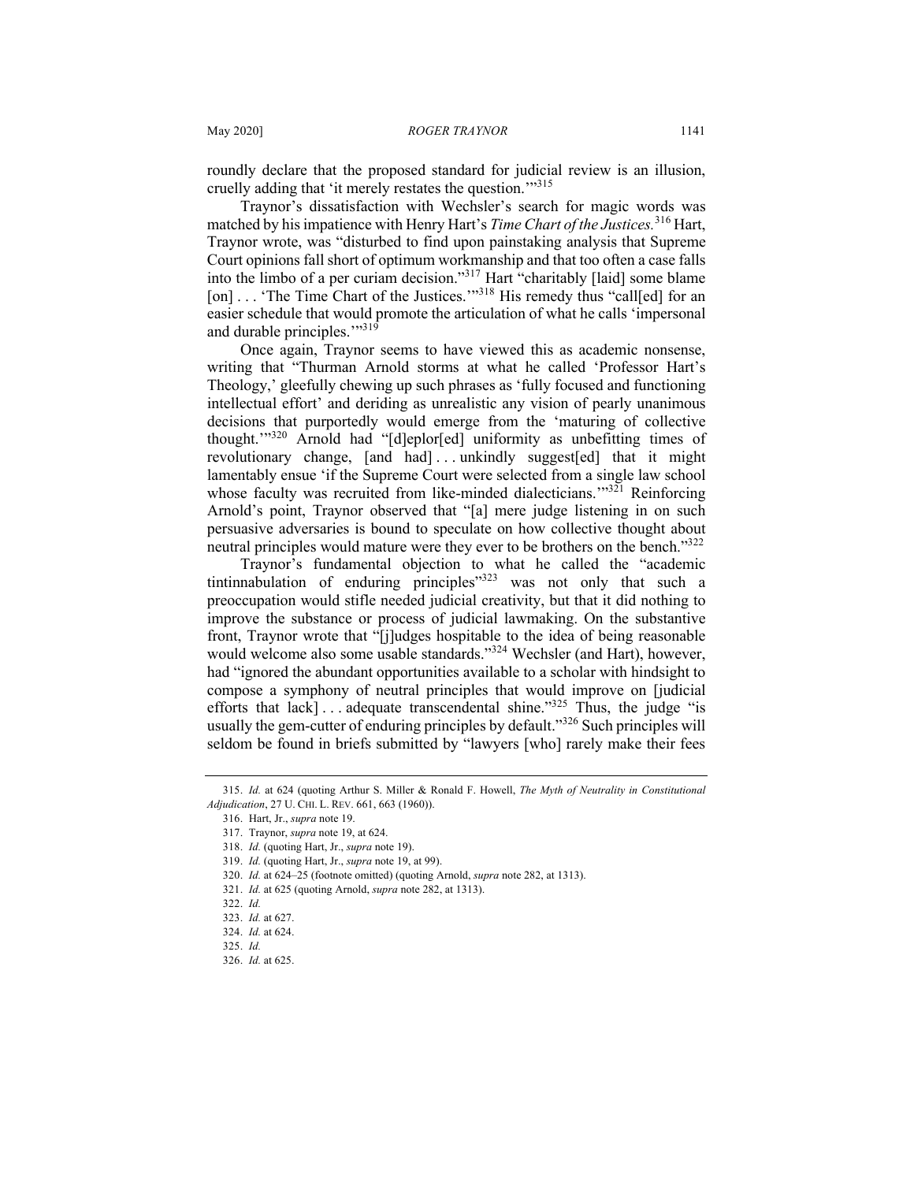roundly declare that the proposed standard for judicial review is an illusion, cruelly adding that 'it merely restates the question.'"[315]

Traynor's dissatisfaction with Wechsler's search for magic words was matched by his impatience with Henry Hart's *Time Chart of the Justices.*[316] Hart, Traynor wrote, was "disturbed to find upon painstaking analysis that Supreme Court opinions fall short of optimum workmanship and that too often a case falls into the limbo of a per curiam decision."[317] Hart "charitably [laid] some blame [on] . . . 'The Time Chart of the Justices.'"[318] His remedy thus "call[ed] for an easier schedule that would promote the articulation of what he calls 'impersonal and durable principles.'"[319]

Once again, Traynor seems to have viewed this as academic nonsense, writing that "Thurman Arnold storms at what he called 'Professor Hart's Theology,' gleefully chewing up such phrases as 'fully focused and functioning intellectual effort' and deriding as unrealistic any vision of pearly unanimous decisions that purportedly would emerge from the 'maturing of collective thought.'"[320] Arnold had "[d]eplor[ed] uniformity as unbefitting times of revolutionary change, [and had] . . . unkindly suggest[ed] that it might lamentably ensue 'if the Supreme Court were selected from a single law school whose faculty was recruited from like-minded dialecticians.'"[321] Reinforcing Arnold's point, Traynor observed that "[a] mere judge listening in on such persuasive adversaries is bound to speculate on how collective thought about neutral principles would mature were they ever to be brothers on the bench."[322]

Traynor's fundamental objection to what he called the "academic tintinnabulation of enduring principles"[323] was not only that such a preoccupation would stifle needed judicial creativity, but that it did nothing to improve the substance or process of judicial lawmaking. On the substantive front, Traynor wrote that "[j]udges hospitable to the idea of being reasonable would welcome also some usable standards."[324] Wechsler (and Hart), however, had "ignored the abundant opportunities available to a scholar with hindsight to compose a symphony of neutral principles that would improve on [judicial efforts that lack] . . . adequate transcendental shine."[325] Thus, the judge "is usually the gem-cutter of enduring principles by default."[326] Such principles will seldom be found in briefs submitted by "lawyers [who] rarely make their fees

---

315. *Id.* at 624 (quoting Arthur S. Miller & Ronald F. Howell, *The Myth of Neutrality in Constitutional Adjudication*, 27 U. CHI. L. REV. 661, 663 (1960)).

316. Hart, Jr., *supra* note 19.

317. Traynor, *supra* note 19, at 624.

318. *Id.* (quoting Hart, Jr., *supra* note 19).

319. *Id.* (quoting Hart, Jr., *supra* note 19, at 99).

320. *Id.* at 624–25 (footnote omitted) (quoting Arnold, *supra* note 282, at 1313).

321. *Id.* at 625 (quoting Arnold, *supra* note 282, at 1313).

322. *Id.*

323. *Id.* at 627.

324. *Id.* at 624.

325. *Id.*

326. *Id.* at 625.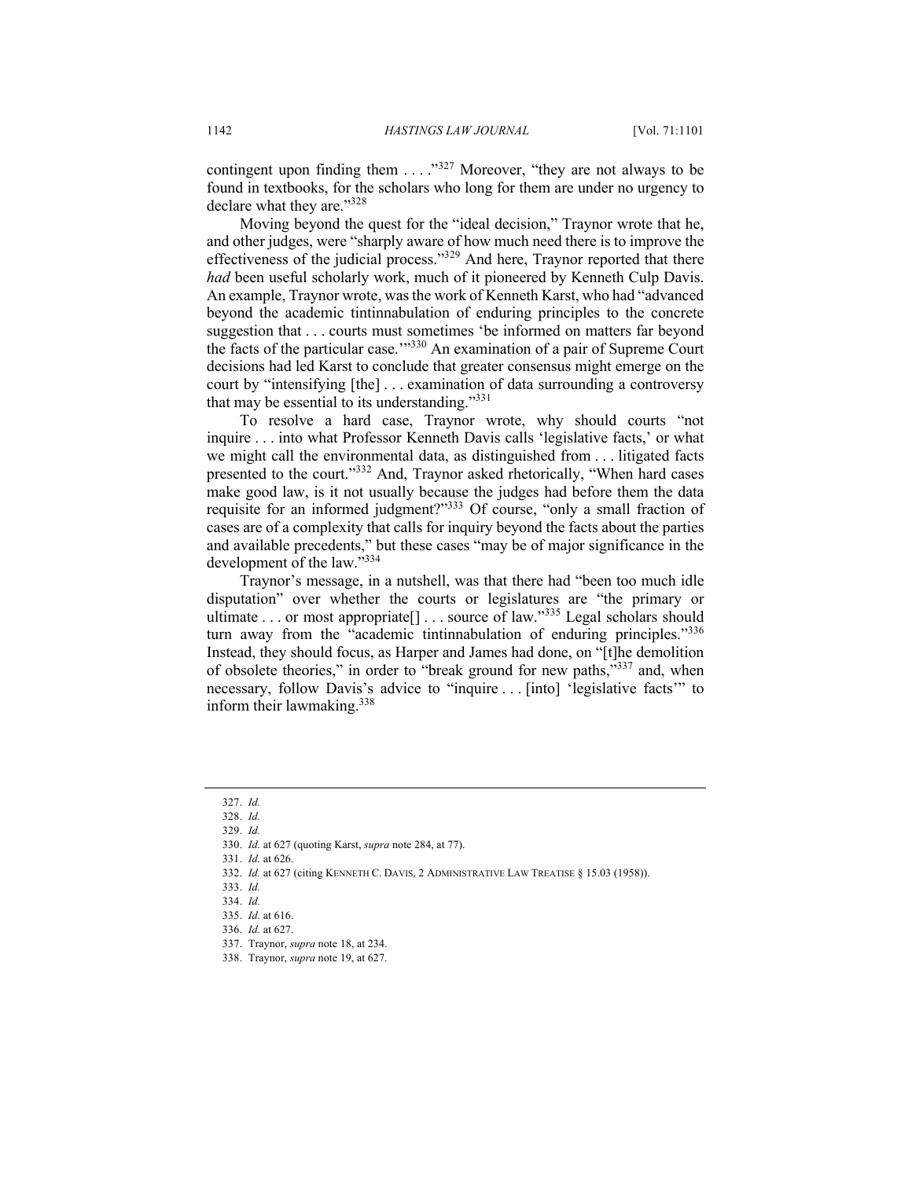contingent upon finding them . . . ."[327] Moreover, "they are not always to be found in textbooks, for the scholars who long for them are under no urgency to declare what they are."[328]

Moving beyond the quest for the "ideal decision," Traynor wrote that he, and other judges, were "sharply aware of how much need there is to improve the effectiveness of the judicial process."[329] And here, Traynor reported that there *had* been useful scholarly work, much of it pioneered by Kenneth Culp Davis. An example, Traynor wrote, was the work of Kenneth Karst, who had "advanced beyond the academic tintinnabulation of enduring principles to the concrete suggestion that . . . courts must sometimes 'be informed on matters far beyond the facts of the particular case.'"[330] An examination of a pair of Supreme Court decisions had led Karst to conclude that greater consensus might emerge on the court by "intensifying [the] . . . examination of data surrounding a controversy that may be essential to its understanding."[331]

To resolve a hard case, Traynor wrote, why should courts "not inquire . . . into what Professor Kenneth Davis calls 'legislative facts,' or what we might call the environmental data, as distinguished from . . . litigated facts presented to the court."[332] And, Traynor asked rhetorically, "When hard cases make good law, is it not usually because the judges had before them the data requisite for an informed judgment?"[333] Of course, "only a small fraction of cases are of a complexity that calls for inquiry beyond the facts about the parties and available precedents," but these cases "may be of major significance in the development of the law."[334]

Traynor's message, in a nutshell, was that there had "been too much idle disputation" over whether the courts or legislatures are "the primary or ultimate . . . or most appropriate[] . . . source of law."[335] Legal scholars should turn away from the "academic tintinnabulation of enduring principles."[336] Instead, they should focus, as Harper and James had done, on "[t]he demolition of obsolete theories," in order to "break ground for new paths,"[337] and, when necessary, follow Davis's advice to "inquire . . . [into] 'legislative facts'" to inform their lawmaking.[338]

---

327. *Id.*

328. *Id.*

329. *Id.*

330. *Id.* at 627 (quoting Karst, *supra* note 284, at 77).

331. *Id.* at 626.

332. *Id.* at 627 (citing KENNETH C. DAVIS, 2 ADMINISTRATIVE LAW TREATISE § 15.03 (1958)).

333. *Id.*

334. *Id.*

335. *Id.* at 616.

336. *Id.* at 627.

337. Traynor, *supra* note 18, at 234.

338. Traynor, *supra* note 19, at 627.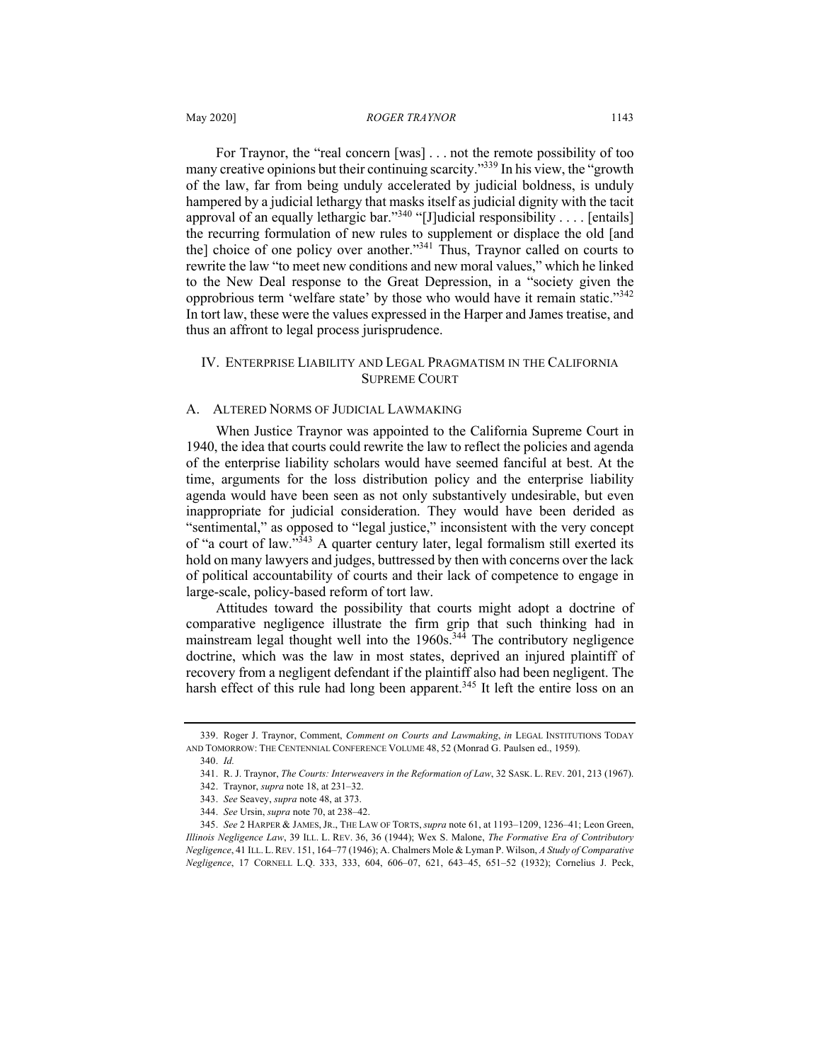For Traynor, the "real concern [was] . . . not the remote possibility of too many creative opinions but their continuing scarcity."[339] In his view, the "growth of the law, far from being unduly accelerated by judicial boldness, is unduly hampered by a judicial lethargy that masks itself as judicial dignity with the tacit approval of an equally lethargic bar."[340] "[J]udicial responsibility . . . . [entails] the recurring formulation of new rules to supplement or displace the old [and the] choice of one policy over another."[341] Thus, Traynor called on courts to rewrite the law "to meet new conditions and new moral values," which he linked to the New Deal response to the Great Depression, in a "society given the opprobrious term 'welfare state' by those who would have it remain static."[342] In tort law, these were the values expressed in the Harper and James treatise, and thus an affront to legal process jurisprudence.

## IV. ENTERPRISE LIABILITY AND LEGAL PRAGMATISM IN THE CALIFORNIA SUPREME COURT

### A. ALTERED NORMS OF JUDICIAL LAWMAKING

When Justice Traynor was appointed to the California Supreme Court in 1940, the idea that courts could rewrite the law to reflect the policies and agenda of the enterprise liability scholars would have seemed fanciful at best. At the time, arguments for the loss distribution policy and the enterprise liability agenda would have been seen as not only substantively undesirable, but even inappropriate for judicial consideration. They would have been derided as "sentimental," as opposed to "legal justice," inconsistent with the very concept of "a court of law."[343] A quarter century later, legal formalism still exerted its hold on many lawyers and judges, buttressed by then with concerns over the lack of political accountability of courts and their lack of competence to engage in large-scale, policy-based reform of tort law.

Attitudes toward the possibility that courts might adopt a doctrine of comparative negligence illustrate the firm grip that such thinking had in mainstream legal thought well into the 1960s.[344] The contributory negligence doctrine, which was the law in most states, deprived an injured plaintiff of recovery from a negligent defendant if the plaintiff also had been negligent. The harsh effect of this rule had long been apparent.[345] It left the entire loss on an

---

339. Roger J. Traynor, Comment, *Comment on Courts and Lawmaking*, *in* LEGAL INSTITUTIONS TODAY AND TOMORROW: THE CENTENNIAL CONFERENCE VOLUME 48, 52 (Monrad G. Paulsen ed., 1959).

340. *Id.*

341. R. J. Traynor, *The Courts: Interweavers in the Reformation of Law*, 32 SASK. L. REV. 201, 213 (1967).

342. Traynor, *supra* note 18, at 231–32.

343. *See* Seavey, *supra* note 48, at 373.

344. *See* Ursin, *supra* note 70, at 238–42.

345. *See* 2 HARPER & JAMES, JR., THE LAW OF TORTS, *supra* note 61, at 1193–1209, 1236–41; Leon Green, *Illinois Negligence Law*, 39 ILL. L. REV. 36, 36 (1944); Wex S. Malone, *The Formative Era of Contributory Negligence*, 41 ILL. L. REV. 151, 164–77 (1946); A. Chalmers Mole & Lyman P. Wilson, *A Study of Comparative Negligence*, 17 CORNELL L.Q. 333, 333, 604, 606–07, 621, 643–45, 651–52 (1932); Cornelius J. Peck,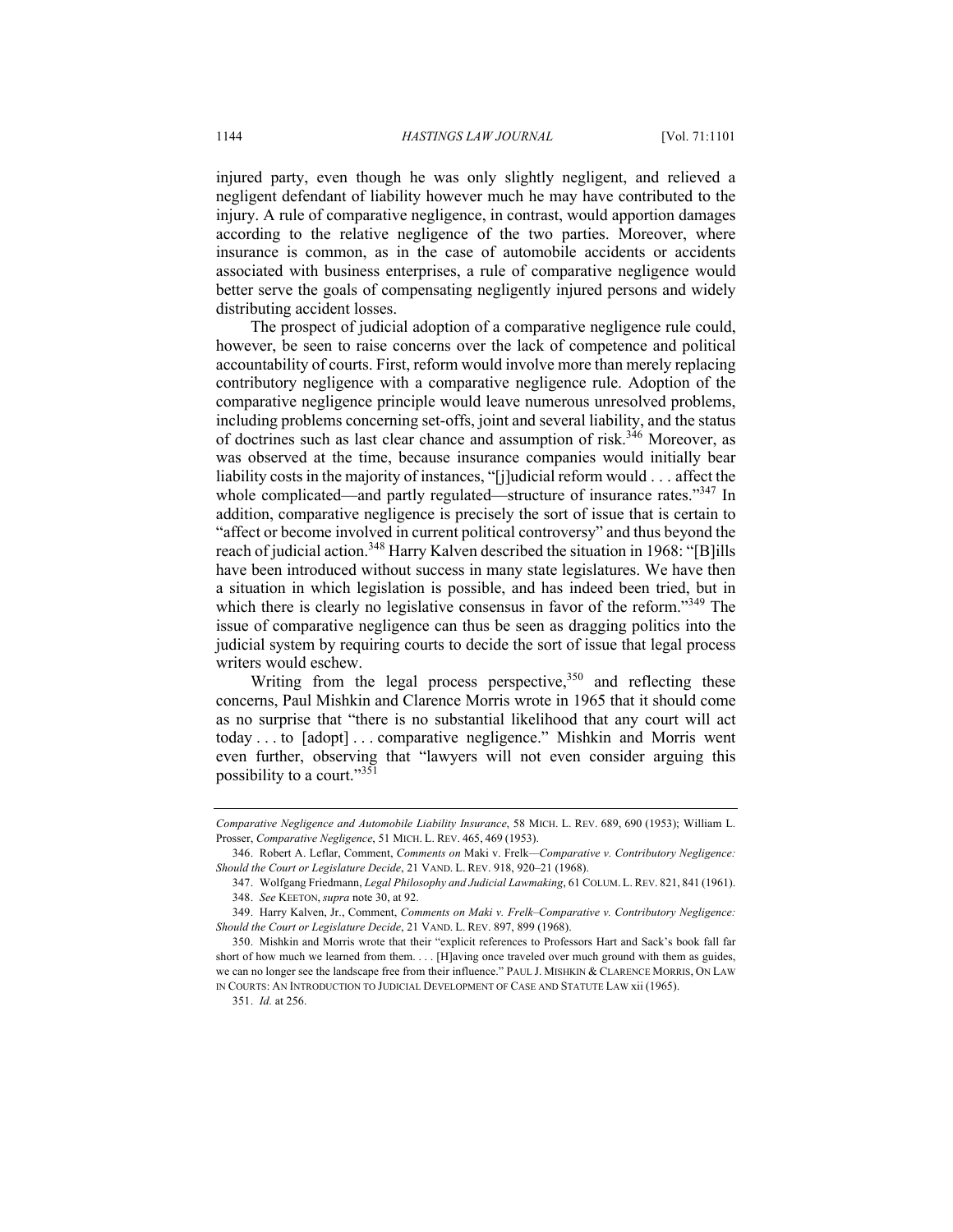injured party, even though he was only slightly negligent, and relieved a negligent defendant of liability however much he may have contributed to the injury. A rule of comparative negligence, in contrast, would apportion damages according to the relative negligence of the two parties. Moreover, where insurance is common, as in the case of automobile accidents or accidents associated with business enterprises, a rule of comparative negligence would better serve the goals of compensating negligently injured persons and widely distributing accident losses.

The prospect of judicial adoption of a comparative negligence rule could, however, be seen to raise concerns over the lack of competence and political accountability of courts. First, reform would involve more than merely replacing contributory negligence with a comparative negligence rule. Adoption of the comparative negligence principle would leave numerous unresolved problems, including problems concerning set-offs, joint and several liability, and the status of doctrines such as last clear chance and assumption of risk.[346] Moreover, as was observed at the time, because insurance companies would initially bear liability costs in the majority of instances, "[j]udicial reform would . . . affect the whole complicated—and partly regulated—structure of insurance rates."[347] In addition, comparative negligence is precisely the sort of issue that is certain to "affect or become involved in current political controversy" and thus beyond the reach of judicial action.[348] Harry Kalven described the situation in 1968: "[B]ills have been introduced without success in many state legislatures. We have then a situation in which legislation is possible, and has indeed been tried, but in which there is clearly no legislative consensus in favor of the reform."[349] The issue of comparative negligence can thus be seen as dragging politics into the judicial system by requiring courts to decide the sort of issue that legal process writers would eschew.

Writing from the legal process perspective,[350] and reflecting these concerns, Paul Mishkin and Clarence Morris wrote in 1965 that it should come as no surprise that "there is no substantial likelihood that any court will act today . . . to [adopt] . . . comparative negligence." Mishkin and Morris went even further, observing that "lawyers will not even consider arguing this possibility to a court."[351]

---

*Comparative Negligence and Automobile Liability Insurance*, 58 MICH. L. REV. 689, 690 (1953); William L. Prosser, *Comparative Negligence*, 51 MICH. L. REV. 465, 469 (1953).

346. Robert A. Leflar, Comment, *Comments on* Maki v. Frelk—*Comparative v. Contributory Negligence: Should the Court or Legislature Decide*, 21 VAND. L. REV. 918, 920–21 (1968).

347. Wolfgang Friedmann, *Legal Philosophy and Judicial Lawmaking*, 61 COLUM. L. REV. 821, 841 (1961).

348. *See* KEETON, *supra* note 30, at 92.

349. Harry Kalven, Jr., Comment, *Comments on Maki v. Frelk–Comparative v. Contributory Negligence: Should the Court or Legislature Decide*, 21 VAND. L. REV. 897, 899 (1968).

350. Mishkin and Morris wrote that their "explicit references to Professors Hart and Sack's book fall far short of how much we learned from them. . . . [H]aving once traveled over much ground with them as guides, we can no longer see the landscape free from their influence." PAUL J. MISHKIN & CLARENCE MORRIS, ON LAW IN COURTS: AN INTRODUCTION TO JUDICIAL DEVELOPMENT OF CASE AND STATUTE LAW xii (1965).

351. *Id.* at 256.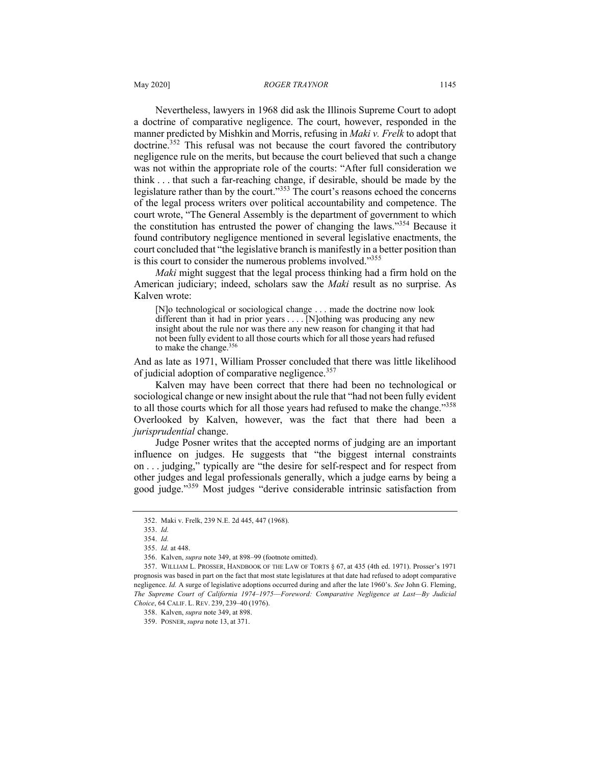Nevertheless, lawyers in 1968 did ask the Illinois Supreme Court to adopt a doctrine of comparative negligence. The court, however, responded in the manner predicted by Mishkin and Morris, refusing in *Maki v. Frelk* to adopt that doctrine.[352] This refusal was not because the court favored the contributory negligence rule on the merits, but because the court believed that such a change was not within the appropriate role of the courts: "After full consideration we think . . . that such a far-reaching change, if desirable, should be made by the legislature rather than by the court."[353] The court's reasons echoed the concerns of the legal process writers over political accountability and competence. The court wrote, "The General Assembly is the department of government to which the constitution has entrusted the power of changing the laws."[354] Because it found contributory negligence mentioned in several legislative enactments, the court concluded that "the legislative branch is manifestly in a better position than is this court to consider the numerous problems involved."[355]

*Maki* might suggest that the legal process thinking had a firm hold on the American judiciary; indeed, scholars saw the *Maki* result as no surprise. As Kalven wrote:

> [N]o technological or sociological change . . . made the doctrine now look different than it had in prior years . . . . [N]othing was producing any new insight about the rule nor was there any new reason for changing it that had not been fully evident to all those courts which for all those years had refused to make the change.[356]

And as late as 1971, William Prosser concluded that there was little likelihood of judicial adoption of comparative negligence.[357]

Kalven may have been correct that there had been no technological or sociological change or new insight about the rule that "had not been fully evident to all those courts which for all those years had refused to make the change."[358] Overlooked by Kalven, however, was the fact that there had been a *jurisprudential* change.

Judge Posner writes that the accepted norms of judging are an important influence on judges. He suggests that "the biggest internal constraints on . . . judging," typically are "the desire for self-respect and for respect from other judges and legal professionals generally, which a judge earns by being a good judge."[359] Most judges "derive considerable intrinsic satisfaction from

---

352. Maki v. Frelk, 239 N.E. 2d 445, 447 (1968).

353. *Id.*

354. *Id.*

355. *Id.* at 448.

356. Kalven, *supra* note 349, at 898–99 (footnote omitted).

357. WILLIAM L. PROSSER, HANDBOOK OF THE LAW OF TORTS § 67, at 435 (4th ed. 1971). Prosser's 1971 prognosis was based in part on the fact that most state legislatures at that date had refused to adopt comparative negligence. *Id.* A surge of legislative adoptions occurred during and after the late 1960's. *See* John G. Fleming, *The Supreme Court of California 1974–1975—Foreword: Comparative Negligence at Last—By Judicial Choice*, 64 CALIF. L. REV. 239, 239–40 (1976).

358. Kalven, *supra* note 349, at 898.

359. POSNER, *supra* note 13, at 371.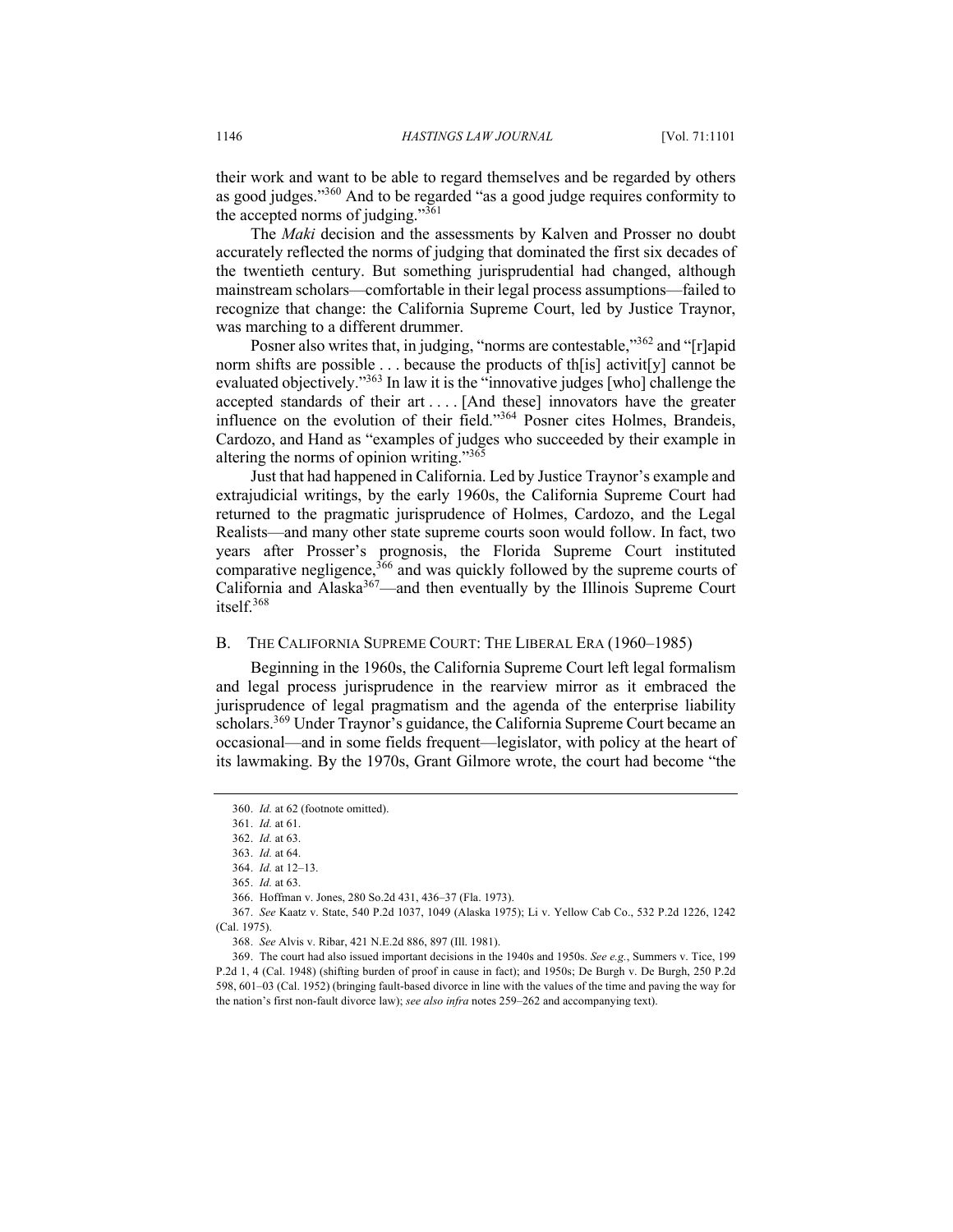their work and want to be able to regard themselves and be regarded by others as good judges."[360] And to be regarded "as a good judge requires conformity to the accepted norms of judging."[361]

The *Maki* decision and the assessments by Kalven and Prosser no doubt accurately reflected the norms of judging that dominated the first six decades of the twentieth century. But something jurisprudential had changed, although mainstream scholars—comfortable in their legal process assumptions—failed to recognize that change: the California Supreme Court, led by Justice Traynor, was marching to a different drummer.

Posner also writes that, in judging, "norms are contestable,"[362] and "[r]apid norm shifts are possible . . . because the products of th[is] activit[y] cannot be evaluated objectively."[363] In law it is the "innovative judges [who] challenge the accepted standards of their art . . . . [And these] innovators have the greater influence on the evolution of their field."[364] Posner cites Holmes, Brandeis, Cardozo, and Hand as "examples of judges who succeeded by their example in altering the norms of opinion writing."[365]

Just that had happened in California. Led by Justice Traynor's example and extrajudicial writings, by the early 1960s, the California Supreme Court had returned to the pragmatic jurisprudence of Holmes, Cardozo, and the Legal Realists—and many other state supreme courts soon would follow. In fact, two years after Prosser's prognosis, the Florida Supreme Court instituted comparative negligence,[366] and was quickly followed by the supreme courts of California and Alaska[367]—and then eventually by the Illinois Supreme Court itself.[368]

## B. THE CALIFORNIA SUPREME COURT: THE LIBERAL ERA (1960–1985)

Beginning in the 1960s, the California Supreme Court left legal formalism and legal process jurisprudence in the rearview mirror as it embraced the jurisprudence of legal pragmatism and the agenda of the enterprise liability scholars.[369] Under Traynor's guidance, the California Supreme Court became an occasional—and in some fields frequent—legislator, with policy at the heart of its lawmaking. By the 1970s, Grant Gilmore wrote, the court had become "the

---

360. *Id.* at 62 (footnote omitted).

361. *Id.* at 61.

362. *Id.* at 63.

363. *Id.* at 64.

364. *Id.* at 12–13.

365. *Id.* at 63.

366. Hoffman v. Jones, 280 So.2d 431, 436–37 (Fla. 1973).

367. *See* Kaatz v. State, 540 P.2d 1037, 1049 (Alaska 1975); Li v. Yellow Cab Co., 532 P.2d 1226, 1242 (Cal. 1975).

368. *See* Alvis v. Ribar, 421 N.E.2d 886, 897 (Ill. 1981).

369. The court had also issued important decisions in the 1940s and 1950s. *See e.g.*, Summers v. Tice, 199 P.2d 1, 4 (Cal. 1948) (shifting burden of proof in cause in fact); and 1950s; De Burgh v. De Burgh, 250 P.2d 598, 601–03 (Cal. 1952) (bringing fault-based divorce in line with the values of the time and paving the way for the nation's first non-fault divorce law); *see also infra* notes 259–262 and accompanying text).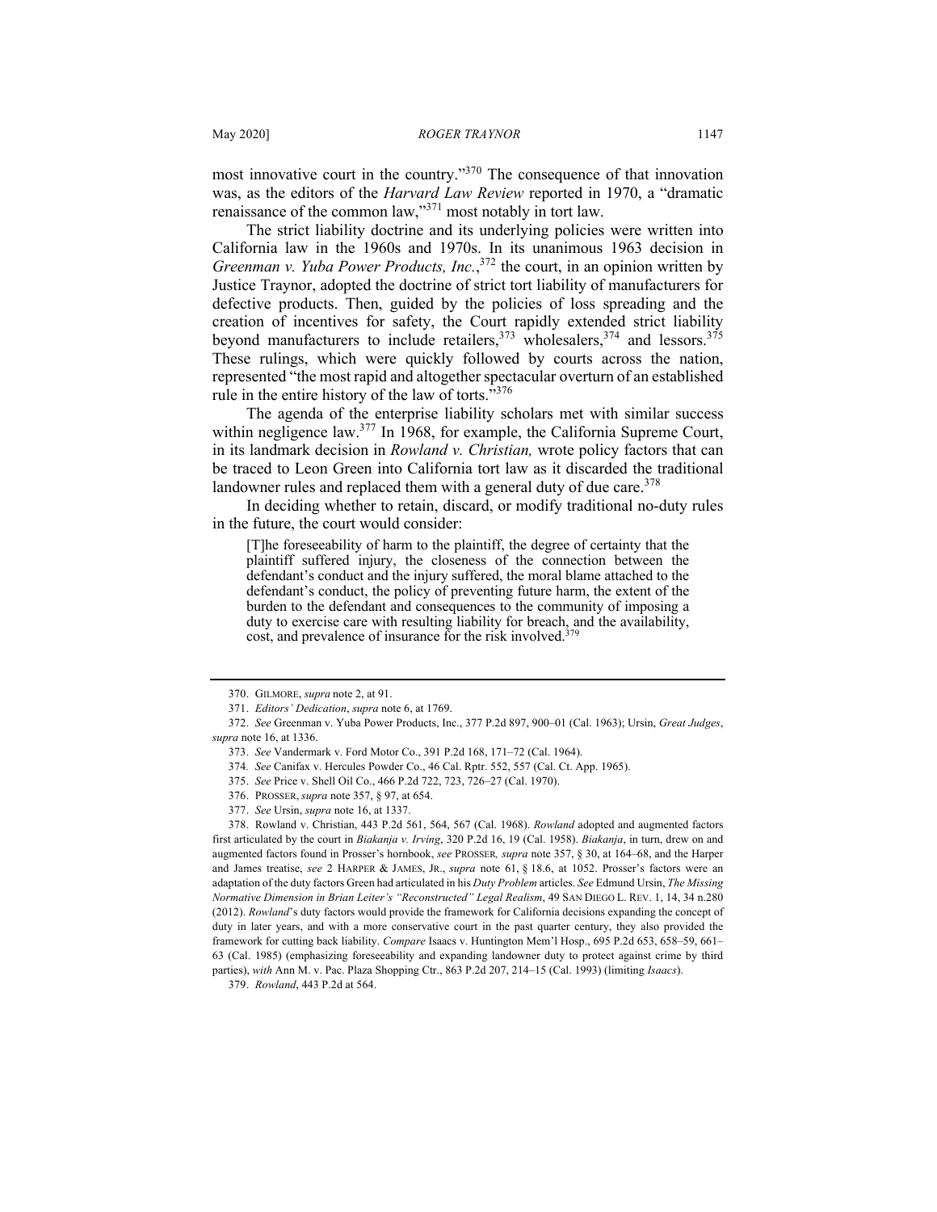most innovative court in the country."[370] The consequence of that innovation was, as the editors of the *Harvard Law Review* reported in 1970, a "dramatic renaissance of the common law,"[371] most notably in tort law.

The strict liability doctrine and its underlying policies were written into California law in the 1960s and 1970s. In its unanimous 1963 decision in *Greenman v. Yuba Power Products, Inc.*,[372] the court, in an opinion written by Justice Traynor, adopted the doctrine of strict tort liability of manufacturers for defective products. Then, guided by the policies of loss spreading and the creation of incentives for safety, the Court rapidly extended strict liability beyond manufacturers to include retailers,[373] wholesalers,[374] and lessors.[375] These rulings, which were quickly followed by courts across the nation, represented "the most rapid and altogether spectacular overturn of an established rule in the entire history of the law of torts."[376]

The agenda of the enterprise liability scholars met with similar success within negligence law.[377] In 1968, for example, the California Supreme Court, in its landmark decision in *Rowland v. Christian,* wrote policy factors that can be traced to Leon Green into California tort law as it discarded the traditional landowner rules and replaced them with a general duty of due care.[378]

In deciding whether to retain, discard, or modify traditional no-duty rules in the future, the court would consider:

> [T]he foreseeability of harm to the plaintiff, the degree of certainty that the plaintiff suffered injury, the closeness of the connection between the defendant's conduct and the injury suffered, the moral blame attached to the defendant's conduct, the policy of preventing future harm, the extent of the burden to the defendant and consequences to the community of imposing a duty to exercise care with resulting liability for breach, and the availability, cost, and prevalence of insurance for the risk involved.[379]

---

370. GILMORE, *supra* note 2, at 91.

371. *Editors' Dedication*, *supra* note 6, at 1769.

372. *See* Greenman v. Yuba Power Products, Inc., 377 P.2d 897, 900–01 (Cal. 1963); Ursin, *Great Judges*, *supra* note 16, at 1336.

373. *See* Vandermark v. Ford Motor Co., 391 P.2d 168, 171–72 (Cal. 1964).

374. *See* Canifax v. Hercules Powder Co., 46 Cal. Rptr. 552, 557 (Cal. Ct. App. 1965).

375. *See* Price v. Shell Oil Co., 466 P.2d 722, 723, 726–27 (Cal. 1970).

376. PROSSER, *supra* note 357, § 97, at 654.

377. *See* Ursin, *supra* note 16, at 1337.

378. Rowland v. Christian, 443 P.2d 561, 564, 567 (Cal. 1968). *Rowland* adopted and augmented factors first articulated by the court in *Biakanja v. Irving*, 320 P.2d 16, 19 (Cal. 1958). *Biakanja*, in turn, drew on and augmented factors found in Prosser's hornbook, *see* PROSSER, *supra* note 357, § 30, at 164–68, and the Harper and James treatise, *see* 2 HARPER & JAMES, JR., *supra* note 61, § 18.6, at 1052. Prosser's factors were an adaptation of the duty factors Green had articulated in his *Duty Problem* articles. *See* Edmund Ursin, *The Missing Normative Dimension in Brian Leiter's "Reconstructed" Legal Realism*, 49 SAN DIEGO L. REV. 1, 14, 34 n.280 (2012). *Rowland*'s duty factors would provide the framework for California decisions expanding the concept of duty in later years, and with a more conservative court in the past quarter century, they also provided the framework for cutting back liability. *Compare* Isaacs v. Huntington Mem'l Hosp., 695 P.2d 653, 658–59, 661–63 (Cal. 1985) (emphasizing foreseeability and expanding landowner duty to protect against crime by third parties), *with* Ann M. v. Pac. Plaza Shopping Ctr., 863 P.2d 207, 214–15 (Cal. 1993) (limiting *Isaacs*).

379. *Rowland*, 443 P.2d at 564.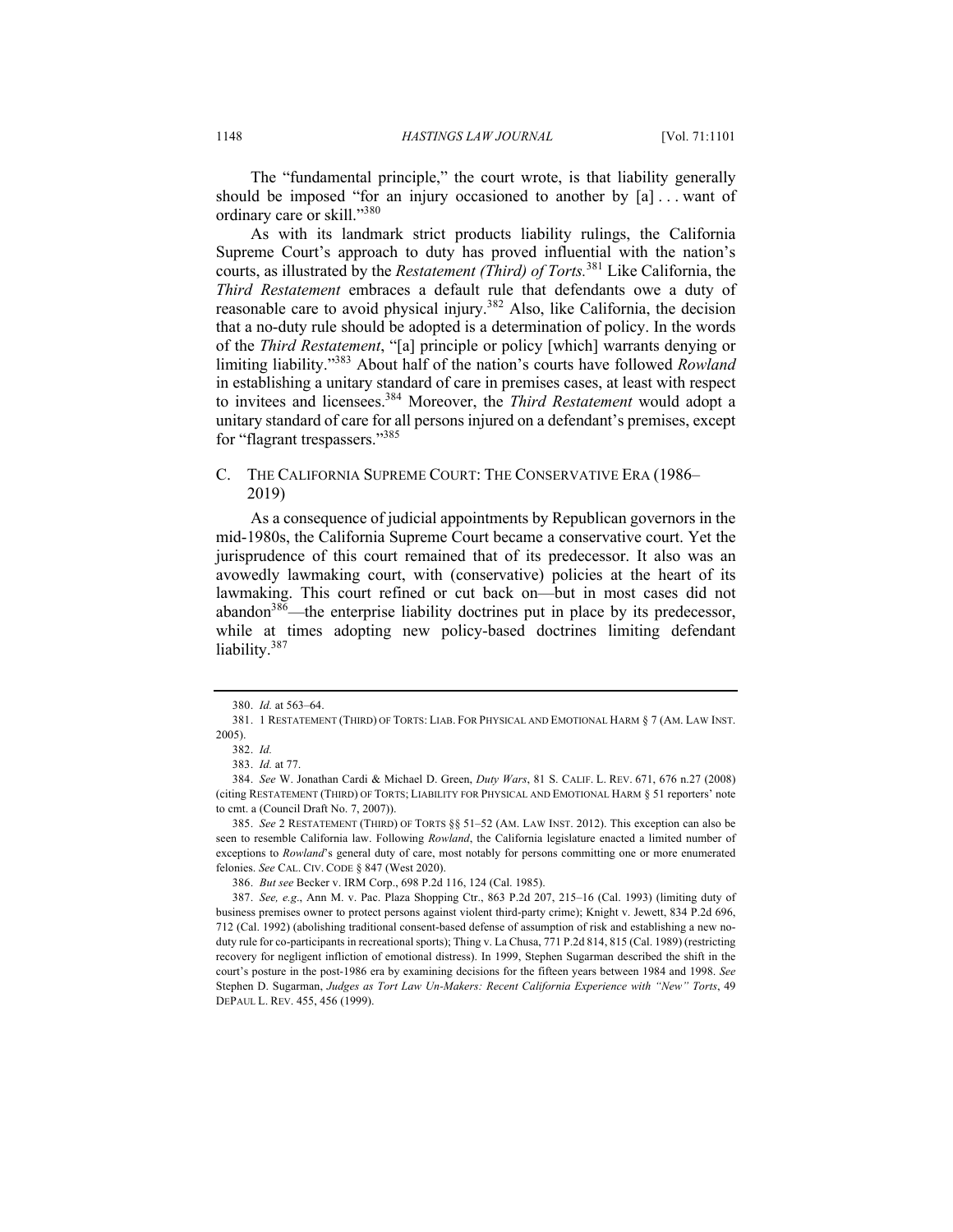The "fundamental principle," the court wrote, is that liability generally should be imposed "for an injury occasioned to another by [a] . . . want of ordinary care or skill."[380]

As with its landmark strict products liability rulings, the California Supreme Court's approach to duty has proved influential with the nation's courts, as illustrated by the *Restatement (Third) of Torts.*[381] Like California, the *Third Restatement* embraces a default rule that defendants owe a duty of reasonable care to avoid physical injury.[382] Also, like California, the decision that a no-duty rule should be adopted is a determination of policy. In the words of the *Third Restatement*, "[a] principle or policy [which] warrants denying or limiting liability."[383] About half of the nation's courts have followed *Rowland* in establishing a unitary standard of care in premises cases, at least with respect to invitees and licensees.[384] Moreover, the *Third Restatement* would adopt a unitary standard of care for all persons injured on a defendant's premises, except for "flagrant trespassers."[385]

### C. The California Supreme Court: The Conservative Era (1986–2019)

As a consequence of judicial appointments by Republican governors in the mid-1980s, the California Supreme Court became a conservative court. Yet the jurisprudence of this court remained that of its predecessor. It also was an avowedly lawmaking court, with (conservative) policies at the heart of its lawmaking. This court refined or cut back on—but in most cases did not abandon[386]—the enterprise liability doctrines put in place by its predecessor, while at times adopting new policy-based doctrines limiting defendant liability.[387]

---

380. *Id.* at 563–64.

381. 1 Restatement (Third) of Torts: Liab. for Physical and Emotional Harm § 7 (Am. Law Inst. 2005).

382. *Id.*

383. *Id.* at 77.

384. *See* W. Jonathan Cardi & Michael D. Green, *Duty Wars*, 81 S. Calif. L. Rev. 671, 676 n.27 (2008) (citing Restatement (Third) of Torts; Liability for Physical and Emotional Harm § 51 reporters' note to cmt. a (Council Draft No. 7, 2007)).

385. *See* 2 Restatement (Third) of Torts §§ 51–52 (Am. Law Inst. 2012). This exception can also be seen to resemble California law. Following *Rowland*, the California legislature enacted a limited number of exceptions to *Rowland*'s general duty of care, most notably for persons committing one or more enumerated felonies. *See* Cal. Civ. Code § 847 (West 2020).

386. *But see* Becker v. IRM Corp., 698 P.2d 116, 124 (Cal. 1985).

387. *See, e.g.*, Ann M. v. Pac. Plaza Shopping Ctr., 863 P.2d 207, 215–16 (Cal. 1993) (limiting duty of business premises owner to protect persons against violent third-party crime); Knight v. Jewett, 834 P.2d 696, 712 (Cal. 1992) (abolishing traditional consent-based defense of assumption of risk and establishing a new no-duty rule for co-participants in recreational sports); Thing v. La Chusa, 771 P.2d 814, 815 (Cal. 1989) (restricting recovery for negligent infliction of emotional distress). In 1999, Stephen Sugarman described the shift in the court's posture in the post-1986 era by examining decisions for the fifteen years between 1984 and 1998. *See* Stephen D. Sugarman, *Judges as Tort Law Un-Makers: Recent California Experience with "New" Torts*, 49 DePaul L. Rev. 455, 456 (1999).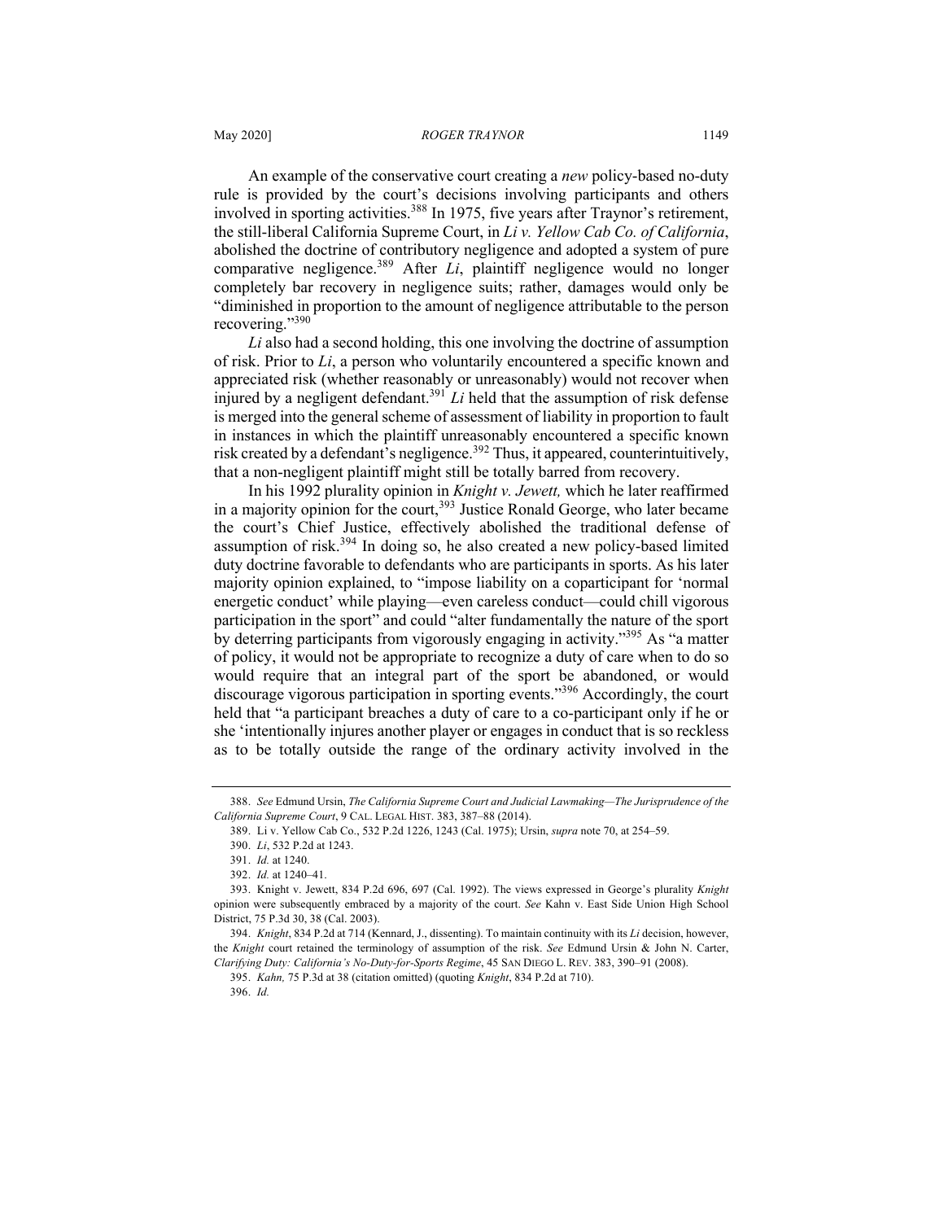An example of the conservative court creating a *new* policy-based no-duty rule is provided by the court's decisions involving participants and others involved in sporting activities.[388] In 1975, five years after Traynor's retirement, the still-liberal California Supreme Court, in *Li v. Yellow Cab Co. of California*, abolished the doctrine of contributory negligence and adopted a system of pure comparative negligence.[389] After *Li*, plaintiff negligence would no longer completely bar recovery in negligence suits; rather, damages would only be "diminished in proportion to the amount of negligence attributable to the person recovering."[390]

*Li* also had a second holding, this one involving the doctrine of assumption of risk. Prior to *Li*, a person who voluntarily encountered a specific known and appreciated risk (whether reasonably or unreasonably) would not recover when injured by a negligent defendant.[391] *Li* held that the assumption of risk defense is merged into the general scheme of assessment of liability in proportion to fault in instances in which the plaintiff unreasonably encountered a specific known risk created by a defendant's negligence.[392] Thus, it appeared, counterintuitively, that a non-negligent plaintiff might still be totally barred from recovery.

In his 1992 plurality opinion in *Knight v. Jewett,* which he later reaffirmed in a majority opinion for the court,[393] Justice Ronald George, who later became the court's Chief Justice, effectively abolished the traditional defense of assumption of risk.[394] In doing so, he also created a new policy-based limited duty doctrine favorable to defendants who are participants in sports. As his later majority opinion explained, to "impose liability on a coparticipant for 'normal energetic conduct' while playing—even careless conduct—could chill vigorous participation in the sport" and could "alter fundamentally the nature of the sport by deterring participants from vigorously engaging in activity."[395] As "a matter of policy, it would not be appropriate to recognize a duty of care when to do so would require that an integral part of the sport be abandoned, or would discourage vigorous participation in sporting events."[396] Accordingly, the court held that "a participant breaches a duty of care to a co-participant only if he or she 'intentionally injures another player or engages in conduct that is so reckless as to be totally outside the range of the ordinary activity involved in the

---

388. *See* Edmund Ursin, *The California Supreme Court and Judicial Lawmaking—The Jurisprudence of the California Supreme Court*, 9 CAL. LEGAL HIST. 383, 387–88 (2014).

389. Li v. Yellow Cab Co., 532 P.2d 1226, 1243 (Cal. 1975); Ursin, *supra* note 70, at 254–59.

390. *Li*, 532 P.2d at 1243.

391. *Id.* at 1240.

392. *Id.* at 1240–41.

393. Knight v. Jewett, 834 P.2d 696, 697 (Cal. 1992). The views expressed in George's plurality *Knight* opinion were subsequently embraced by a majority of the court. *See* Kahn v. East Side Union High School District, 75 P.3d 30, 38 (Cal. 2003).

394. *Knight*, 834 P.2d at 714 (Kennard, J., dissenting). To maintain continuity with its *Li* decision, however, the *Knight* court retained the terminology of assumption of the risk. *See* Edmund Ursin & John N. Carter, *Clarifying Duty: California's No-Duty-for-Sports Regime*, 45 SAN DIEGO L. REV. 383, 390–91 (2008).

395. *Kahn,* 75 P.3d at 38 (citation omitted) (quoting *Knight*, 834 P.2d at 710).

396. *Id.*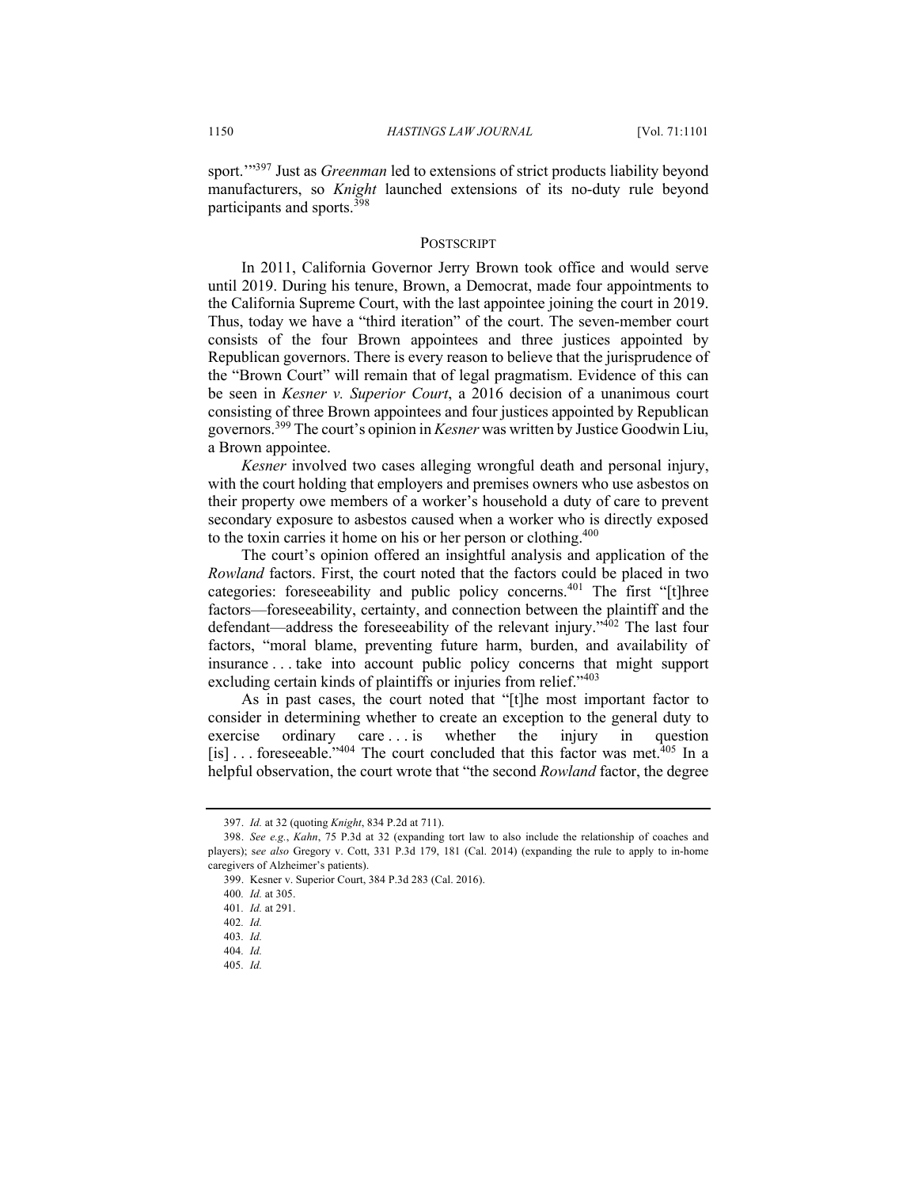sport.'"[397] Just as *Greenman* led to extensions of strict products liability beyond manufacturers, so *Knight* launched extensions of its no-duty rule beyond participants and sports.[398]

## POSTSCRIPT

In 2011, California Governor Jerry Brown took office and would serve until 2019. During his tenure, Brown, a Democrat, made four appointments to the California Supreme Court, with the last appointee joining the court in 2019. Thus, today we have a "third iteration" of the court. The seven-member court consists of the four Brown appointees and three justices appointed by Republican governors. There is every reason to believe that the jurisprudence of the "Brown Court" will remain that of legal pragmatism. Evidence of this can be seen in *Kesner v. Superior Court*, a 2016 decision of a unanimous court consisting of three Brown appointees and four justices appointed by Republican governors.[399] The court's opinion in *Kesner* was written by Justice Goodwin Liu, a Brown appointee.

*Kesner* involved two cases alleging wrongful death and personal injury, with the court holding that employers and premises owners who use asbestos on their property owe members of a worker's household a duty of care to prevent secondary exposure to asbestos caused when a worker who is directly exposed to the toxin carries it home on his or her person or clothing.[400]

The court's opinion offered an insightful analysis and application of the *Rowland* factors. First, the court noted that the factors could be placed in two categories: foreseeability and public policy concerns.[401] The first "[t]hree factors—foreseeability, certainty, and connection between the plaintiff and the defendant—address the foreseeability of the relevant injury."[402] The last four factors, "moral blame, preventing future harm, burden, and availability of insurance . . . take into account public policy concerns that might support excluding certain kinds of plaintiffs or injuries from relief."[403]

As in past cases, the court noted that "[t]he most important factor to consider in determining whether to create an exception to the general duty to exercise ordinary care . . . is whether the injury in question [is] . . . foreseeable."[404] The court concluded that this factor was met.[405] In a helpful observation, the court wrote that "the second *Rowland* factor, the degree

---

397. *Id.* at 32 (quoting *Knight*, 834 P.2d at 711).

398. *See e.g.*, *Kahn*, 75 P.3d at 32 (expanding tort law to also include the relationship of coaches and players); s*ee also* Gregory v. Cott, 331 P.3d 179, 181 (Cal. 2014) (expanding the rule to apply to in-home caregivers of Alzheimer's patients).

399. Kesner v. Superior Court, 384 P.3d 283 (Cal. 2016).

400. *Id.* at 305.

401. *Id.* at 291.

402. *Id.*

403. *Id.*

404. *Id.*

405. *Id.*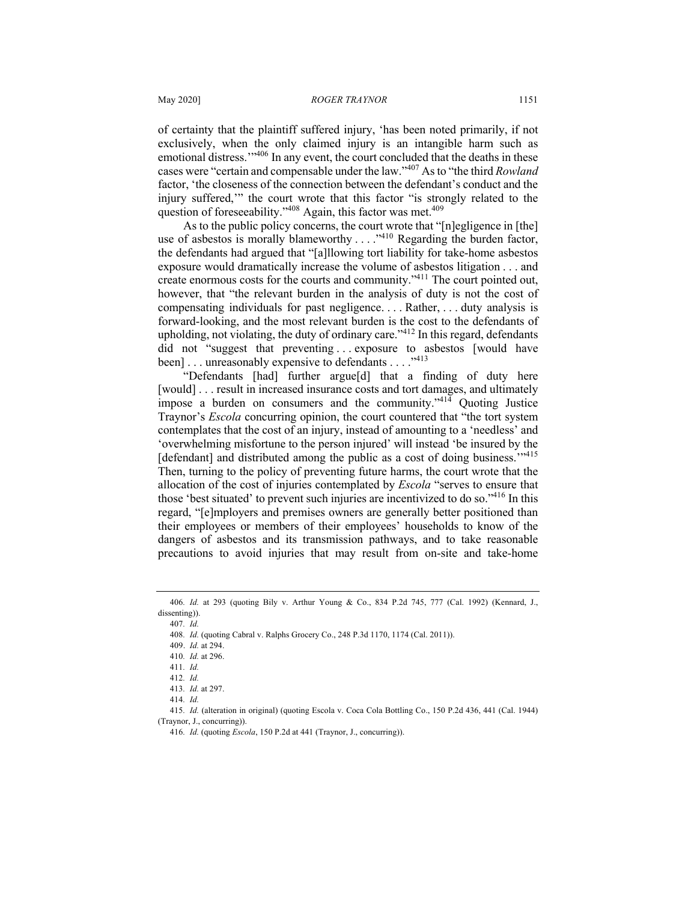of certainty that the plaintiff suffered injury, 'has been noted primarily, if not exclusively, when the only claimed injury is an intangible harm such as emotional distress.'"[406] In any event, the court concluded that the deaths in these cases were "certain and compensable under the law."[407] As to "the third *Rowland* factor, 'the closeness of the connection between the defendant's conduct and the injury suffered,'" the court wrote that this factor "is strongly related to the question of foreseeability."[408] Again, this factor was met.[409]

As to the public policy concerns, the court wrote that "[n]egligence in [the] use of asbestos is morally blameworthy . . . ."[410] Regarding the burden factor, the defendants had argued that "[a]llowing tort liability for take-home asbestos exposure would dramatically increase the volume of asbestos litigation . . . and create enormous costs for the courts and community."[411] The court pointed out, however, that "the relevant burden in the analysis of duty is not the cost of compensating individuals for past negligence. . . . Rather, . . . duty analysis is forward-looking, and the most relevant burden is the cost to the defendants of upholding, not violating, the duty of ordinary care."[412] In this regard, defendants did not "suggest that preventing . . . exposure to asbestos [would have been] . . . unreasonably expensive to defendants . . . ."[413]

"Defendants [had] further argue[d] that a finding of duty here [would] . . . result in increased insurance costs and tort damages, and ultimately impose a burden on consumers and the community."[414] Quoting Justice Traynor's *Escola* concurring opinion, the court countered that "the tort system contemplates that the cost of an injury, instead of amounting to a 'needless' and 'overwhelming misfortune to the person injured' will instead 'be insured by the [defendant] and distributed among the public as a cost of doing business.'"[415] Then, turning to the policy of preventing future harms, the court wrote that the allocation of the cost of injuries contemplated by *Escola* "serves to ensure that those 'best situated' to prevent such injuries are incentivized to do so."[416] In this regard, "[e]mployers and premises owners are generally better positioned than their employees or members of their employees' households to know of the dangers of asbestos and its transmission pathways, and to take reasonable precautions to avoid injuries that may result from on-site and take-home

---

406. *Id.* at 293 (quoting Bily v. Arthur Young & Co., 834 P.2d 745, 777 (Cal. 1992) (Kennard, J., dissenting)).

407. *Id.*

408. *Id.* (quoting Cabral v. Ralphs Grocery Co., 248 P.3d 1170, 1174 (Cal. 2011)).

409. *Id.* at 294.

410. *Id.* at 296.

411. *Id.*

412. *Id.*

413. *Id.* at 297.

414. *Id.*

415. *Id.* (alteration in original) (quoting Escola v. Coca Cola Bottling Co., 150 P.2d 436, 441 (Cal. 1944) (Traynor, J., concurring)).

416. *Id.* (quoting *Escola*, 150 P.2d at 441 (Traynor, J., concurring)).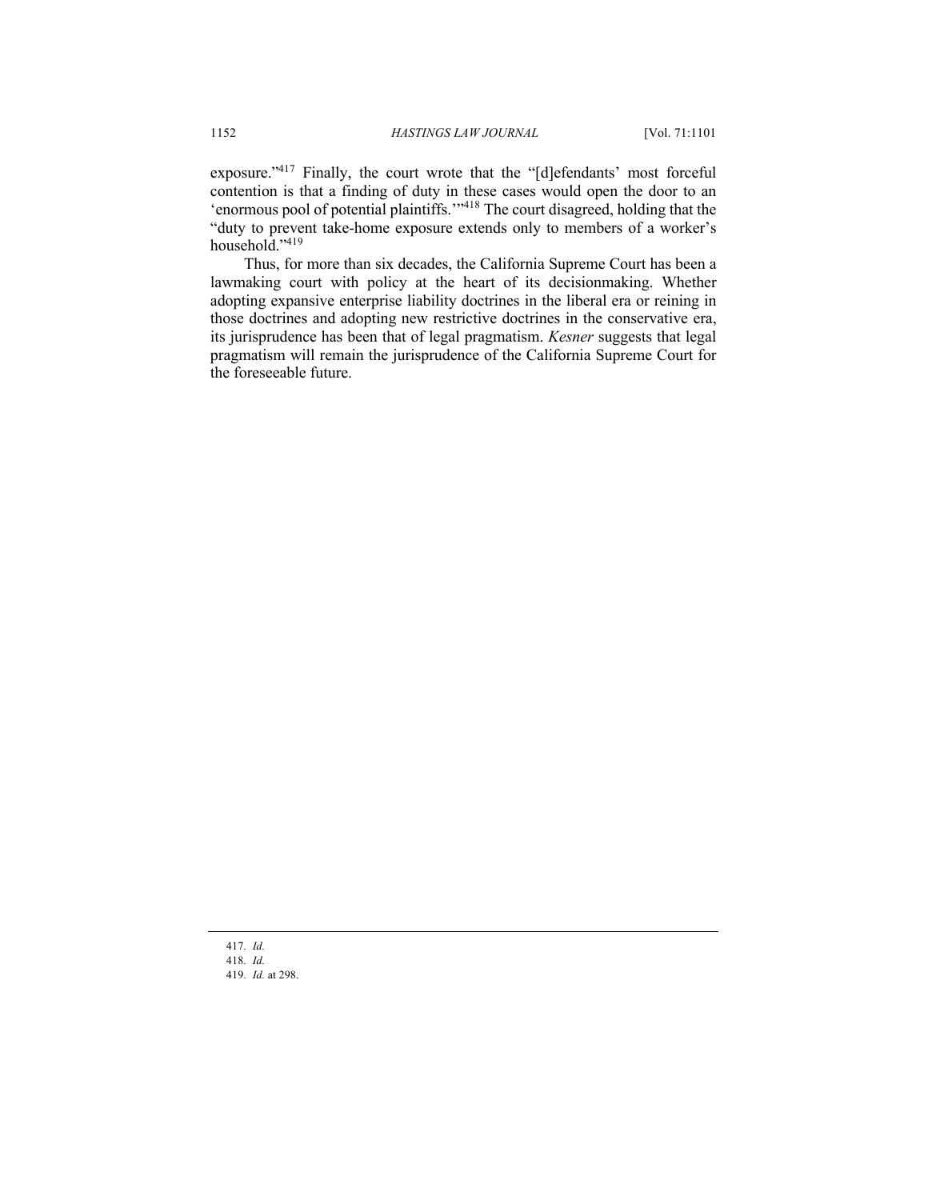exposure."[417] Finally, the court wrote that the "[d]efendants' most forceful contention is that a finding of duty in these cases would open the door to an 'enormous pool of potential plaintiffs.'"[418] The court disagreed, holding that the "duty to prevent take-home exposure extends only to members of a worker's household."[419]

Thus, for more than six decades, the California Supreme Court has been a lawmaking court with policy at the heart of its decisionmaking. Whether adopting expansive enterprise liability doctrines in the liberal era or reining in those doctrines and adopting new restrictive doctrines in the conservative era, its jurisprudence has been that of legal pragmatism. *Kesner* suggests that legal pragmatism will remain the jurisprudence of the California Supreme Court for the foreseeable future.

---

417. *Id.*

418. *Id.*

419. *Id.* at 298.